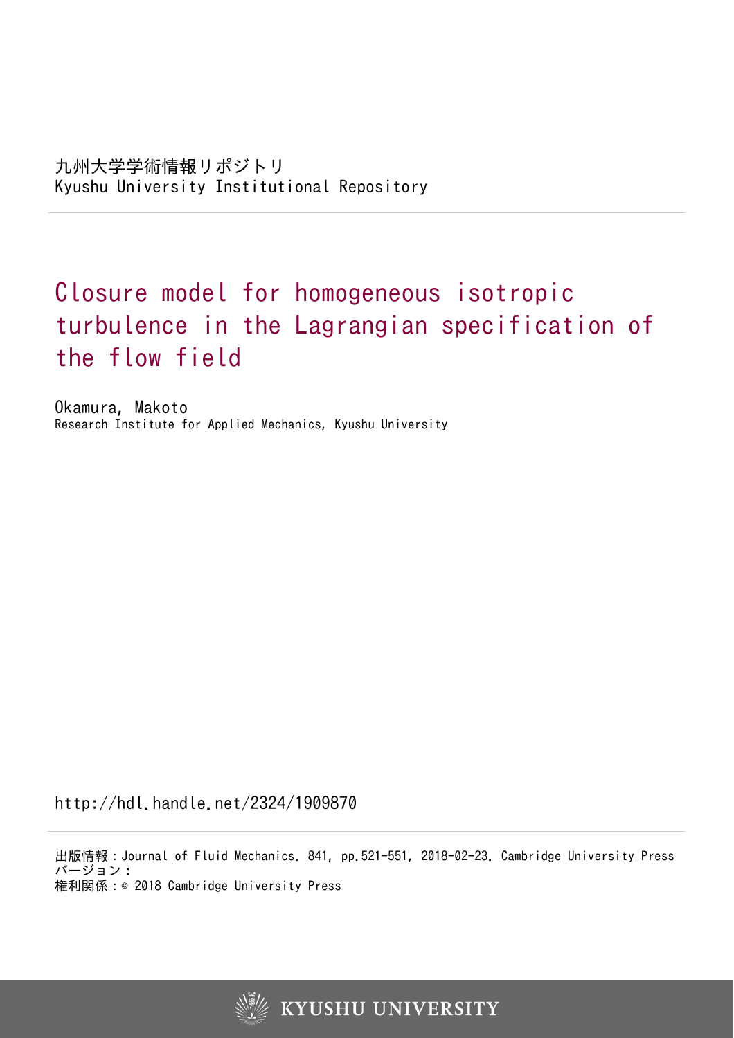九州大学学術情報リポジトリ
Kyushu University Institutional Repository

# Closure model for homogeneous isotropic turbulence in the Lagrangian specification of the flow field

Okamura, Makoto
Research Institute for Applied Mechanics, Kyushu University

http://hdl.handle.net/2324/1909870

出版情報：Journal of Fluid Mechanics. 841, pp.521-551, 2018-02-23. Cambridge University Press
バージョン：
権利関係：© 2018 Cambridge University Press

KYUSHU UNIVERSITY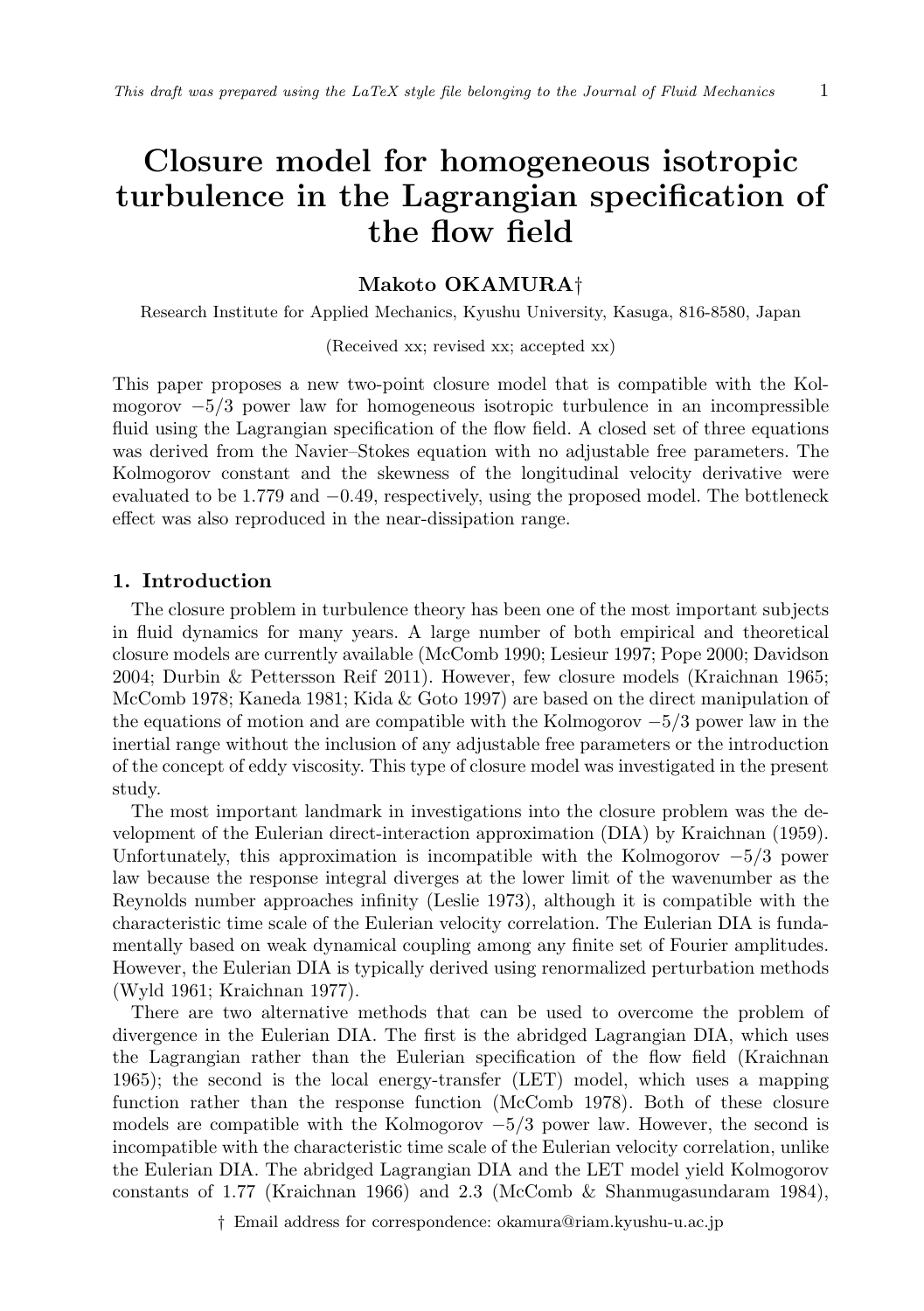# Closure model for homogeneous isotropic turbulence in the Lagrangian specification of the flow field

**Makoto OKAMURA†**

Research Institute for Applied Mechanics, Kyushu University, Kasuga, 816-8580, Japan

(Received xx; revised xx; accepted xx)

This paper proposes a new two-point closure model that is compatible with the Kolmogorov $-5/3$ power law for homogeneous isotropic turbulence in an incompressible fluid using the Lagrangian specification of the flow field. A closed set of three equations was derived from the Navier–Stokes equation with no adjustable free parameters. The Kolmogorov constant and the skewness of the longitudinal velocity derivative were evaluated to be 1.779 and $-0.49$, respectively, using the proposed model. The bottleneck effect was also reproduced in the near-dissipation range.

## 1. Introduction

The closure problem in turbulence theory has been one of the most important subjects in fluid dynamics for many years. A large number of both empirical and theoretical closure models are currently available (McComb 1990; Lesieur 1997; Pope 2000; Davidson 2004; Durbin & Pettersson Reif 2011). However, few closure models (Kraichnan 1965; McComb 1978; Kaneda 1981; Kida & Goto 1997) are based on the direct manipulation of the equations of motion and are compatible with the Kolmogorov $-5/3$ power law in the inertial range without the inclusion of any adjustable free parameters or the introduction of the concept of eddy viscosity. This type of closure model was investigated in the present study.

The most important landmark in investigations into the closure problem was the development of the Eulerian direct-interaction approximation (DIA) by Kraichnan (1959). Unfortunately, this approximation is incompatible with the Kolmogorov $-5/3$ power law because the response integral diverges at the lower limit of the wavenumber as the Reynolds number approaches infinity (Leslie 1973), although it is compatible with the characteristic time scale of the Eulerian velocity correlation. The Eulerian DIA is fundamentally based on weak dynamical coupling among any finite set of Fourier amplitudes. However, the Eulerian DIA is typically derived using renormalized perturbation methods (Wyld 1961; Kraichnan 1977).

There are two alternative methods that can be used to overcome the problem of divergence in the Eulerian DIA. The first is the abridged Lagrangian DIA, which uses the Lagrangian rather than the Eulerian specification of the flow field (Kraichnan 1965); the second is the local energy-transfer (LET) model, which uses a mapping function rather than the response function (McComb 1978). Both of these closure models are compatible with the Kolmogorov $-5/3$ power law. However, the second is incompatible with the characteristic time scale of the Eulerian velocity correlation, unlike the Eulerian DIA. The abridged Lagrangian DIA and the LET model yield Kolmogorov constants of 1.77 (Kraichnan 1966) and 2.3 (McComb & Shanmugasundaram 1984),

† Email address for correspondence: okamura@riam.kyushu-u.ac.jp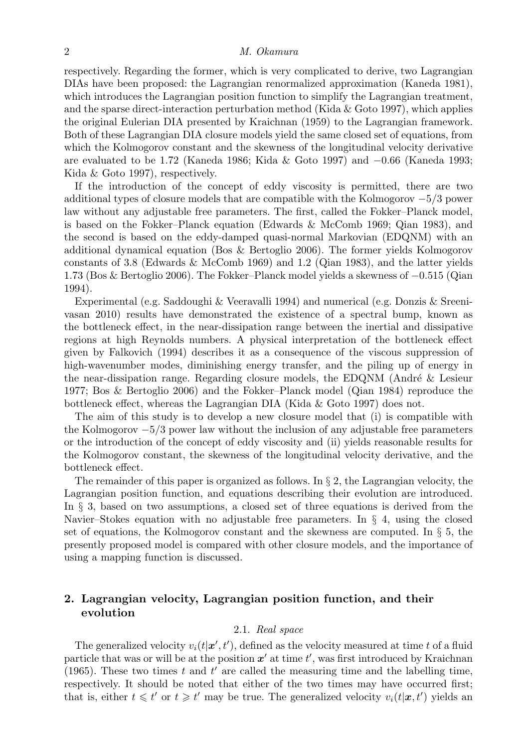respectively. Regarding the former, which is very complicated to derive, two Lagrangian DIAs have been proposed: the Lagrangian renormalized approximation (Kaneda 1981), which introduces the Lagrangian position function to simplify the Lagrangian treatment, and the sparse direct-interaction perturbation method (Kida & Goto 1997), which applies the original Eulerian DIA presented by Kraichnan (1959) to the Lagrangian framework. Both of these Lagrangian DIA closure models yield the same closed set of equations, from which the Kolmogorov constant and the skewness of the longitudinal velocity derivative are evaluated to be 1.72 (Kaneda 1986; Kida & Goto 1997) and $-0.66$ (Kaneda 1993; Kida & Goto 1997), respectively.

If the introduction of the concept of eddy viscosity is permitted, there are two additional types of closure models that are compatible with the Kolmogorov $-5/3$ power law without any adjustable free parameters. The first, called the Fokker–Planck model, is based on the Fokker–Planck equation (Edwards & McComb 1969; Qian 1983), and the second is based on the eddy-damped quasi-normal Markovian (EDQNM) with an additional dynamical equation (Bos & Bertoglio 2006). The former yields Kolmogorov constants of 3.8 (Edwards & McComb 1969) and 1.2 (Qian 1983), and the latter yields 1.73 (Bos & Bertoglio 2006). The Fokker–Planck model yields a skewness of $-0.515$ (Qian 1994).

Experimental (e.g. Saddoughi & Veeravalli 1994) and numerical (e.g. Donzis & Sreenivasan 2010) results have demonstrated the existence of a spectral bump, known as the bottleneck effect, in the near-dissipation range between the inertial and dissipative regions at high Reynolds numbers. A physical interpretation of the bottleneck effect given by Falkovich (1994) describes it as a consequence of the viscous suppression of high-wavenumber modes, diminishing energy transfer, and the piling up of energy in the near-dissipation range. Regarding closure models, the EDQNM (André & Lesieur 1977; Bos & Bertoglio 2006) and the Fokker–Planck model (Qian 1984) reproduce the bottleneck effect, whereas the Lagrangian DIA (Kida & Goto 1997) does not.

The aim of this study is to develop a new closure model that (i) is compatible with the Kolmogorov $-5/3$ power law without the inclusion of any adjustable free parameters or the introduction of the concept of eddy viscosity and (ii) yields reasonable results for the Kolmogorov constant, the skewness of the longitudinal velocity derivative, and the bottleneck effect.

The remainder of this paper is organized as follows. In § 2, the Lagrangian velocity, the Lagrangian position function, and equations describing their evolution are introduced. In § 3, based on two assumptions, a closed set of three equations is derived from the Navier–Stokes equation with no adjustable free parameters. In § 4, using the closed set of equations, the Kolmogorov constant and the skewness are computed. In § 5, the presently proposed model is compared with other closure models, and the importance of using a mapping function is discussed.

## 2. Lagrangian velocity, Lagrangian position function, and their evolution

### 2.1. *Real space*

The generalized velocity $v_i(t|\boldsymbol{x}', t')$, defined as the velocity measured at time $t$ of a fluid particle that was or will be at the position $\boldsymbol{x}'$ at time $t'$, was first introduced by Kraichnan (1965). These two times $t$ and $t'$ are called the measuring time and the labelling time, respectively. It should be noted that either of the two times may have occurred first; that is, either $t \leqslant t'$ or $t \geqslant t'$ may be true. The generalized velocity $v_i(t|\boldsymbol{x}, t')$ yields an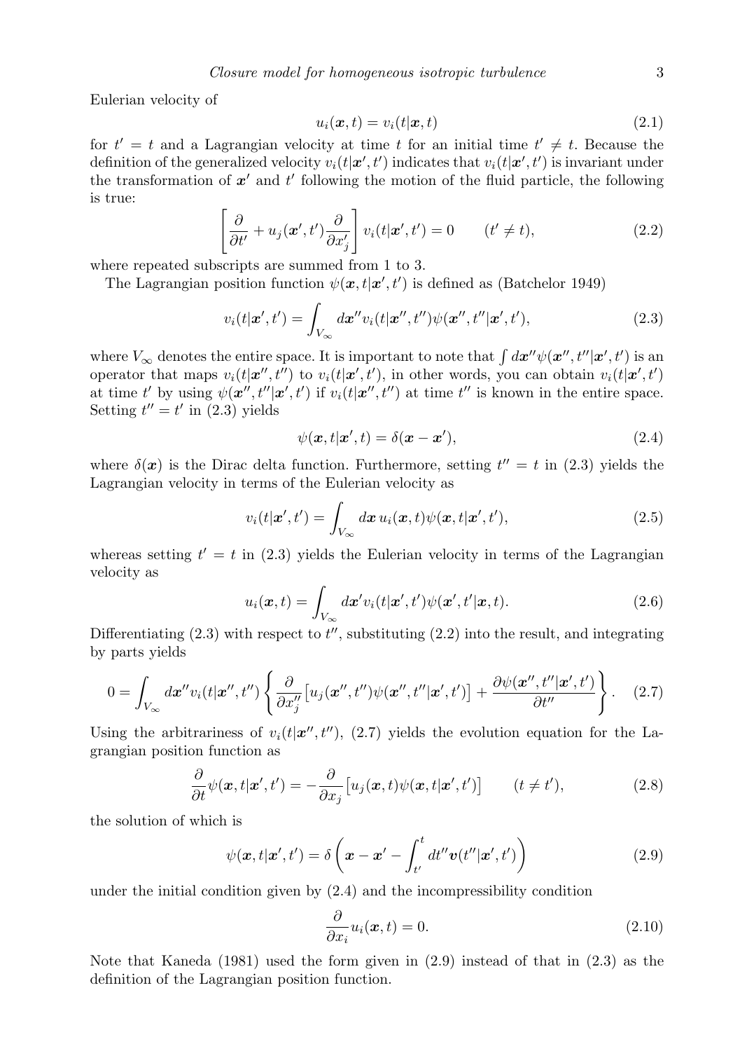Eulerian velocity of

$$u_i(\boldsymbol{x},t) = v_i(t|\boldsymbol{x},t) \tag{2.1}$$

for $t' = t$ and a Lagrangian velocity at time $t$ for an initial time $t' \neq t$. Because the definition of the generalized velocity $v_i(t|\boldsymbol{x}',t')$ indicates that $v_i(t|\boldsymbol{x}',t')$ is invariant under the transformation of $\boldsymbol{x}'$ and $t'$ following the motion of the fluid particle, the following is true:

$$\left[\frac{\partial}{\partial t'} + u_j(\boldsymbol{x}',t')\frac{\partial}{\partial x'_j}\right] v_i(t|\boldsymbol{x}',t') = 0 \qquad (t' \neq t), \tag{2.2}$$

where repeated subscripts are summed from 1 to 3.

The Lagrangian position function $\psi(\boldsymbol{x},t|\boldsymbol{x}',t')$ is defined as (Batchelor 1949)

$$v_i(t|\boldsymbol{x}',t') = \int_{V_\infty} d\boldsymbol{x}'' v_i(t|\boldsymbol{x}'',t'')\psi(\boldsymbol{x}'',t''|\boldsymbol{x}',t'), \tag{2.3}$$

where $V_\infty$ denotes the entire space. It is important to note that $\int d\boldsymbol{x}''\psi(\boldsymbol{x}'',t''|\boldsymbol{x}',t')$ is an operator that maps $v_i(t|\boldsymbol{x}'',t'')$ to $v_i(t|\boldsymbol{x}',t')$, in other words, you can obtain $v_i(t|\boldsymbol{x}',t')$ at time $t'$ by using $\psi(\boldsymbol{x}'',t''|\boldsymbol{x}',t')$ if $v_i(t|\boldsymbol{x}'',t'')$ at time $t''$ is known in the entire space. Setting $t'' = t'$ in (2.3) yields

$$\psi(\boldsymbol{x},t|\boldsymbol{x}',t) = \delta(\boldsymbol{x}-\boldsymbol{x}'), \tag{2.4}$$

where $\delta(\boldsymbol{x})$ is the Dirac delta function. Furthermore, setting $t'' = t$ in (2.3) yields the Lagrangian velocity in terms of the Eulerian velocity as

$$v_i(t|\boldsymbol{x}',t') = \int_{V_\infty} d\boldsymbol{x}\, u_i(\boldsymbol{x},t)\psi(\boldsymbol{x},t|\boldsymbol{x}',t'), \tag{2.5}$$

whereas setting $t' = t$ in (2.3) yields the Eulerian velocity in terms of the Lagrangian velocity as

$$u_i(\boldsymbol{x},t) = \int_{V_\infty} d\boldsymbol{x}' v_i(t|\boldsymbol{x}',t')\psi(\boldsymbol{x}',t'|\boldsymbol{x},t). \tag{2.6}$$

Differentiating (2.3) with respect to $t''$, substituting (2.2) into the result, and integrating by parts yields

$$0 = \int_{V_\infty} d\boldsymbol{x}'' v_i(t|\boldsymbol{x}'',t'')\left\{\frac{\partial}{\partial x''_j}\left[u_j(\boldsymbol{x}'',t'')\psi(\boldsymbol{x}'',t''|\boldsymbol{x}',t')\right] + \frac{\partial\psi(\boldsymbol{x}'',t''|\boldsymbol{x}',t')}{\partial t''}\right\}. \tag{2.7}$$

Using the arbitrariness of $v_i(t|\boldsymbol{x}'',t'')$, (2.7) yields the evolution equation for the Lagrangian position function as

$$\frac{\partial}{\partial t}\psi(\boldsymbol{x},t|\boldsymbol{x}',t') = -\frac{\partial}{\partial x_j}\left[u_j(\boldsymbol{x},t)\psi(\boldsymbol{x},t|\boldsymbol{x}',t')\right] \qquad (t \neq t'), \tag{2.8}$$

the solution of which is

$$\psi(\boldsymbol{x},t|\boldsymbol{x}',t') = \delta\left(\boldsymbol{x}-\boldsymbol{x}' - \int_{t'}^{t} dt''\boldsymbol{v}(t''|\boldsymbol{x}',t')\right) \tag{2.9}$$

under the initial condition given by (2.4) and the incompressibility condition

$$\frac{\partial}{\partial x_i}u_i(\boldsymbol{x},t) = 0. \tag{2.10}$$

Note that Kaneda (1981) used the form given in (2.9) instead of that in (2.3) as the definition of the Lagrangian position function.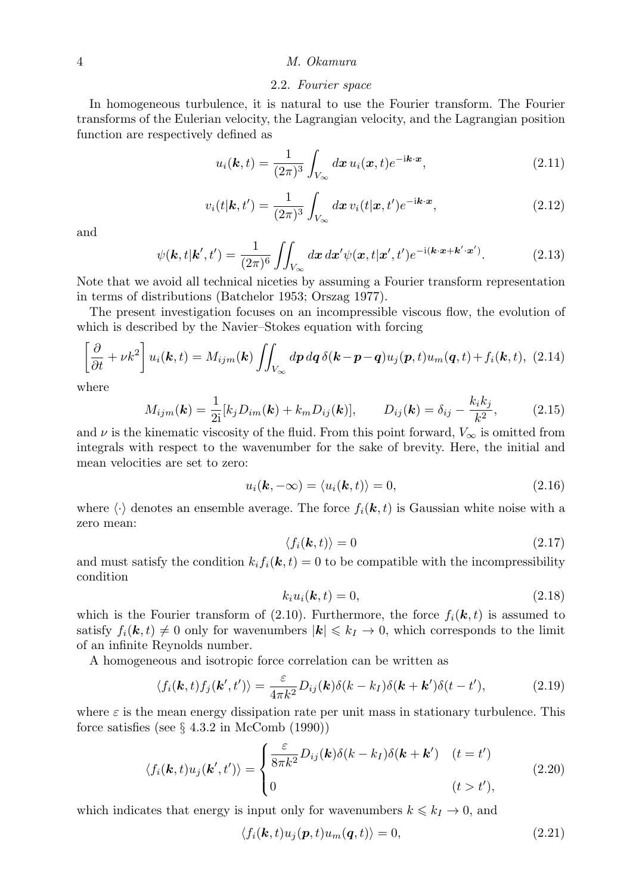### 2.2. *Fourier space*

In homogeneous turbulence, it is natural to use the Fourier transform. The Fourier transforms of the Eulerian velocity, the Lagrangian velocity, and the Lagrangian position function are respectively defined as

$$u_i(\boldsymbol{k},t) = \frac{1}{(2\pi)^3}\int_{V_\infty} d\boldsymbol{x}\, u_i(\boldsymbol{x},t)e^{-\mathrm{i}\boldsymbol{k}\cdot\boldsymbol{x}}, \tag{2.11}$$

$$v_i(t|\boldsymbol{k},t') = \frac{1}{(2\pi)^3}\int_{V_\infty} d\boldsymbol{x}\, v_i(t|\boldsymbol{x},t')e^{-\mathrm{i}\boldsymbol{k}\cdot\boldsymbol{x}}, \tag{2.12}$$

and

$$\psi(\boldsymbol{k},t|\boldsymbol{k}',t') = \frac{1}{(2\pi)^6}\iint_{V_\infty} d\boldsymbol{x}\, d\boldsymbol{x}'\psi(\boldsymbol{x},t|\boldsymbol{x}',t')e^{-\mathrm{i}(\boldsymbol{k}\cdot\boldsymbol{x}+\boldsymbol{k}'\cdot\boldsymbol{x}')}. \tag{2.13}$$

Note that we avoid all technical niceties by assuming a Fourier transform representation in terms of distributions (Batchelor 1953; Orszag 1977).

The present investigation focuses on an incompressible viscous flow, the evolution of which is described by the Navier–Stokes equation with forcing

$$\left[\frac{\partial}{\partial t} + \nu k^2\right] u_i(\boldsymbol{k},t) = M_{ijm}(\boldsymbol{k})\iint_{V_\infty} d\boldsymbol{p}\, d\boldsymbol{q}\, \delta(\boldsymbol{k}-\boldsymbol{p}-\boldsymbol{q})u_j(\boldsymbol{p},t)u_m(\boldsymbol{q},t) + f_i(\boldsymbol{k},t), \tag{2.14}$$

where

$$M_{ijm}(\boldsymbol{k}) = \frac{1}{2\mathrm{i}}[k_j D_{im}(\boldsymbol{k}) + k_m D_{ij}(\boldsymbol{k})], \qquad D_{ij}(\boldsymbol{k}) = \delta_{ij} - \frac{k_i k_j}{k^2}, \tag{2.15}$$

and $\nu$ is the kinematic viscosity of the fluid. From this point forward, $V_\infty$ is omitted from integrals with respect to the wavenumber for the sake of brevity. Here, the initial and mean velocities are set to zero:

$$u_i(\boldsymbol{k},-\infty) = \langle u_i(\boldsymbol{k},t)\rangle = 0, \tag{2.16}$$

where $\langle\cdot\rangle$ denotes an ensemble average. The force $f_i(\boldsymbol{k},t)$ is Gaussian white noise with a zero mean:

$$\langle f_i(\boldsymbol{k},t)\rangle = 0 \tag{2.17}$$

and must satisfy the condition $k_i f_i(\boldsymbol{k},t) = 0$ to be compatible with the incompressibility condition

$$k_i u_i(\boldsymbol{k},t) = 0, \tag{2.18}$$

which is the Fourier transform of (2.10). Furthermore, the force $f_i(\boldsymbol{k},t)$ is assumed to satisfy $f_i(\boldsymbol{k},t) \neq 0$ only for wavenumbers $|\boldsymbol{k}| \leqslant k_I \to 0$, which corresponds to the limit of an infinite Reynolds number.

A homogeneous and isotropic force correlation can be written as

$$\langle f_i(\boldsymbol{k},t)f_j(\boldsymbol{k}',t')\rangle = \frac{\varepsilon}{4\pi k^2}D_{ij}(\boldsymbol{k})\delta(k-k_I)\delta(\boldsymbol{k}+\boldsymbol{k}')\delta(t-t'), \tag{2.19}$$

where $\varepsilon$ is the mean energy dissipation rate per unit mass in stationary turbulence. This force satisfies (see § 4.3.2 in McComb (1990))

$$\langle f_i(\boldsymbol{k},t)u_j(\boldsymbol{k}',t')\rangle = \begin{cases} \dfrac{\varepsilon}{8\pi k^2}D_{ij}(\boldsymbol{k})\delta(k-k_I)\delta(\boldsymbol{k}+\boldsymbol{k}') & (t=t') \\[2ex] 0 & (t>t'), \end{cases} \tag{2.20}$$

which indicates that energy is input only for wavenumbers $k \leqslant k_I \to 0$, and

$$\langle f_i(\boldsymbol{k},t)u_j(\boldsymbol{p},t)u_m(\boldsymbol{q},t)\rangle = 0, \tag{2.21}$$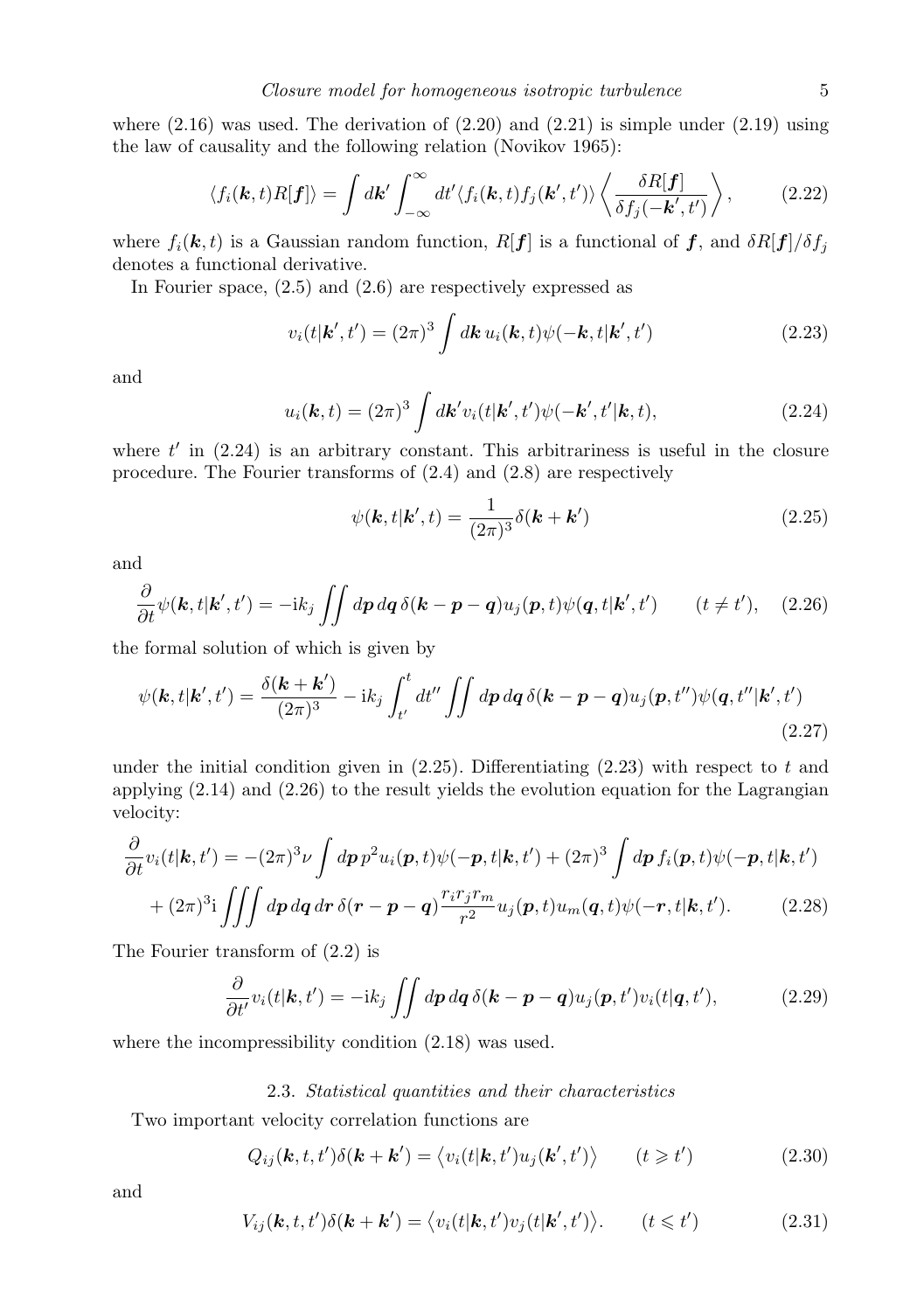where (2.16) was used. The derivation of (2.20) and (2.21) is simple under (2.19) using the law of causality and the following relation (Novikov 1965):

$$\langle f_i(\boldsymbol{k},t)R[\boldsymbol{f}]\rangle = \int d\boldsymbol{k}' \int_{-\infty}^{\infty} dt' \langle f_i(\boldsymbol{k},t) f_j(\boldsymbol{k}',t')\rangle \left\langle \frac{\delta R[\boldsymbol{f}]}{\delta f_j(-\boldsymbol{k}',t')} \right\rangle, \tag{2.22}$$

where $f_i(\boldsymbol{k},t)$ is a Gaussian random function, $R[\boldsymbol{f}]$ is a functional of $\boldsymbol{f}$, and $\delta R[\boldsymbol{f}]/\delta f_j$ denotes a functional derivative.

In Fourier space, (2.5) and (2.6) are respectively expressed as

$$v_i(t|\boldsymbol{k}',t') = (2\pi)^3 \int d\boldsymbol{k}\, u_i(\boldsymbol{k},t)\psi(-\boldsymbol{k},t|\boldsymbol{k}',t') \tag{2.23}$$

and

$$u_i(\boldsymbol{k},t) = (2\pi)^3 \int d\boldsymbol{k}' v_i(t|\boldsymbol{k}',t')\psi(-\boldsymbol{k}',t'|\boldsymbol{k},t), \tag{2.24}$$

where $t'$ in (2.24) is an arbitrary constant. This arbitrariness is useful in the closure procedure. The Fourier transforms of (2.4) and (2.8) are respectively

$$\psi(\boldsymbol{k},t|\boldsymbol{k}',t) = \frac{1}{(2\pi)^3}\delta(\boldsymbol{k}+\boldsymbol{k}') \tag{2.25}$$

and

$$\frac{\partial}{\partial t}\psi(\boldsymbol{k},t|\boldsymbol{k}',t') = -\mathrm{i}k_j \iint d\boldsymbol{p}\, d\boldsymbol{q}\, \delta(\boldsymbol{k}-\boldsymbol{p}-\boldsymbol{q}) u_j(\boldsymbol{p},t)\psi(\boldsymbol{q},t|\boldsymbol{k}',t') \qquad (t \neq t'), \tag{2.26}$$

the formal solution of which is given by

$$\psi(\boldsymbol{k},t|\boldsymbol{k}',t') = \frac{\delta(\boldsymbol{k}+\boldsymbol{k}')}{(2\pi)^3} - \mathrm{i}k_j \int_{t'}^{t} dt'' \iint d\boldsymbol{p}\, d\boldsymbol{q}\, \delta(\boldsymbol{k}-\boldsymbol{p}-\boldsymbol{q}) u_j(\boldsymbol{p},t'')\psi(\boldsymbol{q},t''|\boldsymbol{k}',t') \tag{2.27}$$

under the initial condition given in (2.25). Differentiating (2.23) with respect to $t$ and applying (2.14) and (2.26) to the result yields the evolution equation for the Lagrangian velocity:

$$\begin{aligned}\frac{\partial}{\partial t}v_i(t|\boldsymbol{k},t') = &-(2\pi)^3\nu \int d\boldsymbol{p}\, p^2 u_i(\boldsymbol{p},t)\psi(-\boldsymbol{p},t|\boldsymbol{k},t') + (2\pi)^3 \int d\boldsymbol{p}\, f_i(\boldsymbol{p},t)\psi(-\boldsymbol{p},t|\boldsymbol{k},t') \\ &+ (2\pi)^3\mathrm{i} \iiint d\boldsymbol{p}\, d\boldsymbol{q}\, d\boldsymbol{r}\, \delta(\boldsymbol{r}-\boldsymbol{p}-\boldsymbol{q}) \frac{r_i r_j r_m}{r^2} u_j(\boldsymbol{p},t) u_m(\boldsymbol{q},t)\psi(-\boldsymbol{r},t|\boldsymbol{k},t').\end{aligned} \tag{2.28}$$

The Fourier transform of (2.2) is

$$\frac{\partial}{\partial t'}v_i(t|\boldsymbol{k},t') = -\mathrm{i}k_j \iint d\boldsymbol{p}\, d\boldsymbol{q}\, \delta(\boldsymbol{k}-\boldsymbol{p}-\boldsymbol{q}) u_j(\boldsymbol{p},t') v_i(t|\boldsymbol{q},t'), \tag{2.29}$$

where the incompressibility condition (2.18) was used.

### 2.3. *Statistical quantities and their characteristics*

Two important velocity correlation functions are

$$Q_{ij}(\boldsymbol{k},t,t')\delta(\boldsymbol{k}+\boldsymbol{k}') = \left\langle v_i(t|\boldsymbol{k},t') u_j(\boldsymbol{k}',t') \right\rangle \qquad (t \geqslant t') \tag{2.30}$$

and

$$V_{ij}(\boldsymbol{k},t,t')\delta(\boldsymbol{k}+\boldsymbol{k}') = \left\langle v_i(t|\boldsymbol{k},t') v_j(t|\boldsymbol{k}',t') \right\rangle. \qquad (t \leqslant t') \tag{2.31}$$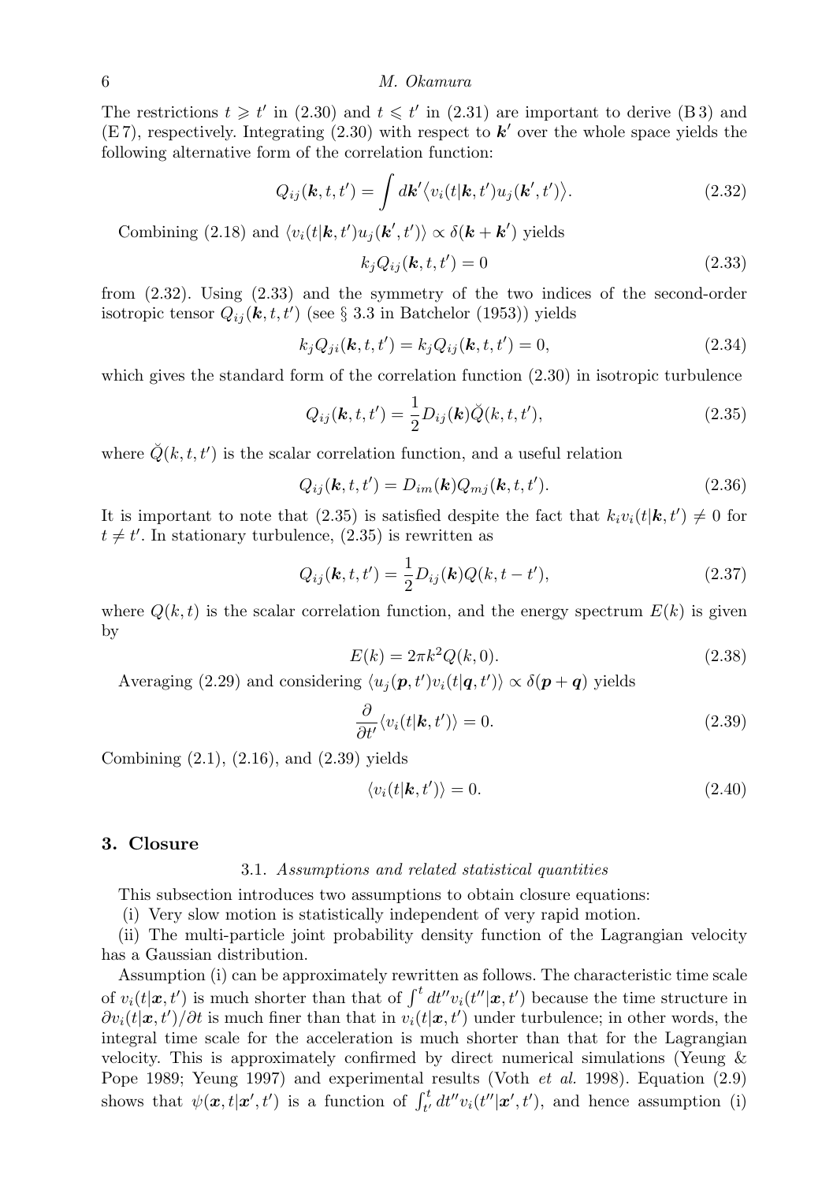The restrictions $t \geqslant t'$ in (2.30) and $t \leqslant t'$ in (2.31) are important to derive (B 3) and (E 7), respectively. Integrating (2.30) with respect to $\boldsymbol{k}'$ over the whole space yields the following alternative form of the correlation function:

$$Q_{ij}(\boldsymbol{k}, t, t') = \int d\boldsymbol{k}' \langle v_i(t|\boldsymbol{k}, t') u_j(\boldsymbol{k}', t') \rangle. \tag{2.32}$$

Combining (2.18) and $\langle v_i(t|\boldsymbol{k}, t') u_j(\boldsymbol{k}', t') \rangle \propto \delta(\boldsymbol{k} + \boldsymbol{k}')$ yields

$$k_j Q_{ij}(\boldsymbol{k}, t, t') = 0 \tag{2.33}$$

from (2.32). Using (2.33) and the symmetry of the two indices of the second-order isotropic tensor $Q_{ij}(\boldsymbol{k}, t, t')$ (see § 3.3 in Batchelor (1953)) yields

$$k_j Q_{ji}(\boldsymbol{k}, t, t') = k_j Q_{ij}(\boldsymbol{k}, t, t') = 0, \tag{2.34}$$

which gives the standard form of the correlation function (2.30) in isotropic turbulence

$$Q_{ij}(\boldsymbol{k}, t, t') = \frac{1}{2} D_{ij}(\boldsymbol{k}) \breve{Q}(k, t, t'), \tag{2.35}$$

where $\breve{Q}(k, t, t')$ is the scalar correlation function, and a useful relation

$$Q_{ij}(\boldsymbol{k}, t, t') = D_{im}(\boldsymbol{k}) Q_{mj}(\boldsymbol{k}, t, t'). \tag{2.36}$$

It is important to note that (2.35) is satisfied despite the fact that $k_i v_i(t|\boldsymbol{k}, t') \neq 0$ for $t \neq t'$. In stationary turbulence, (2.35) is rewritten as

$$Q_{ij}(\boldsymbol{k}, t, t') = \frac{1}{2} D_{ij}(\boldsymbol{k}) Q(k, t - t'), \tag{2.37}$$

where $Q(k, t)$ is the scalar correlation function, and the energy spectrum $E(k)$ is given by

$$E(k) = 2\pi k^2 Q(k, 0). \tag{2.38}$$

Averaging (2.29) and considering $\langle u_j(\boldsymbol{p}, t') v_i(t|\boldsymbol{q}, t') \rangle \propto \delta(\boldsymbol{p} + \boldsymbol{q})$ yields

$$\frac{\partial}{\partial t'} \langle v_i(t|\boldsymbol{k}, t') \rangle = 0. \tag{2.39}$$

Combining (2.1), (2.16), and (2.39) yields

$$\langle v_i(t|\boldsymbol{k}, t') \rangle = 0. \tag{2.40}$$

## 3. Closure

### 3.1. *Assumptions and related statistical quantities*

This subsection introduces two assumptions to obtain closure equations:

(i) Very slow motion is statistically independent of very rapid motion.

(ii) The multi-particle joint probability density function of the Lagrangian velocity has a Gaussian distribution.

Assumption (i) can be approximately rewritten as follows. The characteristic time scale of $v_i(t|\boldsymbol{x}, t')$ is much shorter than that of $\int^t dt'' v_i(t''|\boldsymbol{x}, t')$ because the time structure in $\partial v_i(t|\boldsymbol{x}, t')/\partial t$ is much finer than that in $v_i(t|\boldsymbol{x}, t')$ under turbulence; in other words, the integral time scale for the acceleration is much shorter than that for the Lagrangian velocity. This is approximately confirmed by direct numerical simulations (Yeung & Pope 1989; Yeung 1997) and experimental results (Voth *et al.* 1998). Equation (2.9) shows that $\psi(\boldsymbol{x}, t|\boldsymbol{x}', t')$ is a function of $\int_{t'}^{t} dt'' v_i(t''|\boldsymbol{x}', t')$, and hence assumption (i)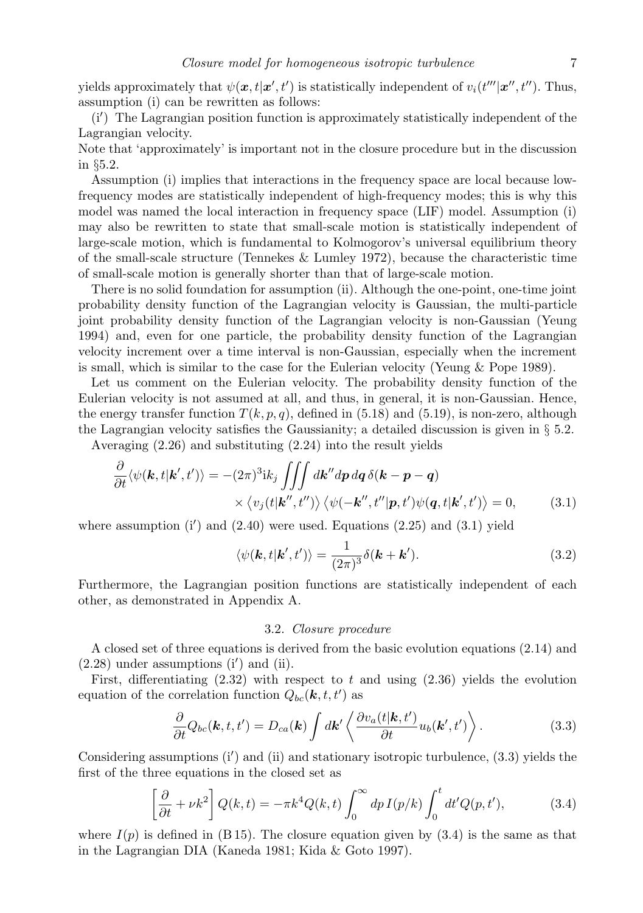yields approximately that $\psi(\boldsymbol{x}, t|\boldsymbol{x}', t')$ is statistically independent of $v_i(t'''|\boldsymbol{x}'', t'')$. Thus, assumption (i) can be rewritten as follows:

(i$'$) The Lagrangian position function is approximately statistically independent of the Lagrangian velocity.

Note that 'approximately' is important not in the closure procedure but in the discussion in §5.2.

Assumption (i) implies that interactions in the frequency space are local because low-frequency modes are statistically independent of high-frequency modes; this is why this model was named the local interaction in frequency space (LIF) model. Assumption (i) may also be rewritten to state that small-scale motion is statistically independent of large-scale motion, which is fundamental to Kolmogorov's universal equilibrium theory of the small-scale structure (Tennekes & Lumley 1972), because the characteristic time of small-scale motion is generally shorter than that of large-scale motion.

There is no solid foundation for assumption (ii). Although the one-point, one-time joint probability density function of the Lagrangian velocity is Gaussian, the multi-particle joint probability density function of the Lagrangian velocity is non-Gaussian (Yeung 1994) and, even for one particle, the probability density function of the Lagrangian velocity increment over a time interval is non-Gaussian, especially when the increment is small, which is similar to the case for the Eulerian velocity (Yeung & Pope 1989).

Let us comment on the Eulerian velocity. The probability density function of the Eulerian velocity is not assumed at all, and thus, in general, it is non-Gaussian. Hence, the energy transfer function $T(k, p, q)$, defined in (5.18) and (5.19), is non-zero, although the Lagrangian velocity satisfies the Gaussianity; a detailed discussion is given in § 5.2.

Averaging (2.26) and substituting (2.24) into the result yields

$$\frac{\partial}{\partial t}\langle\psi(\boldsymbol{k}, t|\boldsymbol{k}', t')\rangle = -(2\pi)^3 \mathrm{i} k_j \iiint d\boldsymbol{k}'' d\boldsymbol{p}\, d\boldsymbol{q}\, \delta(\boldsymbol{k}-\boldsymbol{p}-\boldsymbol{q}) \times \left\langle v_j(t|\boldsymbol{k}'', t'')\right\rangle \left\langle \psi(-\boldsymbol{k}'', t''|\boldsymbol{p}, t')\psi(\boldsymbol{q}, t|\boldsymbol{k}', t')\right\rangle = 0, \tag{3.1}$$

where assumption (i$'$) and (2.40) were used. Equations (2.25) and (3.1) yield

$$\langle\psi(\boldsymbol{k}, t|\boldsymbol{k}', t')\rangle = \frac{1}{(2\pi)^3}\delta(\boldsymbol{k}+\boldsymbol{k}'). \tag{3.2}$$

Furthermore, the Lagrangian position functions are statistically independent of each other, as demonstrated in Appendix A.

### 3.2. *Closure procedure*

A closed set of three equations is derived from the basic evolution equations (2.14) and (2.28) under assumptions (i$'$) and (ii).

First, differentiating (2.32) with respect to $t$ and using (2.36) yields the evolution equation of the correlation function $Q_{bc}(\boldsymbol{k}, t, t')$ as

$$\frac{\partial}{\partial t}Q_{bc}(\boldsymbol{k}, t, t') = D_{ca}(\boldsymbol{k}) \int d\boldsymbol{k}' \left\langle \frac{\partial v_a(t|\boldsymbol{k}, t')}{\partial t} u_b(\boldsymbol{k}', t') \right\rangle. \tag{3.3}$$

Considering assumptions (i$'$) and (ii) and stationary isotropic turbulence, (3.3) yields the first of the three equations in the closed set as

$$\left[\frac{\partial}{\partial t} + \nu k^2\right] Q(k, t) = -\pi k^4 Q(k, t) \int_0^\infty dp\, I(p/k) \int_0^t dt' Q(p, t'), \tag{3.4}$$

where $I(p)$ is defined in (B 15). The closure equation given by (3.4) is the same as that in the Lagrangian DIA (Kaneda 1981; Kida & Goto 1997).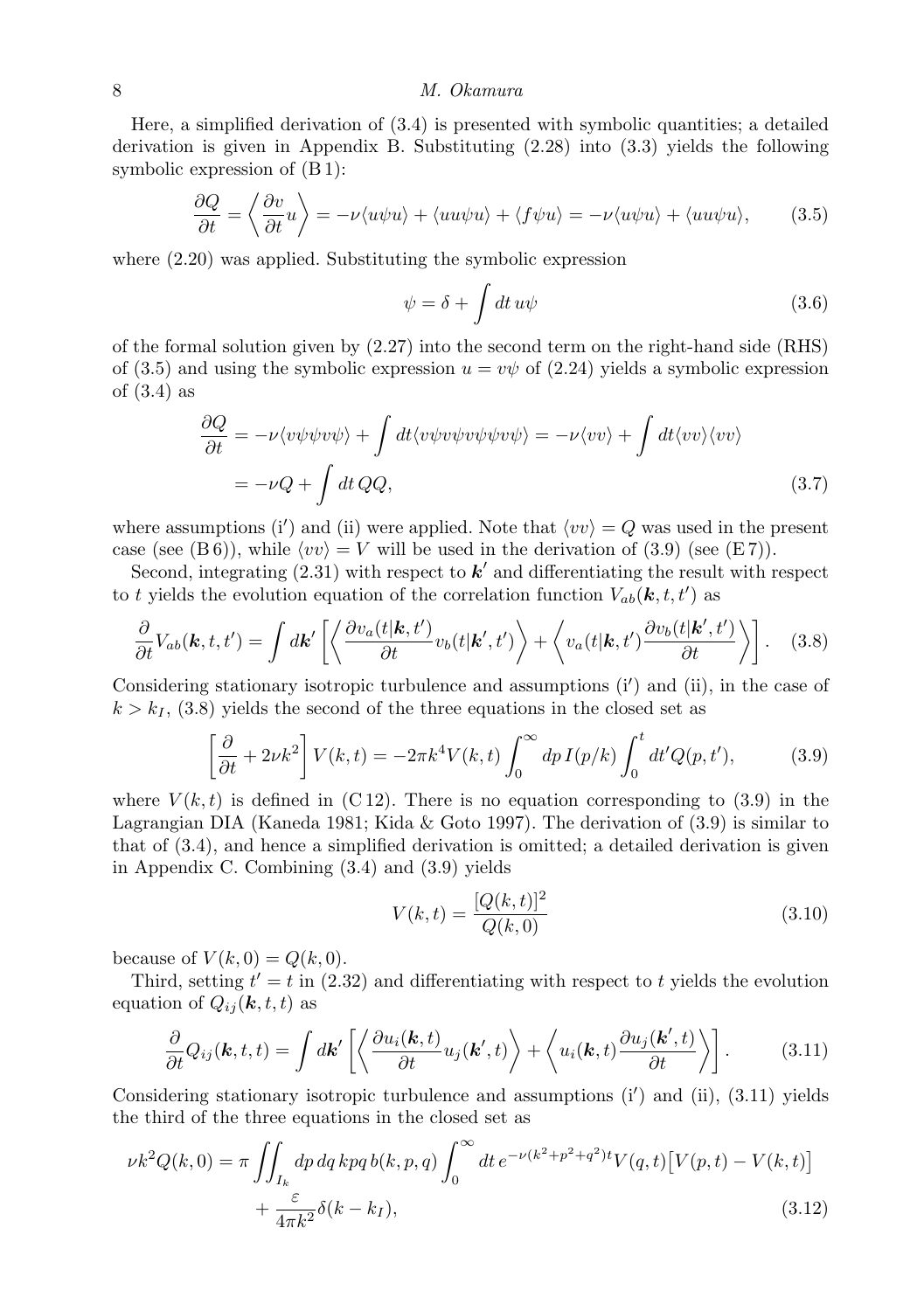Here, a simplified derivation of (3.4) is presented with symbolic quantities; a detailed derivation is given in Appendix B. Substituting (2.28) into (3.3) yields the following symbolic expression of (B 1):

$$\frac{\partial Q}{\partial t} = \left\langle \frac{\partial v}{\partial t} u \right\rangle = -\nu \langle u \psi u \rangle + \langle u u \psi u \rangle + \langle f \psi u \rangle = -\nu \langle u \psi u \rangle + \langle u u \psi u \rangle, \tag{3.5}$$

where (2.20) was applied. Substituting the symbolic expression

$$\psi = \delta + \int dt\, u\psi \tag{3.6}$$

of the formal solution given by (2.27) into the second term on the right-hand side (RHS) of (3.5) and using the symbolic expression $u = v\psi$ of (2.24) yields a symbolic expression of (3.4) as

$$\begin{aligned}\frac{\partial Q}{\partial t} &= -\nu \langle v\psi \psi v \psi \rangle + \int dt \langle v\psi v \psi v \psi \psi v \psi \rangle = -\nu \langle vv \rangle + \int dt \langle vv \rangle \langle vv \rangle \\ &= -\nu Q + \int dt\, QQ, \end{aligned} \tag{3.7}$$

where assumptions (i′) and (ii) were applied. Note that $\langle vv \rangle = Q$ was used in the present case (see (B 6)), while $\langle vv \rangle = V$ will be used in the derivation of (3.9) (see (E 7)).

Second, integrating (2.31) with respect to $\boldsymbol{k}'$ and differentiating the result with respect to $t$ yields the evolution equation of the correlation function $V_{ab}(\boldsymbol{k}, t, t')$ as

$$\frac{\partial}{\partial t} V_{ab}(\boldsymbol{k}, t, t') = \int d\boldsymbol{k}' \left[ \left\langle \frac{\partial v_a(t|\boldsymbol{k}, t')}{\partial t} v_b(t|\boldsymbol{k}', t') \right\rangle + \left\langle v_a(t|\boldsymbol{k}, t') \frac{\partial v_b(t|\boldsymbol{k}', t')}{\partial t} \right\rangle \right]. \tag{3.8}$$

Considering stationary isotropic turbulence and assumptions (i′) and (ii), in the case of $k > k_I$, (3.8) yields the second of the three equations in the closed set as

$$\left[ \frac{\partial}{\partial t} + 2\nu k^2 \right] V(k, t) = -2\pi k^4 V(k, t) \int_0^\infty dp\, I(p/k) \int_0^t dt' Q(p, t'), \tag{3.9}$$

where $V(k, t)$ is defined in (C 12). There is no equation corresponding to (3.9) in the Lagrangian DIA (Kaneda 1981; Kida & Goto 1997). The derivation of (3.9) is similar to that of (3.4), and hence a simplified derivation is omitted; a detailed derivation is given in Appendix C. Combining (3.4) and (3.9) yields

$$V(k, t) = \frac{[Q(k, t)]^2}{Q(k, 0)} \tag{3.10}$$

because of $V(k, 0) = Q(k, 0)$.

Third, setting $t' = t$ in (2.32) and differentiating with respect to $t$ yields the evolution equation of $Q_{ij}(\boldsymbol{k}, t, t)$ as

$$\frac{\partial}{\partial t} Q_{ij}(\boldsymbol{k}, t, t) = \int d\boldsymbol{k}' \left[ \left\langle \frac{\partial u_i(\boldsymbol{k}, t)}{\partial t} u_j(\boldsymbol{k}', t) \right\rangle + \left\langle u_i(\boldsymbol{k}, t) \frac{\partial u_j(\boldsymbol{k}', t)}{\partial t} \right\rangle \right]. \tag{3.11}$$

Considering stationary isotropic turbulence and assumptions (i′) and (ii), (3.11) yields the third of the three equations in the closed set as

$$\begin{aligned}\nu k^2 Q(k, 0) = \pi \iint_{I_k} dp\, dq\, kpq\, b(k, p, q) \int_0^\infty dt\, e^{-\nu(k^2+p^2+q^2)t} V(q, t) \big[ V(p, t) - V(k, t) \big] \\ + \frac{\varepsilon}{4\pi k^2} \delta(k - k_I), \end{aligned} \tag{3.12}$$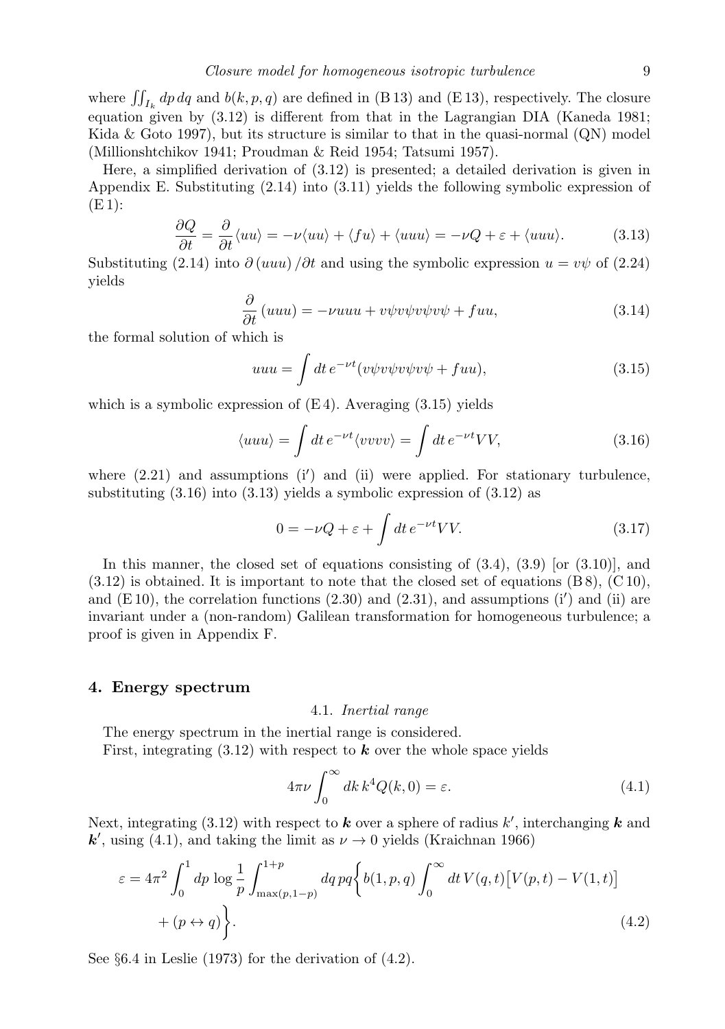where $\iint_{I_k} dp\, dq$ and $b(k, p, q)$ are defined in (B 13) and (E 13), respectively. The closure equation given by (3.12) is different from that in the Lagrangian DIA (Kaneda 1981; Kida & Goto 1997), but its structure is similar to that in the quasi-normal (QN) model (Millionshtchikov 1941; Proudman & Reid 1954; Tatsumi 1957).

Here, a simplified derivation of (3.12) is presented; a detailed derivation is given in Appendix E. Substituting (2.14) into (3.11) yields the following symbolic expression of (E 1):

$$\frac{\partial Q}{\partial t} = \frac{\partial}{\partial t}\langle uu \rangle = -\nu \langle uu \rangle + \langle fu \rangle + \langle uuu \rangle = -\nu Q + \varepsilon + \langle uuu \rangle. \tag{3.13}$$

Substituting (2.14) into $\partial\,(uuu)\,/\partial t$ and using the symbolic expression $u = v\psi$ of (2.24) yields

$$\frac{\partial}{\partial t}\,(uuu) = -\nu uuu + v\psi v\psi v\psi v\psi + fuu, \tag{3.14}$$

the formal solution of which is

$$uuu = \int dt\, e^{-\nu t}(v\psi v\psi v\psi v\psi + fuu), \tag{3.15}$$

which is a symbolic expression of (E 4). Averaging (3.15) yields

$$\langle uuu \rangle = \int dt\, e^{-\nu t}\langle vvvv \rangle = \int dt\, e^{-\nu t} VV, \tag{3.16}$$

where (2.21) and assumptions (i′) and (ii) were applied. For stationary turbulence, substituting (3.16) into (3.13) yields a symbolic expression of (3.12) as

$$0 = -\nu Q + \varepsilon + \int dt\, e^{-\nu t} VV. \tag{3.17}$$

In this manner, the closed set of equations consisting of (3.4), (3.9) [or (3.10)], and (3.12) is obtained. It is important to note that the closed set of equations (B 8), (C 10), and (E 10), the correlation functions (2.30) and (2.31), and assumptions (i′) and (ii) are invariant under a (non-random) Galilean transformation for homogeneous turbulence; a proof is given in Appendix F.

## 4. Energy spectrum

### 4.1. *Inertial range*

The energy spectrum in the inertial range is considered.

First, integrating (3.12) with respect to $\boldsymbol{k}$ over the whole space yields

$$4\pi\nu \int_0^\infty dk\, k^4 Q(k, 0) = \varepsilon. \tag{4.1}$$

Next, integrating (3.12) with respect to $\boldsymbol{k}$ over a sphere of radius $k'$, interchanging $\boldsymbol{k}$ and $\boldsymbol{k}'$, using (4.1), and taking the limit as $\nu \to 0$ yields (Kraichnan 1966)

$$\varepsilon = 4\pi^2 \int_0^1 dp\, \log\frac{1}{p} \int_{\max(p,1-p)}^{1+p} dq\, pq \biggl\{ b(1,p,q) \int_0^\infty dt\, V(q,t)\bigl[V(p,t) - V(1,t)\bigr] + (p \leftrightarrow q) \biggr\}. \tag{4.2}$$

See §6.4 in Leslie (1973) for the derivation of (4.2).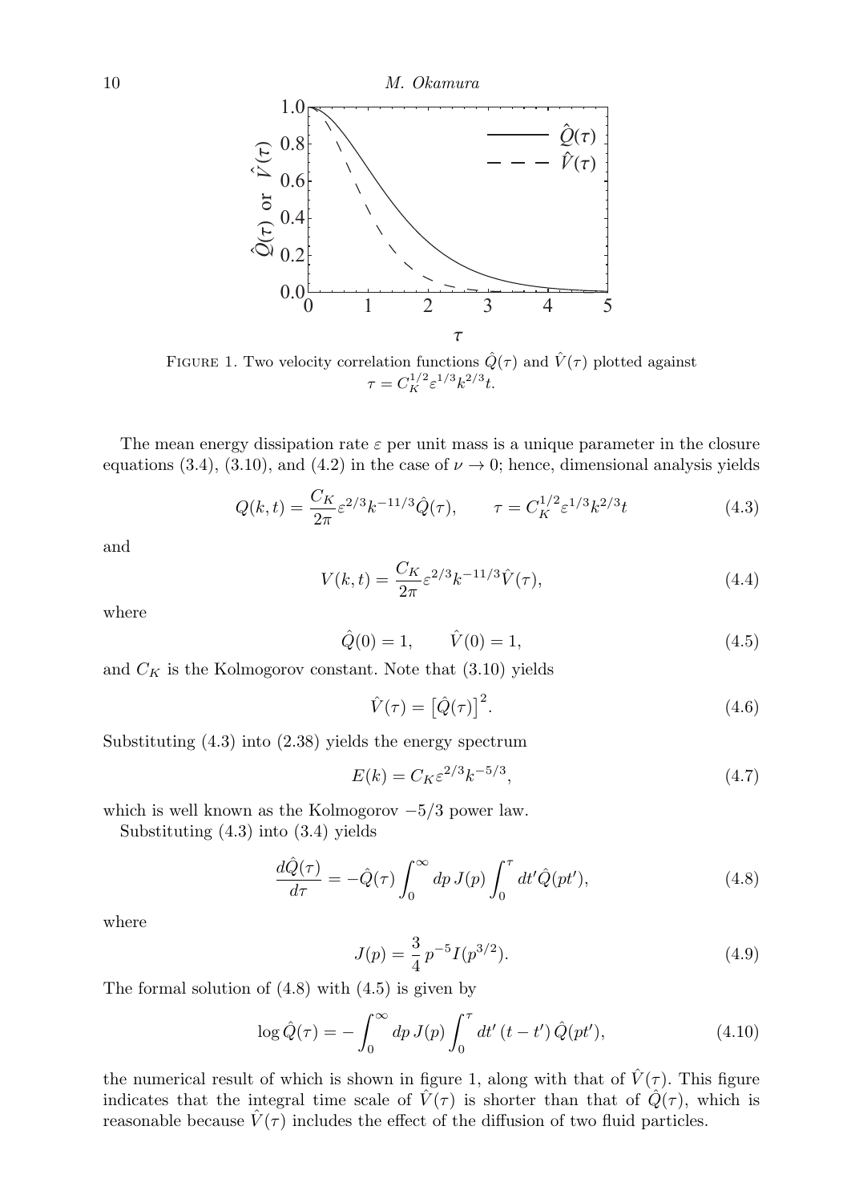FIGURE 1. Two velocity correlation functions $\hat{Q}(\tau)$ and $\hat{V}(\tau)$ plotted against $\tau = C_K^{1/2}\varepsilon^{1/3}k^{2/3}t$.

The mean energy dissipation rate $\varepsilon$ per unit mass is a unique parameter in the closure equations (3.4), (3.10), and (4.2) in the case of $\nu \to 0$; hence, dimensional analysis yields

$$Q(k,t) = \frac{C_K}{2\pi}\varepsilon^{2/3}k^{-11/3}\hat{Q}(\tau), \qquad \tau = C_K^{1/2}\varepsilon^{1/3}k^{2/3}t \tag{4.3}$$

and

$$V(k,t) = \frac{C_K}{2\pi}\varepsilon^{2/3}k^{-11/3}\hat{V}(\tau), \tag{4.4}$$

where

$$\hat{Q}(0) = 1, \qquad \hat{V}(0) = 1, \tag{4.5}$$

and $C_K$ is the Kolmogorov constant. Note that (3.10) yields

$$\hat{V}(\tau) = \left[\hat{Q}(\tau)\right]^2. \tag{4.6}$$

Substituting (4.3) into (2.38) yields the energy spectrum

$$E(k) = C_K\varepsilon^{2/3}k^{-5/3}, \tag{4.7}$$

which is well known as the Kolmogorov $-5/3$ power law.

Substituting (4.3) into (3.4) yields

$$\frac{d\hat{Q}(\tau)}{d\tau} = -\hat{Q}(\tau)\int_0^\infty dp\, J(p)\int_0^\tau dt'\,\hat{Q}(pt'), \tag{4.8}$$

where

$$J(p) = \frac{3}{4}\,p^{-5}I(p^{3/2}). \tag{4.9}$$

The formal solution of (4.8) with (4.5) is given by

$$\log\hat{Q}(\tau) = -\int_0^\infty dp\, J(p)\int_0^\tau dt'\,(t-t')\,\hat{Q}(pt'), \tag{4.10}$$

the numerical result of which is shown in figure 1, along with that of $\hat{V}(\tau)$. This figure indicates that the integral time scale of $\hat{V}(\tau)$ is shorter than that of $\hat{Q}(\tau)$, which is reasonable because $\hat{V}(\tau)$ includes the effect of the diffusion of two fluid particles.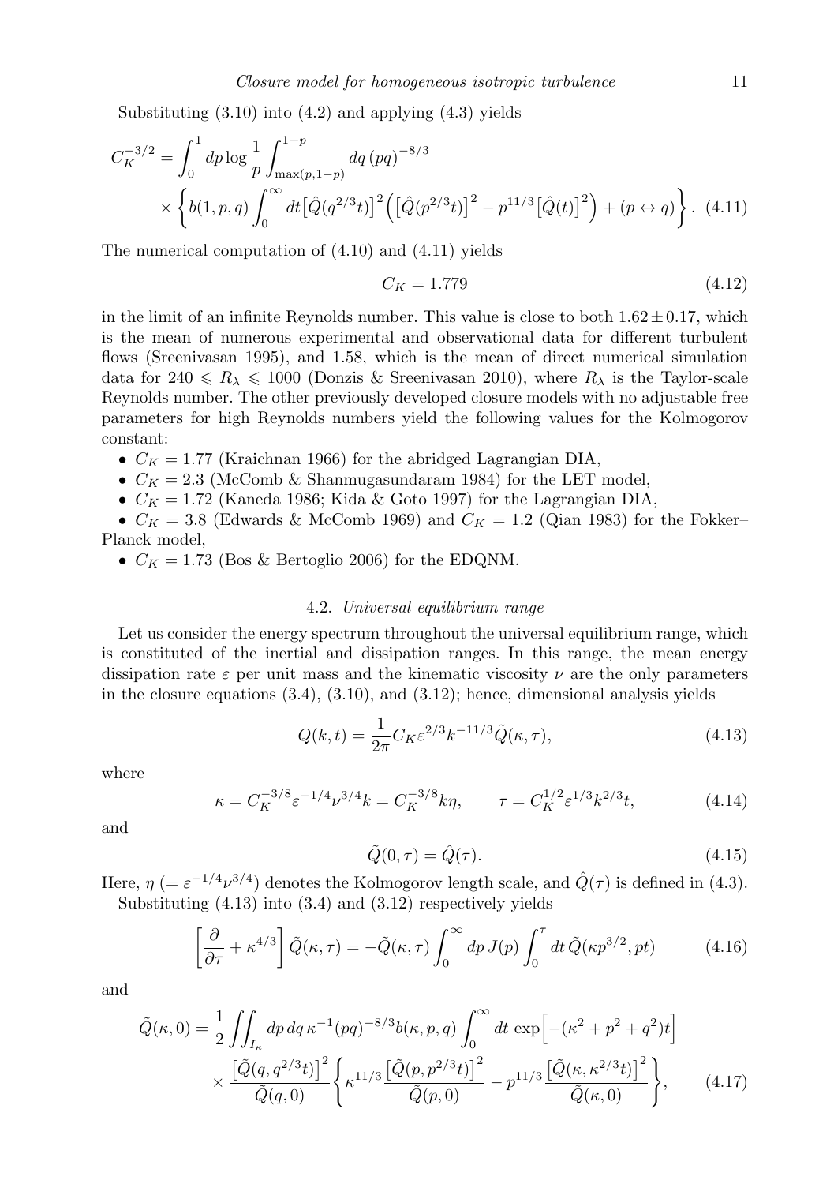Substituting (3.10) into (4.2) and applying (4.3) yields

$$
C_K^{-3/2} = \int_0^1 dp \log \frac{1}{p} \int_{\max(p,1-p)}^{1+p} dq\,(pq)^{-8/3}
\times \left\{ b(1,p,q) \int_0^\infty dt \big[\hat{Q}(q^{2/3}t)\big]^2 \Big( \big[\hat{Q}(p^{2/3}t)\big]^2 - p^{11/3}\big[\hat{Q}(t)\big]^2 \Big) + (p \leftrightarrow q) \right\}. \quad (4.11)
$$

The numerical computation of (4.10) and (4.11) yields

$$
C_K = 1.779 \quad (4.12)
$$

in the limit of an infinite Reynolds number. This value is close to both $1.62 \pm 0.17$, which is the mean of numerous experimental and observational data for different turbulent flows (Sreenivasan 1995), and 1.58, which is the mean of direct numerical simulation data for $240 \leqslant R_\lambda \leqslant 1000$ (Donzis & Sreenivasan 2010), where $R_\lambda$ is the Taylor-scale Reynolds number. The other previously developed closure models with no adjustable free parameters for high Reynolds numbers yield the following values for the Kolmogorov constant:

- $C_K = 1.77$ (Kraichnan 1966) for the abridged Lagrangian DIA,
- $C_K = 2.3$ (McComb & Shanmugasundaram 1984) for the LET model,
- $C_K = 1.72$ (Kaneda 1986; Kida & Goto 1997) for the Lagrangian DIA,
- $C_K = 3.8$ (Edwards & McComb 1969) and $C_K = 1.2$ (Qian 1983) for the Fokker–Planck model,
- $C_K = 1.73$ (Bos & Bertoglio 2006) for the EDQNM.

### 4.2. *Universal equilibrium range*

Let us consider the energy spectrum throughout the universal equilibrium range, which is constituted of the inertial and dissipation ranges. In this range, the mean energy dissipation rate $\varepsilon$ per unit mass and the kinematic viscosity $\nu$ are the only parameters in the closure equations (3.4), (3.10), and (3.12); hence, dimensional analysis yields

$$
Q(k,t) = \frac{1}{2\pi} C_K \varepsilon^{2/3} k^{-11/3} \tilde{Q}(\kappa, \tau), \quad (4.13)
$$

where

$$
\kappa = C_K^{-3/8} \varepsilon^{-1/4} \nu^{3/4} k = C_K^{-3/8} k\eta, \qquad \tau = C_K^{1/2} \varepsilon^{1/3} k^{2/3} t, \quad (4.14)
$$

and

$$
\tilde{Q}(0,\tau) = \hat{Q}(\tau). \quad (4.15)
$$

Here, $\eta$ $(= \varepsilon^{-1/4}\nu^{3/4})$ denotes the Kolmogorov length scale, and $\hat{Q}(\tau)$ is defined in (4.3).

Substituting (4.13) into (3.4) and (3.12) respectively yields

$$
\left[ \frac{\partial}{\partial \tau} + \kappa^{4/3} \right] \tilde{Q}(\kappa,\tau) = -\tilde{Q}(\kappa,\tau) \int_0^\infty dp\, J(p) \int_0^\tau dt\, \tilde{Q}(\kappa p^{3/2}, pt) \quad (4.16)
$$

and

$$
\tilde{Q}(\kappa, 0) = \frac{1}{2} \iint_{I_\kappa} dp\, dq\, \kappa^{-1} (pq)^{-8/3} b(\kappa,p,q) \int_0^\infty dt\, \exp\Big[ -(\kappa^2 + p^2 + q^2)t \Big]
\times \frac{\big[\tilde{Q}(q, q^{2/3}t)\big]^2}{\tilde{Q}(q,0)} \left\{ \kappa^{11/3} \frac{\big[\tilde{Q}(p, p^{2/3}t)\big]^2}{\tilde{Q}(p,0)} - p^{11/3} \frac{\big[\tilde{Q}(\kappa, \kappa^{2/3}t)\big]^2}{\tilde{Q}(\kappa,0)} \right\}, \quad (4.17)
$$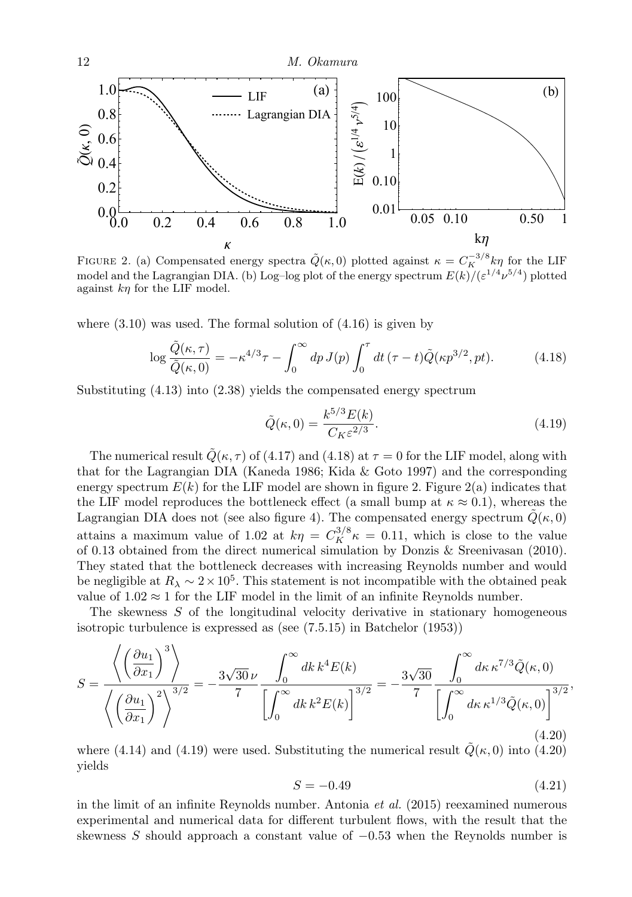FIGURE 2. (a) Compensated energy spectra $\tilde{Q}(\kappa, 0)$ plotted against $\kappa = C_K^{-3/8} k\eta$ for the LIF model and the Lagrangian DIA. (b) Log–log plot of the energy spectrum $E(k)/(\varepsilon^{1/4}\nu^{5/4})$ plotted against $k\eta$ for the LIF model.

where (3.10) was used. The formal solution of (4.16) is given by

$$\log \frac{\tilde{Q}(\kappa, \tau)}{\tilde{Q}(\kappa, 0)} = -\kappa^{4/3}\tau - \int_0^\infty dp\, J(p) \int_0^\tau dt\, (\tau - t)\tilde{Q}(\kappa p^{3/2}, pt). \tag{4.18}$$

Substituting (4.13) into (2.38) yields the compensated energy spectrum

$$\tilde{Q}(\kappa, 0) = \frac{k^{5/3}E(k)}{C_K \varepsilon^{2/3}}. \tag{4.19}$$

The numerical result $\tilde{Q}(\kappa, \tau)$ of (4.17) and (4.18) at $\tau = 0$ for the LIF model, along with that for the Lagrangian DIA (Kaneda 1986; Kida & Goto 1997) and the corresponding energy spectrum $E(k)$ for the LIF model are shown in figure 2. Figure 2(a) indicates that the LIF model reproduces the bottleneck effect (a small bump at $\kappa \approx 0.1$), whereas the Lagrangian DIA does not (see also figure 4). The compensated energy spectrum $\tilde{Q}(\kappa, 0)$ attains a maximum value of 1.02 at $k\eta = C_K^{3/8}\kappa = 0.11$, which is close to the value of 0.13 obtained from the direct numerical simulation by Donzis & Sreenivasan (2010). They stated that the bottleneck decreases with increasing Reynolds number and would be negligible at $R_\lambda \sim 2 \times 10^5$. This statement is not incompatible with the obtained peak value of $1.02 \approx 1$ for the LIF model in the limit of an infinite Reynolds number.

The skewness $S$ of the longitudinal velocity derivative in stationary homogeneous isotropic turbulence is expressed as (see (7.5.15) in Batchelor (1953))

$$S = \frac{\left\langle \left(\dfrac{\partial u_1}{\partial x_1}\right)^3 \right\rangle}{\left\langle \left(\dfrac{\partial u_1}{\partial x_1}\right)^2 \right\rangle^{3/2}} = -\frac{3\sqrt{30}\,\nu}{7} \frac{\displaystyle\int_0^\infty dk\, k^4 E(k)}{\left[\displaystyle\int_0^\infty dk\, k^2 E(k)\right]^{3/2}} = -\frac{3\sqrt{30}}{7} \frac{\displaystyle\int_0^\infty d\kappa\, \kappa^{7/3}\tilde{Q}(\kappa, 0)}{\left[\displaystyle\int_0^\infty d\kappa\, \kappa^{1/3}\tilde{Q}(\kappa, 0)\right]^{3/2}}, \tag{4.20}$$

where (4.14) and (4.19) were used. Substituting the numerical result $\tilde{Q}(\kappa, 0)$ into (4.20) yields

$$S = -0.49 \tag{4.21}$$

in the limit of an infinite Reynolds number. Antonia *et al.* (2015) reexamined numerous experimental and numerical data for different turbulent flows, with the result that the skewness $S$ should approach a constant value of $-0.53$ when the Reynolds number is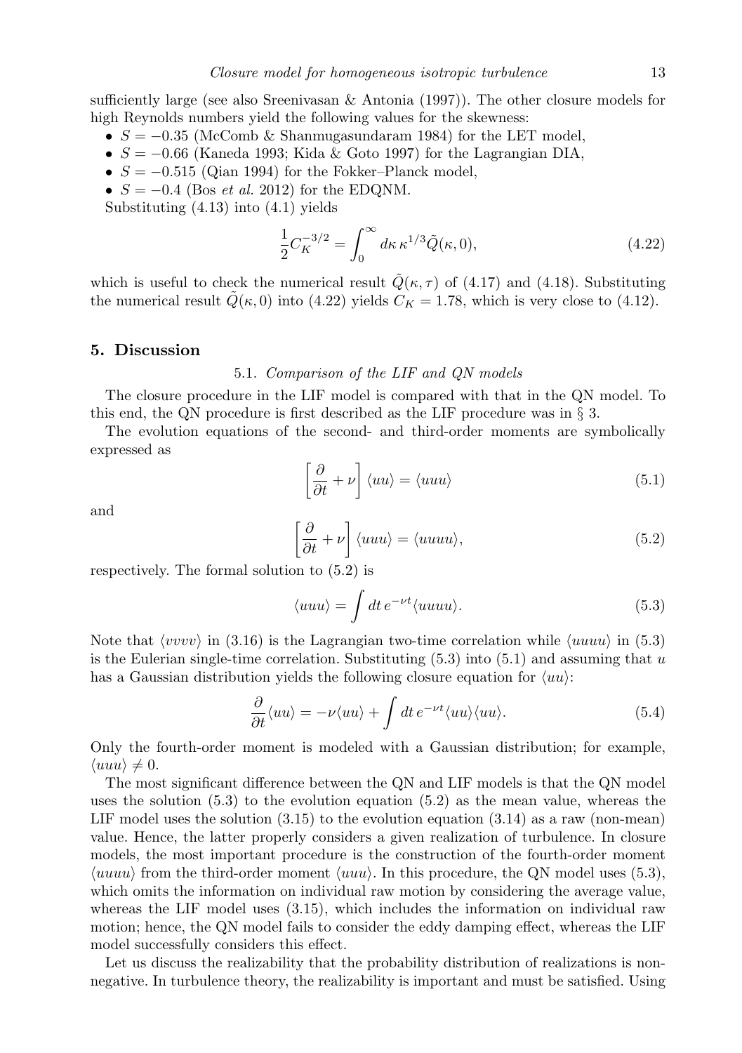sufficiently large (see also Sreenivasan & Antonia (1997)). The other closure models for high Reynolds numbers yield the following values for the skewness:

- $S = -0.35$ (McComb & Shanmugasundaram 1984) for the LET model,
- $S = -0.66$ (Kaneda 1993; Kida & Goto 1997) for the Lagrangian DIA,
- $S = -0.515$ (Qian 1994) for the Fokker–Planck model,
- $S = -0.4$ (Bos *et al.* 2012) for the EDQNM.

Substituting (4.13) into (4.1) yields

$$\frac{1}{2} C_K^{-3/2} = \int_0^\infty d\kappa \, \kappa^{1/3} \tilde{Q}(\kappa, 0), \tag{4.22}$$

which is useful to check the numerical result $\tilde{Q}(\kappa, \tau)$ of (4.17) and (4.18). Substituting the numerical result $\tilde{Q}(\kappa, 0)$ into (4.22) yields $C_K = 1.78$, which is very close to (4.12).

## 5. Discussion

### 5.1. *Comparison of the LIF and QN models*

The closure procedure in the LIF model is compared with that in the QN model. To this end, the QN procedure is first described as the LIF procedure was in § 3.

The evolution equations of the second- and third-order moments are symbolically expressed as

$$\left[ \frac{\partial}{\partial t} + \nu \right] \langle uu \rangle = \langle uuu \rangle \tag{5.1}$$

and

$$\left[ \frac{\partial}{\partial t} + \nu \right] \langle uuu \rangle = \langle uuuu \rangle, \tag{5.2}$$

respectively. The formal solution to (5.2) is

$$\langle uuu \rangle = \int dt \, e^{-\nu t} \langle uuuu \rangle. \tag{5.3}$$

Note that $\langle vvvv \rangle$ in (3.16) is the Lagrangian two-time correlation while $\langle uuuu \rangle$ in (5.3) is the Eulerian single-time correlation. Substituting (5.3) into (5.1) and assuming that $u$ has a Gaussian distribution yields the following closure equation for $\langle uu \rangle$:

$$\frac{\partial}{\partial t} \langle uu \rangle = -\nu \langle uu \rangle + \int dt \, e^{-\nu t} \langle uu \rangle \langle uu \rangle. \tag{5.4}$$

Only the fourth-order moment is modeled with a Gaussian distribution; for example, $\langle uuu \rangle \neq 0$.

The most significant difference between the QN and LIF models is that the QN model uses the solution (5.3) to the evolution equation (5.2) as the mean value, whereas the LIF model uses the solution (3.15) to the evolution equation (3.14) as a raw (non-mean) value. Hence, the latter properly considers a given realization of turbulence. In closure models, the most important procedure is the construction of the fourth-order moment $\langle uuuu \rangle$ from the third-order moment $\langle uuu \rangle$. In this procedure, the QN model uses (5.3), which omits the information on individual raw motion by considering the average value, whereas the LIF model uses (3.15), which includes the information on individual raw motion; hence, the QN model fails to consider the eddy damping effect, whereas the LIF model successfully considers this effect.

Let us discuss the realizability that the probability distribution of realizations is non-negative. In turbulence theory, the realizability is important and must be satisfied. Using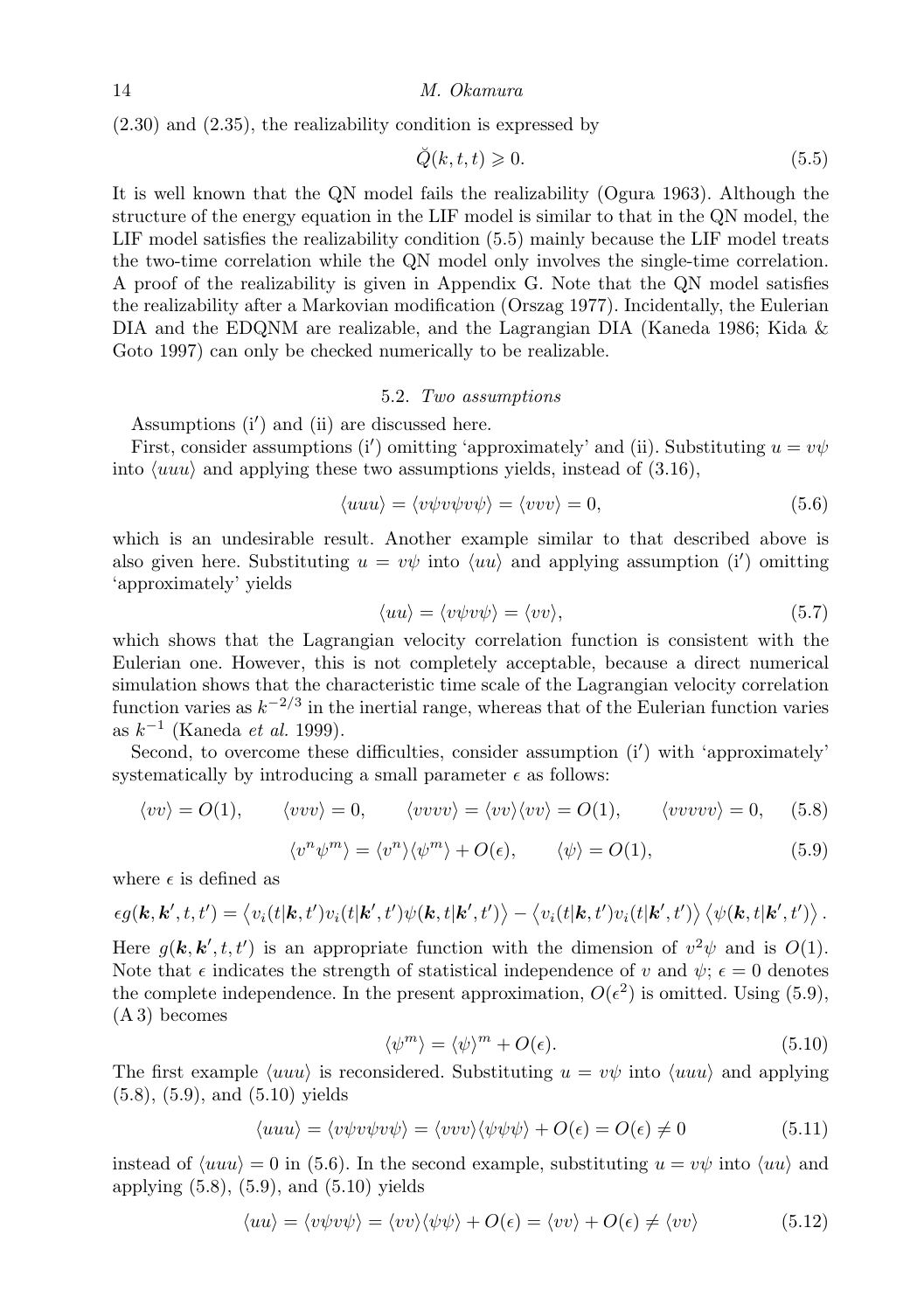(2.30) and (2.35), the realizability condition is expressed by

$$\breve{Q}(k,t,t) \geqslant 0. \tag{5.5}$$

It is well known that the QN model fails the realizability (Ogura 1963). Although the structure of the energy equation in the LIF model is similar to that in the QN model, the LIF model satisfies the realizability condition (5.5) mainly because the LIF model treats the two-time correlation while the QN model only involves the single-time correlation. A proof of the realizability is given in Appendix G. Note that the QN model satisfies the realizability after a Markovian modification (Orszag 1977). Incidentally, the Eulerian DIA and the EDQNM are realizable, and the Lagrangian DIA (Kaneda 1986; Kida & Goto 1997) can only be checked numerically to be realizable.

### 5.2. *Two assumptions*

Assumptions (i′) and (ii) are discussed here.

First, consider assumptions (i′) omitting 'approximately' and (ii). Substituting $u = v\psi$ into $\langle uuu \rangle$ and applying these two assumptions yields, instead of (3.16),

$$\langle uuu \rangle = \langle v\psi v\psi v\psi \rangle = \langle vvv \rangle = 0, \tag{5.6}$$

which is an undesirable result. Another example similar to that described above is also given here. Substituting $u = v\psi$ into $\langle uu \rangle$ and applying assumption (i′) omitting 'approximately' yields

$$\langle uu \rangle = \langle v\psi v\psi \rangle = \langle vv \rangle, \tag{5.7}$$

which shows that the Lagrangian velocity correlation function is consistent with the Eulerian one. However, this is not completely acceptable, because a direct numerical simulation shows that the characteristic time scale of the Lagrangian velocity correlation function varies as $k^{-2/3}$ in the inertial range, whereas that of the Eulerian function varies as $k^{-1}$ (Kaneda *et al.* 1999).

Second, to overcome these difficulties, consider assumption (i′) with 'approximately' systematically by introducing a small parameter $\epsilon$ as follows:

$$\langle vv \rangle = O(1), \qquad \langle vvv \rangle = 0, \qquad \langle vvvv \rangle = \langle vv \rangle\langle vv \rangle = O(1), \qquad \langle vvvvv \rangle = 0, \tag{5.8}$$

$$\langle v^n \psi^m \rangle = \langle v^n \rangle \langle \psi^m \rangle + O(\epsilon), \qquad \langle \psi \rangle = O(1), \tag{5.9}$$

where $\epsilon$ is defined as

$$\epsilon g(\boldsymbol{k},\boldsymbol{k}',t,t') = \left\langle v_i(t|\boldsymbol{k},t')v_i(t|\boldsymbol{k}',t')\psi(\boldsymbol{k},t|\boldsymbol{k}',t') \right\rangle - \left\langle v_i(t|\boldsymbol{k},t')v_i(t|\boldsymbol{k}',t') \right\rangle \left\langle \psi(\boldsymbol{k},t|\boldsymbol{k}',t') \right\rangle .$$

Here $g(\boldsymbol{k},\boldsymbol{k}',t,t')$ is an appropriate function with the dimension of $v^2\psi$ and is $O(1)$. Note that $\epsilon$ indicates the strength of statistical independence of $v$ and $\psi$; $\epsilon = 0$ denotes the complete independence. In the present approximation, $O(\epsilon^2)$ is omitted. Using (5.9), (A 3) becomes

$$\langle \psi^m \rangle = \langle \psi \rangle^m + O(\epsilon). \tag{5.10}$$

The first example $\langle uuu \rangle$ is reconsidered. Substituting $u = v\psi$ into $\langle uuu \rangle$ and applying (5.8), (5.9), and (5.10) yields

$$\langle uuu \rangle = \langle v\psi v\psi v\psi \rangle = \langle vvv \rangle \langle \psi\psi\psi \rangle + O(\epsilon) = O(\epsilon) \neq 0 \tag{5.11}$$

instead of $\langle uuu \rangle = 0$ in (5.6). In the second example, substituting $u = v\psi$ into $\langle uu \rangle$ and applying (5.8), (5.9), and (5.10) yields

$$\langle uu \rangle = \langle v\psi v\psi \rangle = \langle vv \rangle \langle \psi\psi \rangle + O(\epsilon) = \langle vv \rangle + O(\epsilon) \neq \langle vv \rangle \tag{5.12}$$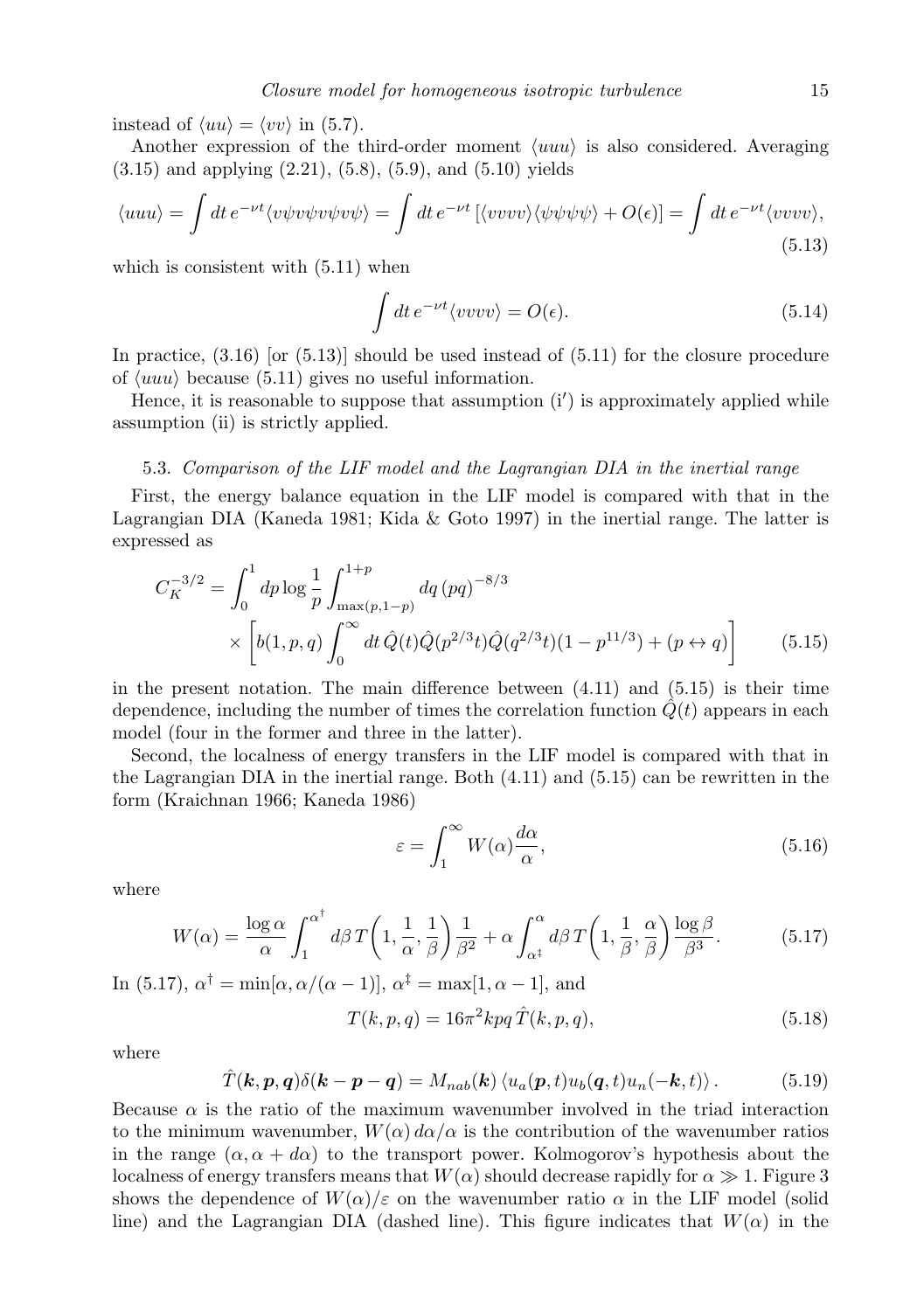instead of $\langle uu\rangle = \langle vv\rangle$ in (5.7).

Another expression of the third-order moment $\langle uuu\rangle$ is also considered. Averaging (3.15) and applying (2.21), (5.8), (5.9), and (5.10) yields

$$\langle uuu\rangle = \int dt\, e^{-\nu t}\langle v\psi v\psi v\psi v\psi\rangle = \int dt\, e^{-\nu t}\left[\langle vvvv\rangle\langle\psi\psi\psi\psi\rangle + O(\epsilon)\right] = \int dt\, e^{-\nu t}\langle vvvv\rangle, \tag{5.13}$$

which is consistent with (5.11) when

$$\int dt\, e^{-\nu t}\langle vvvv\rangle = O(\epsilon). \tag{5.14}$$

In practice, (3.16) [or (5.13)] should be used instead of (5.11) for the closure procedure of $\langle uuu\rangle$ because (5.11) gives no useful information.

Hence, it is reasonable to suppose that assumption (i′) is approximately applied while assumption (ii) is strictly applied.

### 5.3. *Comparison of the LIF model and the Lagrangian DIA in the inertial range*

First, the energy balance equation in the LIF model is compared with that in the Lagrangian DIA (Kaneda 1981; Kida & Goto 1997) in the inertial range. The latter is expressed as

$$C_K^{-3/2} = \int_0^1 dp \log\frac{1}{p}\int_{\max(p,1-p)}^{1+p} dq\,(pq)^{-8/3} \times\left[b(1,p,q)\int_0^\infty dt\,\hat{Q}(t)\hat{Q}(p^{2/3}t)\hat{Q}(q^{2/3}t)(1-p^{11/3}) + (p\leftrightarrow q)\right] \tag{5.15}$$

in the present notation. The main difference between (4.11) and (5.15) is their time dependence, including the number of times the correlation function $\hat{Q}(t)$ appears in each model (four in the former and three in the latter).

Second, the localness of energy transfers in the LIF model is compared with that in the Lagrangian DIA in the inertial range. Both (4.11) and (5.15) can be rewritten in the form (Kraichnan 1966; Kaneda 1986)

$$\varepsilon = \int_1^\infty W(\alpha)\frac{d\alpha}{\alpha}, \tag{5.16}$$

where

$$W(\alpha) = \frac{\log\alpha}{\alpha}\int_1^{\alpha^\dagger} d\beta\, T\!\left(1,\frac{1}{\alpha},\frac{1}{\beta}\right)\frac{1}{\beta^2} + \alpha\int_{\alpha^\ddagger}^{\alpha} d\beta\, T\!\left(1,\frac{1}{\beta},\frac{\alpha}{\beta}\right)\frac{\log\beta}{\beta^3}. \tag{5.17}$$

In (5.17), $\alpha^\dagger = \min[\alpha, \alpha/(\alpha-1)]$, $\alpha^\ddagger = \max[1, \alpha-1]$, and

$$T(k,p,q) = 16\pi^2 kpq\,\hat{T}(k,p,q), \tag{5.18}$$

where

$$\hat{T}(\boldsymbol{k},\boldsymbol{p},\boldsymbol{q})\delta(\boldsymbol{k}-\boldsymbol{p}-\boldsymbol{q}) = M_{nab}(\boldsymbol{k})\left\langle u_a(\boldsymbol{p},t)u_b(\boldsymbol{q},t)u_n(-\boldsymbol{k},t)\right\rangle. \tag{5.19}$$

Because $\alpha$ is the ratio of the maximum wavenumber involved in the triad interaction to the minimum wavenumber, $W(\alpha)\,d\alpha/\alpha$ is the contribution of the wavenumber ratios in the range $(\alpha, \alpha + d\alpha)$ to the transport power. Kolmogorov's hypothesis about the localness of energy transfers means that $W(\alpha)$ should decrease rapidly for $\alpha \gg 1$. Figure 3 shows the dependence of $W(\alpha)/\varepsilon$ on the wavenumber ratio $\alpha$ in the LIF model (solid line) and the Lagrangian DIA (dashed line). This figure indicates that $W(\alpha)$ in the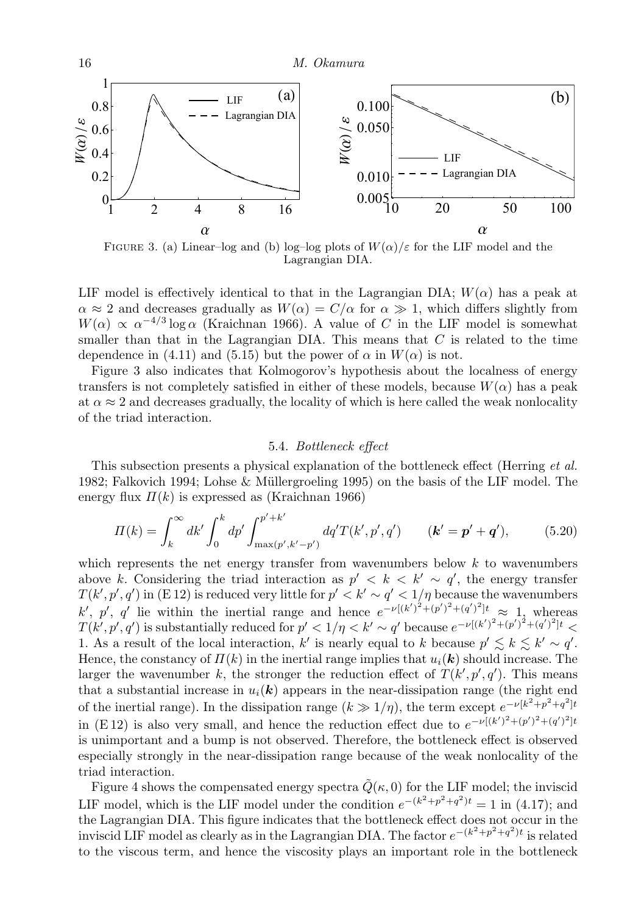FIGURE 3. (a) Linear–log and (b) log–log plots of $W(\alpha)/\varepsilon$ for the LIF model and the Lagrangian DIA.

LIF model is effectively identical to that in the Lagrangian DIA; $W(\alpha)$ has a peak at $\alpha \approx 2$ and decreases gradually as $W(\alpha) = C/\alpha$ for $\alpha \gg 1$, which differs slightly from $W(\alpha) \propto \alpha^{-4/3} \log \alpha$ (Kraichnan 1966). A value of $C$ in the LIF model is somewhat smaller than that in the Lagrangian DIA. This means that $C$ is related to the time dependence in (4.11) and (5.15) but the power of $\alpha$ in $W(\alpha)$ is not.

Figure 3 also indicates that Kolmogorov's hypothesis about the localness of energy transfers is not completely satisfied in either of these models, because $W(\alpha)$ has a peak at $\alpha \approx 2$ and decreases gradually, the locality of which is here called the weak nonlocality of the triad interaction.

### 5.4. *Bottleneck effect*

This subsection presents a physical explanation of the bottleneck effect (Herring *et al.* 1982; Falkovich 1994; Lohse & Müllergroeling 1995) on the basis of the LIF model. The energy flux $\Pi(k)$ is expressed as (Kraichnan 1966)

$$\Pi(k) = \int_k^\infty dk' \int_0^k dp' \int_{\max(p', k'-p')}^{p'+k'} dq' T(k', p', q') \qquad (\boldsymbol{k}' = \boldsymbol{p}' + \boldsymbol{q}'), \tag{5.20}$$

which represents the net energy transfer from wavenumbers below $k$ to wavenumbers above $k$. Considering the triad interaction as $p' < k < k' \sim q'$, the energy transfer $T(k', p', q')$ in (E 12) is reduced very little for $p' < k' \sim q' < 1/\eta$ because the wavenumbers $k'$, $p'$, $q'$ lie within the inertial range and hence $e^{-\nu[(k')^2+(p')^2+(q')^2]t} \approx 1$, whereas $T(k', p', q')$ is substantially reduced for $p' < 1/\eta < k' \sim q'$ because $e^{-\nu[(k')^2+(p')^2+(q')^2]t} < 1$. As a result of the local interaction, $k'$ is nearly equal to $k$ because $p' \lesssim k \lesssim k' \sim q'$. Hence, the constancy of $\Pi(k)$ in the inertial range implies that $u_i(\boldsymbol{k})$ should increase. The larger the wavenumber $k$, the stronger the reduction effect of $T(k', p', q')$. This means that a substantial increase in $u_i(\boldsymbol{k})$ appears in the near-dissipation range (the right end of the inertial range). In the dissipation range ($k \gg 1/\eta$), the term except $e^{-\nu[k^2+p^2+q^2]t}$ in (E 12) is also very small, and hence the reduction effect due to $e^{-\nu[(k')^2+(p')^2+(q')^2]t}$ is unimportant and a bump is not observed. Therefore, the bottleneck effect is observed especially strongly in the near-dissipation range because of the weak nonlocality of the triad interaction.

Figure 4 shows the compensated energy spectra $\tilde{Q}(\kappa, 0)$ for the LIF model; the inviscid LIF model, which is the LIF model under the condition $e^{-(k^2+p^2+q^2)t} = 1$ in (4.17); and the Lagrangian DIA. This figure indicates that the bottleneck effect does not occur in the inviscid LIF model as clearly as in the Lagrangian DIA. The factor $e^{-(k^2+p^2+q^2)t}$ is related to the viscous term, and hence the viscosity plays an important role in the bottleneck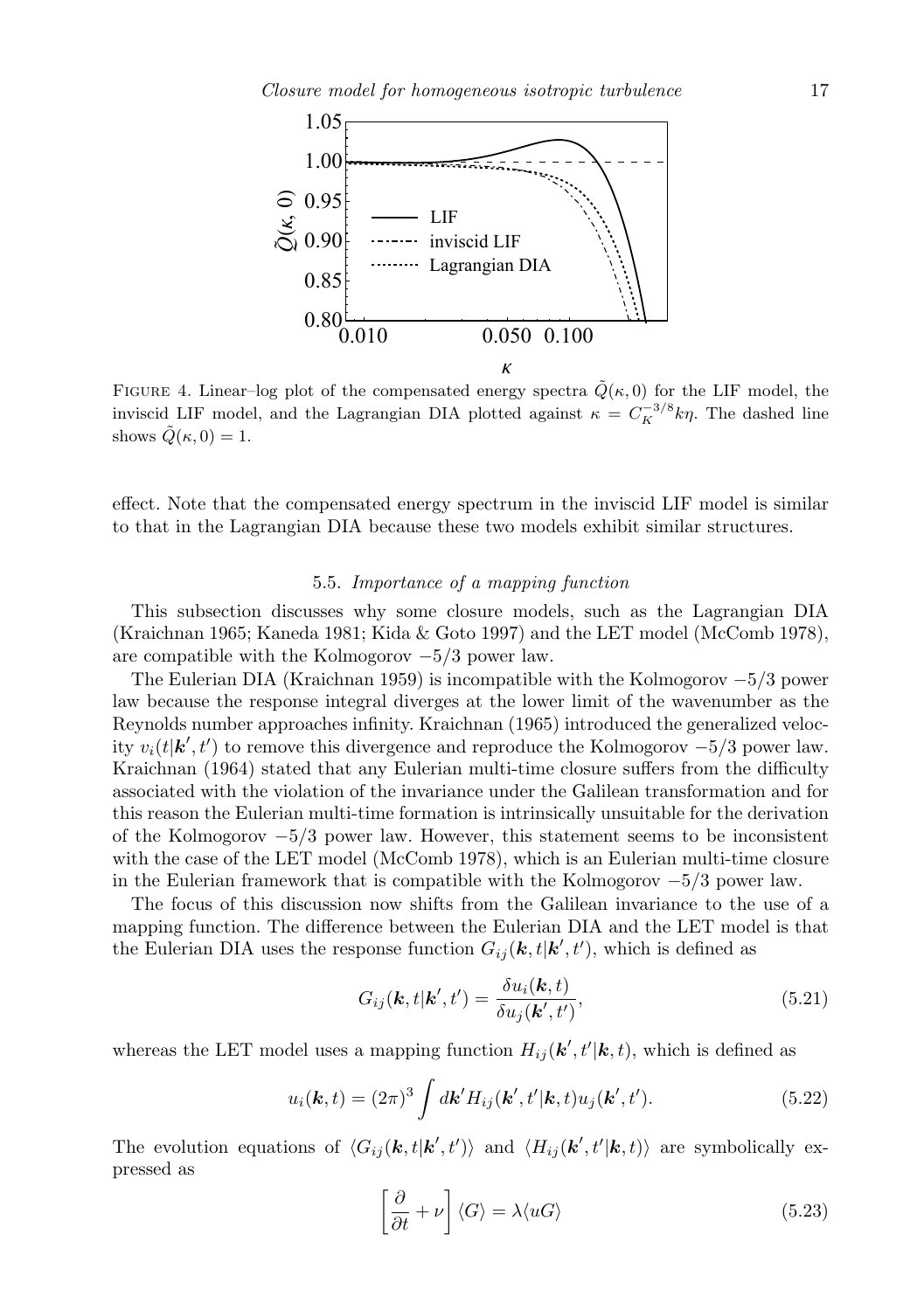FIGURE 4. Linear–log plot of the compensated energy spectra $\tilde{Q}(\kappa, 0)$ for the LIF model, the inviscid LIF model, and the Lagrangian DIA plotted against $\kappa = C_K^{-3/8} k\eta$. The dashed line shows $\tilde{Q}(\kappa, 0) = 1$.

effect. Note that the compensated energy spectrum in the inviscid LIF model is similar to that in the Lagrangian DIA because these two models exhibit similar structures.

### 5.5. *Importance of a mapping function*

This subsection discusses why some closure models, such as the Lagrangian DIA (Kraichnan 1965; Kaneda 1981; Kida & Goto 1997) and the LET model (McComb 1978), are compatible with the Kolmogorov $-5/3$ power law.

The Eulerian DIA (Kraichnan 1959) is incompatible with the Kolmogorov $-5/3$ power law because the response integral diverges at the lower limit of the wavenumber as the Reynolds number approaches infinity. Kraichnan (1965) introduced the generalized velocity $v_i(t|\boldsymbol{k}', t')$ to remove this divergence and reproduce the Kolmogorov $-5/3$ power law. Kraichnan (1964) stated that any Eulerian multi-time closure suffers from the difficulty associated with the violation of the invariance under the Galilean transformation and for this reason the Eulerian multi-time formation is intrinsically unsuitable for the derivation of the Kolmogorov $-5/3$ power law. However, this statement seems to be inconsistent with the case of the LET model (McComb 1978), which is an Eulerian multi-time closure in the Eulerian framework that is compatible with the Kolmogorov $-5/3$ power law.

The focus of this discussion now shifts from the Galilean invariance to the use of a mapping function. The difference between the Eulerian DIA and the LET model is that the Eulerian DIA uses the response function $G_{ij}(\boldsymbol{k}, t|\boldsymbol{k}', t')$, which is defined as

$$G_{ij}(\boldsymbol{k}, t|\boldsymbol{k}', t') = \frac{\delta u_i(\boldsymbol{k}, t)}{\delta u_j(\boldsymbol{k}', t')}, \tag{5.21}$$

whereas the LET model uses a mapping function $H_{ij}(\boldsymbol{k}', t'|\boldsymbol{k}, t)$, which is defined as

$$u_i(\boldsymbol{k}, t) = (2\pi)^3 \int d\boldsymbol{k}' H_{ij}(\boldsymbol{k}', t'|\boldsymbol{k}, t) u_j(\boldsymbol{k}', t'). \tag{5.22}$$

The evolution equations of $\langle G_{ij}(\boldsymbol{k}, t|\boldsymbol{k}', t')\rangle$ and $\langle H_{ij}(\boldsymbol{k}', t'|\boldsymbol{k}, t)\rangle$ are symbolically expressed as

$$\left[\frac{\partial}{\partial t} + \nu\right] \langle G \rangle = \lambda \langle uG \rangle \tag{5.23}$$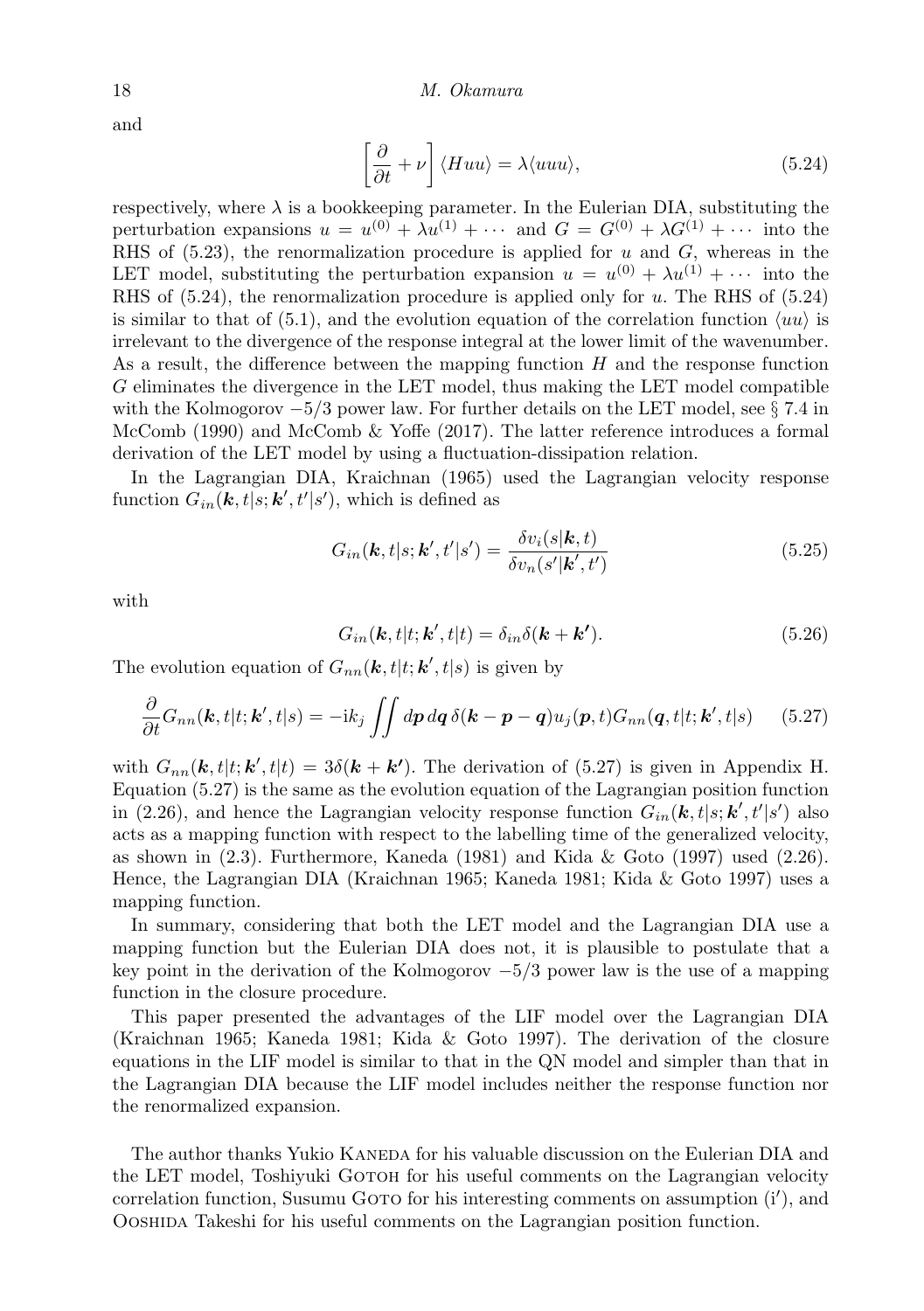and

$$\left[\frac{\partial}{\partial t}+\nu\right]\langle Huu\rangle = \lambda\langle uuu\rangle, \tag{5.24}$$

respectively, where $\lambda$ is a bookkeeping parameter. In the Eulerian DIA, substituting the perturbation expansions $u = u^{(0)} + \lambda u^{(1)} + \cdots$ and $G = G^{(0)} + \lambda G^{(1)} + \cdots$ into the RHS of (5.23), the renormalization procedure is applied for $u$ and $G$, whereas in the LET model, substituting the perturbation expansion $u = u^{(0)} + \lambda u^{(1)} + \cdots$ into the RHS of (5.24), the renormalization procedure is applied only for $u$. The RHS of (5.24) is similar to that of (5.1), and the evolution equation of the correlation function $\langle uu\rangle$ is irrelevant to the divergence of the response integral at the lower limit of the wavenumber. As a result, the difference between the mapping function $H$ and the response function $G$ eliminates the divergence in the LET model, thus making the LET model compatible with the Kolmogorov $-5/3$ power law. For further details on the LET model, see § 7.4 in McComb (1990) and McComb & Yoffe (2017). The latter reference introduces a formal derivation of the LET model by using a fluctuation-dissipation relation.

In the Lagrangian DIA, Kraichnan (1965) used the Lagrangian velocity response function $G_{in}(\boldsymbol{k}, t|s; \boldsymbol{k}', t'|s')$, which is defined as

$$G_{in}(\boldsymbol{k}, t|s; \boldsymbol{k}', t'|s') = \frac{\delta v_i(s|\boldsymbol{k}, t)}{\delta v_n(s'|\boldsymbol{k}', t')} \tag{5.25}$$

with

$$G_{in}(\boldsymbol{k}, t|t; \boldsymbol{k}', t|t) = \delta_{in}\delta(\boldsymbol{k}+\boldsymbol{k}'). \tag{5.26}$$

The evolution equation of $G_{nn}(\boldsymbol{k}, t|t; \boldsymbol{k}', t|s)$ is given by

$$\frac{\partial}{\partial t}G_{nn}(\boldsymbol{k}, t|t; \boldsymbol{k}', t|s) = -\mathrm{i}k_j \iint d\boldsymbol{p}\, d\boldsymbol{q}\, \delta(\boldsymbol{k}-\boldsymbol{p}-\boldsymbol{q}) u_j(\boldsymbol{p}, t) G_{nn}(\boldsymbol{q}, t|t; \boldsymbol{k}', t|s) \tag{5.27}$$

with $G_{nn}(\boldsymbol{k}, t|t; \boldsymbol{k}', t|t) = 3\delta(\boldsymbol{k}+\boldsymbol{k}')$. The derivation of (5.27) is given in Appendix H. Equation (5.27) is the same as the evolution equation of the Lagrangian position function in (2.26), and hence the Lagrangian velocity response function $G_{in}(\boldsymbol{k}, t|s; \boldsymbol{k}', t'|s')$ also acts as a mapping function with respect to the labelling time of the generalized velocity, as shown in (2.3). Furthermore, Kaneda (1981) and Kida & Goto (1997) used (2.26). Hence, the Lagrangian DIA (Kraichnan 1965; Kaneda 1981; Kida & Goto 1997) uses a mapping function.

In summary, considering that both the LET model and the Lagrangian DIA use a mapping function but the Eulerian DIA does not, it is plausible to postulate that a key point in the derivation of the Kolmogorov $-5/3$ power law is the use of a mapping function in the closure procedure.

This paper presented the advantages of the LIF model over the Lagrangian DIA (Kraichnan 1965; Kaneda 1981; Kida & Goto 1997). The derivation of the closure equations in the LIF model is similar to that in the QN model and simpler than that in the Lagrangian DIA because the LIF model includes neither the response function nor the renormalized expansion.

The author thanks Yukio Kaneda for his valuable discussion on the Eulerian DIA and the LET model, Toshiyuki Gotoh for his useful comments on the Lagrangian velocity correlation function, Susumu Goto for his interesting comments on assumption (i′), and Ooshida Takeshi for his useful comments on the Lagrangian position function.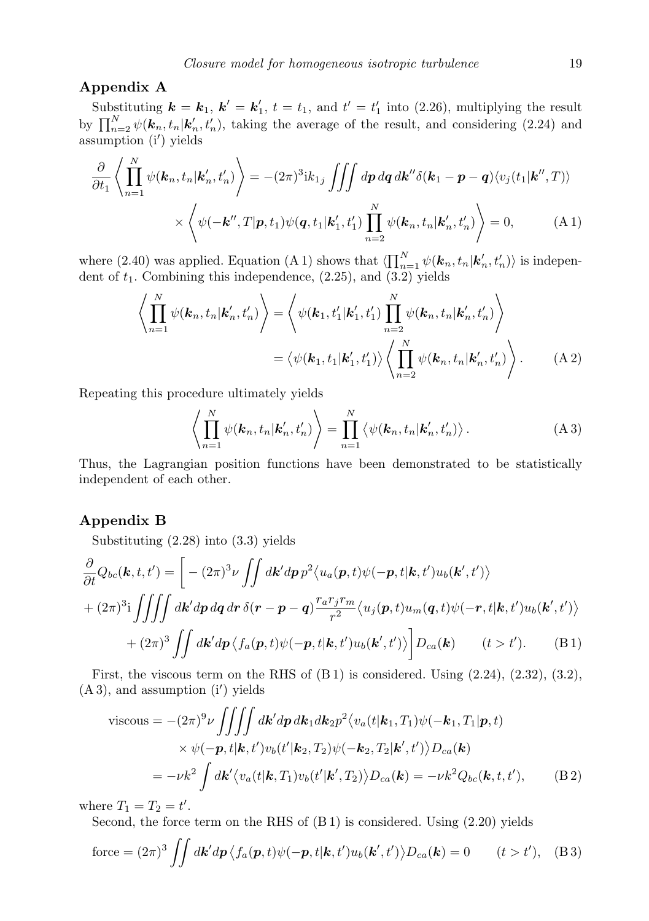## Appendix A

Substituting $\boldsymbol{k} = \boldsymbol{k}_1$, $\boldsymbol{k}' = \boldsymbol{k}_1'$, $t = t_1$, and $t' = t_1'$ into (2.26), multiplying the result by $\prod_{n=2}^{N} \psi(\boldsymbol{k}_n, t_n|\boldsymbol{k}_n', t_n')$, taking the average of the result, and considering (2.24) and assumption (i′) yields

$$
\begin{aligned}
\frac{\partial}{\partial t_1}\left\langle \prod_{n=1}^{N} \psi(\boldsymbol{k}_n, t_n|\boldsymbol{k}_n', t_n')\right\rangle &= -(2\pi)^3 \mathrm{i} k_{1j} \iiint d\boldsymbol{p}\, d\boldsymbol{q}\, d\boldsymbol{k}''\delta(\boldsymbol{k}_1 - \boldsymbol{p} - \boldsymbol{q})\langle v_j(t_1|\boldsymbol{k}'', T)\rangle \\
&\times \left\langle \psi(-\boldsymbol{k}'', T|\boldsymbol{p}, t_1)\psi(\boldsymbol{q}, t_1|\boldsymbol{k}_1', t_1') \prod_{n=2}^{N} \psi(\boldsymbol{k}_n, t_n|\boldsymbol{k}_n', t_n')\right\rangle = 0, \qquad \text{(A 1)}
\end{aligned}
$$

where (2.40) was applied. Equation (A 1) shows that $\langle \prod_{n=1}^{N} \psi(\boldsymbol{k}_n, t_n|\boldsymbol{k}_n', t_n')\rangle$ is independent of $t_1$. Combining this independence, (2.25), and (3.2) yields

$$
\begin{aligned}
\left\langle \prod_{n=1}^{N} \psi(\boldsymbol{k}_n, t_n|\boldsymbol{k}_n', t_n')\right\rangle &= \left\langle \psi(\boldsymbol{k}_1, t_1'|\boldsymbol{k}_1', t_1') \prod_{n=2}^{N} \psi(\boldsymbol{k}_n, t_n|\boldsymbol{k}_n', t_n')\right\rangle \\
&= \left\langle \psi(\boldsymbol{k}_1, t_1|\boldsymbol{k}_1', t_1')\right\rangle \left\langle \prod_{n=2}^{N} \psi(\boldsymbol{k}_n, t_n|\boldsymbol{k}_n', t_n')\right\rangle . \qquad \text{(A 2)}
\end{aligned}
$$

Repeating this procedure ultimately yields

$$
\left\langle \prod_{n=1}^{N} \psi(\boldsymbol{k}_n, t_n|\boldsymbol{k}_n', t_n')\right\rangle = \prod_{n=1}^{N} \left\langle \psi(\boldsymbol{k}_n, t_n|\boldsymbol{k}_n', t_n')\right\rangle . \qquad \text{(A 3)}
$$

Thus, the Lagrangian position functions have been demonstrated to be statistically independent of each other.

## Appendix B

Substituting (2.28) into (3.3) yields

$$
\begin{aligned}
\frac{\partial}{\partial t} Q_{bc}(\boldsymbol{k}, t, t') &= \bigg[ -(2\pi)^3 \nu \iint d\boldsymbol{k}' d\boldsymbol{p}\, p^2 \big\langle u_a(\boldsymbol{p}, t)\psi(-\boldsymbol{p}, t|\boldsymbol{k}, t')u_b(\boldsymbol{k}', t')\big\rangle \\
&+ (2\pi)^3 \mathrm{i} \iiiint d\boldsymbol{k}' d\boldsymbol{p}\, d\boldsymbol{q}\, d\boldsymbol{r}\, \delta(\boldsymbol{r} - \boldsymbol{p} - \boldsymbol{q}) \frac{r_a r_j r_m}{r^2} \big\langle u_j(\boldsymbol{p}, t)u_m(\boldsymbol{q}, t)\psi(-\boldsymbol{r}, t|\boldsymbol{k}, t')u_b(\boldsymbol{k}', t')\big\rangle \\
&+ (2\pi)^3 \iint d\boldsymbol{k}' d\boldsymbol{p} \big\langle f_a(\boldsymbol{p}, t)\psi(-\boldsymbol{p}, t|\boldsymbol{k}, t')u_b(\boldsymbol{k}', t')\big\rangle \bigg] D_{ca}(\boldsymbol{k}) \qquad (t > t'). \qquad \text{(B 1)}
\end{aligned}
$$

First, the viscous term on the RHS of (B 1) is considered. Using (2.24), (2.32), (3.2), (A 3), and assumption (i′) yields

$$
\begin{aligned}
\text{viscous} &= -(2\pi)^9 \nu \iiiint d\boldsymbol{k}' d\boldsymbol{p}\, d\boldsymbol{k}_1 d\boldsymbol{k}_2 p^2 \big\langle v_a(t|\boldsymbol{k}_1, T_1)\psi(-\boldsymbol{k}_1, T_1|\boldsymbol{p}, t) \\
&\quad \times \psi(-\boldsymbol{p}, t|\boldsymbol{k}, t')v_b(t'|\boldsymbol{k}_2, T_2)\psi(-\boldsymbol{k}_2, T_2|\boldsymbol{k}', t')\big\rangle D_{ca}(\boldsymbol{k}) \\
&= -\nu k^2 \int d\boldsymbol{k}' \big\langle v_a(t|\boldsymbol{k}, T_1)v_b(t'|\boldsymbol{k}', T_2)\big\rangle D_{ca}(\boldsymbol{k}) = -\nu k^2 Q_{bc}(\boldsymbol{k}, t, t'), \qquad \text{(B 2)}
\end{aligned}
$$

where $T_1 = T_2 = t'$.

Second, the force term on the RHS of (B 1) is considered. Using (2.20) yields

$$
\text{force} = (2\pi)^3 \iint d\boldsymbol{k}' d\boldsymbol{p} \big\langle f_a(\boldsymbol{p}, t)\psi(-\boldsymbol{p}, t|\boldsymbol{k}, t')u_b(\boldsymbol{k}', t')\big\rangle D_{ca}(\boldsymbol{k}) = 0 \qquad (t > t'), \qquad \text{(B 3)}
$$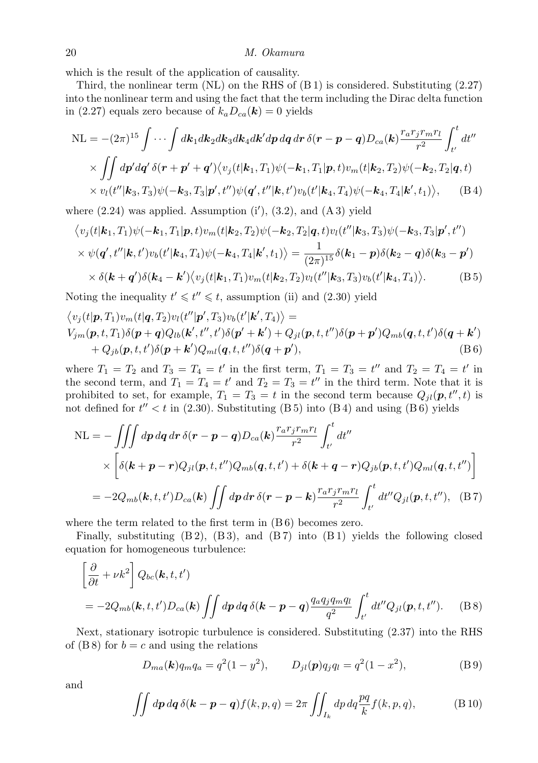which is the result of the application of causality.

Third, the nonlinear term (NL) on the RHS of (B 1) is considered. Substituting (2.27) into the nonlinear term and using the fact that the term including the Dirac delta function in (2.27) equals zero because of $k_a D_{ca}(\boldsymbol{k}) = 0$ yields

$$
\begin{aligned}
\mathrm{NL} = -(2\pi)^{15} \int \cdots \int d\boldsymbol{k}_1 d\boldsymbol{k}_2 d\boldsymbol{k}_3 d\boldsymbol{k}_4 d\boldsymbol{k}' d\boldsymbol{p}\, d\boldsymbol{q}\, d\boldsymbol{r}\, \delta(\boldsymbol{r} - \boldsymbol{p} - \boldsymbol{q}) D_{ca}(\boldsymbol{k}) \frac{r_a r_j r_m r_l}{r^2} \int_{t'}^{t} dt'' \\
\times \iint d\boldsymbol{p}' d\boldsymbol{q}'\, \delta(\boldsymbol{r} + \boldsymbol{p}' + \boldsymbol{q}') \big\langle v_j(t|\boldsymbol{k}_1, T_1) \psi(-\boldsymbol{k}_1, T_1|\boldsymbol{p}, t) v_m(t|\boldsymbol{k}_2, T_2) \psi(-\boldsymbol{k}_2, T_2|\boldsymbol{q}, t) \\
\times v_l(t''|\boldsymbol{k}_3, T_3) \psi(-\boldsymbol{k}_3, T_3|\boldsymbol{p}', t'') \psi(\boldsymbol{q}', t''|\boldsymbol{k}, t') v_b(t'|\boldsymbol{k}_4, T_4) \psi(-\boldsymbol{k}_4, T_4|\boldsymbol{k}', t_1) \big\rangle, \qquad \text{(B 4)}
\end{aligned}
$$

where (2.24) was applied. Assumption (i′), (3.2), and (A 3) yield

$$
\begin{aligned}
\big\langle v_j(t|\boldsymbol{k}_1, T_1) \psi(-\boldsymbol{k}_1, T_1|\boldsymbol{p}, t) v_m(t|\boldsymbol{k}_2, T_2) \psi(-\boldsymbol{k}_2, T_2|\boldsymbol{q}, t) v_l(t''|\boldsymbol{k}_3, T_3) \psi(-\boldsymbol{k}_3, T_3|\boldsymbol{p}', t'') \\
\times \psi(\boldsymbol{q}', t''|\boldsymbol{k}, t') v_b(t'|\boldsymbol{k}_4, T_4) \psi(-\boldsymbol{k}_4, T_4|\boldsymbol{k}', t_1) \big\rangle = \frac{1}{(2\pi)^{15}} \delta(\boldsymbol{k}_1 - \boldsymbol{p}) \delta(\boldsymbol{k}_2 - \boldsymbol{q}) \delta(\boldsymbol{k}_3 - \boldsymbol{p}') \\
\times \delta(\boldsymbol{k} + \boldsymbol{q}') \delta(\boldsymbol{k}_4 - \boldsymbol{k}') \big\langle v_j(t|\boldsymbol{k}_1, T_1) v_m(t|\boldsymbol{k}_2, T_2) v_l(t''|\boldsymbol{k}_3, T_3) v_b(t'|\boldsymbol{k}_4, T_4) \big\rangle. \qquad \text{(B 5)}
\end{aligned}
$$

Noting the inequality $t' \leqslant t'' \leqslant t$, assumption (ii) and (2.30) yield

$$
\begin{aligned}
&\big\langle v_j(t|\boldsymbol{p}, T_1) v_m(t|\boldsymbol{q}, T_2) v_l(t''|\boldsymbol{p}', T_3) v_b(t'|\boldsymbol{k}', T_4) \big\rangle = \\
&V_{jm}(\boldsymbol{p}, t, T_1) \delta(\boldsymbol{p} + \boldsymbol{q}) Q_{lb}(\boldsymbol{k}', t'', t') \delta(\boldsymbol{p}' + \boldsymbol{k}') + Q_{jl}(\boldsymbol{p}, t, t'') \delta(\boldsymbol{p} + \boldsymbol{p}') Q_{mb}(\boldsymbol{q}, t, t') \delta(\boldsymbol{q} + \boldsymbol{k}') \\
&\quad + Q_{jb}(\boldsymbol{p}, t, t') \delta(\boldsymbol{p} + \boldsymbol{k}') Q_{ml}(\boldsymbol{q}, t, t'') \delta(\boldsymbol{q} + \boldsymbol{p}'), \qquad \text{(B 6)}
\end{aligned}
$$

where $T_1 = T_2$ and $T_3 = T_4 = t'$ in the first term, $T_1 = T_3 = t''$ and $T_2 = T_4 = t'$ in the second term, and $T_1 = T_4 = t'$ and $T_2 = T_3 = t''$ in the third term. Note that it is prohibited to set, for example, $T_1 = T_3 = t$ in the second term because $Q_{jl}(\boldsymbol{p}, t'', t)$ is not defined for $t'' < t$ in (2.30). Substituting (B 5) into (B 4) and using (B 6) yields

$$
\begin{aligned}
\mathrm{NL} &= -\iiint d\boldsymbol{p}\, d\boldsymbol{q}\, d\boldsymbol{r}\, \delta(\boldsymbol{r} - \boldsymbol{p} - \boldsymbol{q}) D_{ca}(\boldsymbol{k}) \frac{r_a r_j r_m r_l}{r^2} \int_{t'}^{t} dt'' \\
&\quad \times \Big[ \delta(\boldsymbol{k} + \boldsymbol{p} - \boldsymbol{r}) Q_{jl}(\boldsymbol{p}, t, t'') Q_{mb}(\boldsymbol{q}, t, t') + \delta(\boldsymbol{k} + \boldsymbol{q} - \boldsymbol{r}) Q_{jb}(\boldsymbol{p}, t, t') Q_{ml}(\boldsymbol{q}, t, t'') \Big] \\
&= -2 Q_{mb}(\boldsymbol{k}, t, t') D_{ca}(\boldsymbol{k}) \iint d\boldsymbol{p}\, d\boldsymbol{r}\, \delta(\boldsymbol{r} - \boldsymbol{p} - \boldsymbol{k}) \frac{r_a r_j r_m r_l}{r^2} \int_{t'}^{t} dt'' Q_{jl}(\boldsymbol{p}, t, t''), \quad \text{(B 7)}
\end{aligned}
$$

where the term related to the first term in (B 6) becomes zero.

Finally, substituting (B 2), (B 3), and (B 7) into (B 1) yields the following closed equation for homogeneous turbulence:

$$
\begin{aligned}
&\left[ \frac{\partial}{\partial t} + \nu k^2 \right] Q_{bc}(\boldsymbol{k}, t, t') \\
&= -2 Q_{mb}(\boldsymbol{k}, t, t') D_{ca}(\boldsymbol{k}) \iint d\boldsymbol{p}\, d\boldsymbol{q}\, \delta(\boldsymbol{k} - \boldsymbol{p} - \boldsymbol{q}) \frac{q_a q_j q_m q_l}{q^2} \int_{t'}^{t} dt'' Q_{jl}(\boldsymbol{p}, t, t''). \qquad \text{(B 8)}
\end{aligned}
$$

Next, stationary isotropic turbulence is considered. Substituting (2.37) into the RHS of (B 8) for $b = c$ and using the relations

$$
D_{ma}(\boldsymbol{k}) q_m q_a = q^2 (1 - y^2), \qquad D_{jl}(\boldsymbol{p}) q_j q_l = q^2 (1 - x^2), \qquad \text{(B 9)}
$$

and

$$
\iint d\boldsymbol{p}\, d\boldsymbol{q}\, \delta(\boldsymbol{k} - \boldsymbol{p} - \boldsymbol{q}) f(k, p, q) = 2\pi \iint_{I_k} dp\, dq \frac{pq}{k} f(k, p, q), \qquad \text{(B 10)}
$$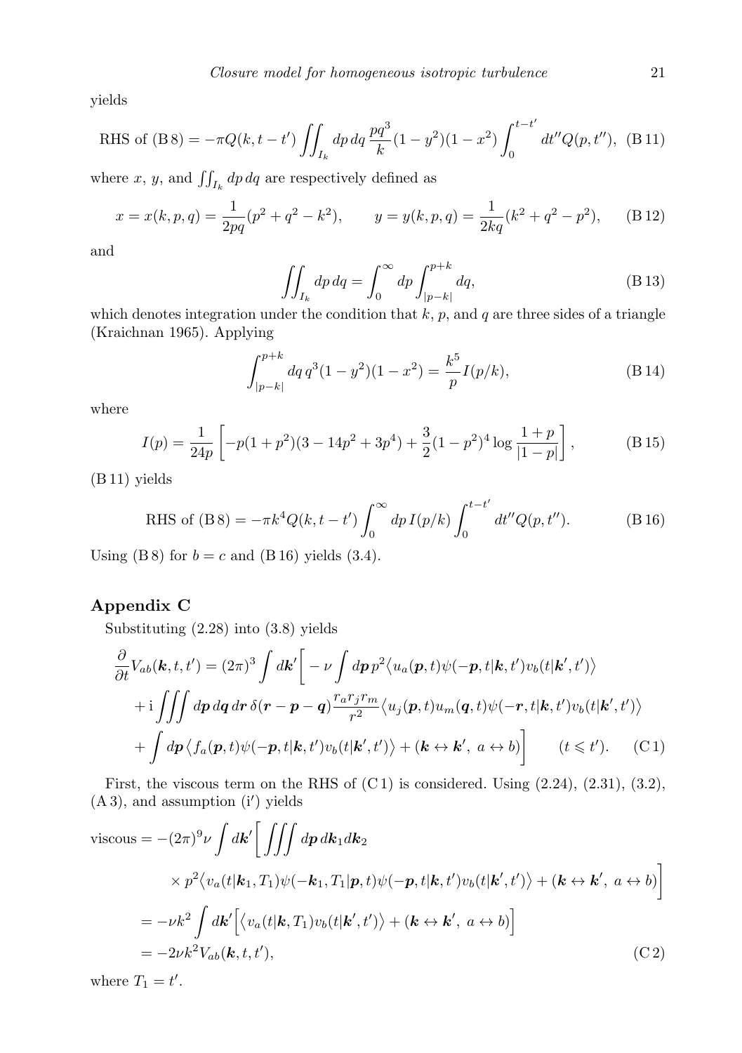yields

$$\text{RHS of (B 8)} = -\pi Q(k,t-t') \iint_{I_k} dp\, dq\, \frac{pq^3}{k}(1-y^2)(1-x^2) \int_0^{t-t'} dt'' Q(p,t''), \tag{B 11}$$

where $x$, $y$, and $\iint_{I_k} dp\, dq$ are respectively defined as

$$x = x(k,p,q) = \frac{1}{2pq}(p^2+q^2-k^2), \qquad y = y(k,p,q) = \frac{1}{2kq}(k^2+q^2-p^2), \tag{B 12}$$

and

$$\iint_{I_k} dp\, dq = \int_0^\infty dp \int_{|p-k|}^{p+k} dq, \tag{B 13}$$

which denotes integration under the condition that $k$, $p$, and $q$ are three sides of a triangle (Kraichnan 1965). Applying

$$\int_{|p-k|}^{p+k} dq\, q^3(1-y^2)(1-x^2) = \frac{k^5}{p} I(p/k), \tag{B 14}$$

where

$$I(p) = \frac{1}{24p}\left[-p(1+p^2)(3-14p^2+3p^4) + \frac{3}{2}(1-p^2)^4 \log\frac{1+p}{|1-p|}\right], \tag{B 15}$$

(B 11) yields

$$\text{RHS of (B 8)} = -\pi k^4 Q(k,t-t') \int_0^\infty dp\, I(p/k) \int_0^{t-t'} dt'' Q(p,t''). \tag{B 16}$$

Using (B 8) for $b = c$ and (B 16) yields (3.4).

## Appendix C

Substituting (2.28) into (3.8) yields

$$\begin{aligned}
\frac{\partial}{\partial t} V_{ab}(\boldsymbol{k},t,t') = (2\pi)^3 \int d\boldsymbol{k}' \bigg[ & -\nu \int d\boldsymbol{p}\, p^2 \big\langle u_a(\boldsymbol{p},t)\psi(-\boldsymbol{p},t|\boldsymbol{k},t')v_b(t|\boldsymbol{k}',t')\big\rangle \\
& + \mathrm{i} \iiint d\boldsymbol{p}\, d\boldsymbol{q}\, d\boldsymbol{r}\, \delta(\boldsymbol{r}-\boldsymbol{p}-\boldsymbol{q}) \frac{r_a r_j r_m}{r^2} \big\langle u_j(\boldsymbol{p},t)u_m(\boldsymbol{q},t)\psi(-\boldsymbol{r},t|\boldsymbol{k},t')v_b(t|\boldsymbol{k}',t')\big\rangle \\
& + \int d\boldsymbol{p}\, \big\langle f_a(\boldsymbol{p},t)\psi(-\boldsymbol{p},t|\boldsymbol{k},t')v_b(t|\boldsymbol{k}',t')\big\rangle + (\boldsymbol{k} \leftrightarrow \boldsymbol{k}',\ a \leftrightarrow b)\bigg] \qquad (t \leqslant t').
\end{aligned} \tag{C 1}$$

First, the viscous term on the RHS of (C 1) is considered. Using (2.24), (2.31), (3.2), (A 3), and assumption (i′) yields

$$\begin{aligned}
\text{viscous} &= -(2\pi)^9 \nu \int d\boldsymbol{k}' \bigg[ \iiint d\boldsymbol{p}\, d\boldsymbol{k}_1 d\boldsymbol{k}_2 \\
&\qquad \times p^2 \big\langle v_a(t|\boldsymbol{k}_1,T_1)\psi(-\boldsymbol{k}_1,T_1|\boldsymbol{p},t)\psi(-\boldsymbol{p},t|\boldsymbol{k},t')v_b(t|\boldsymbol{k}',t')\big\rangle + (\boldsymbol{k} \leftrightarrow \boldsymbol{k}',\ a \leftrightarrow b)\bigg] \\
&= -\nu k^2 \int d\boldsymbol{k}' \Big[\big\langle v_a(t|\boldsymbol{k},T_1)v_b(t|\boldsymbol{k}',t')\big\rangle + (\boldsymbol{k} \leftrightarrow \boldsymbol{k}',\ a \leftrightarrow b)\Big] \\
&= -2\nu k^2 V_{ab}(\boldsymbol{k},t,t'),
\end{aligned} \tag{C 2}$$

where $T_1 = t'$.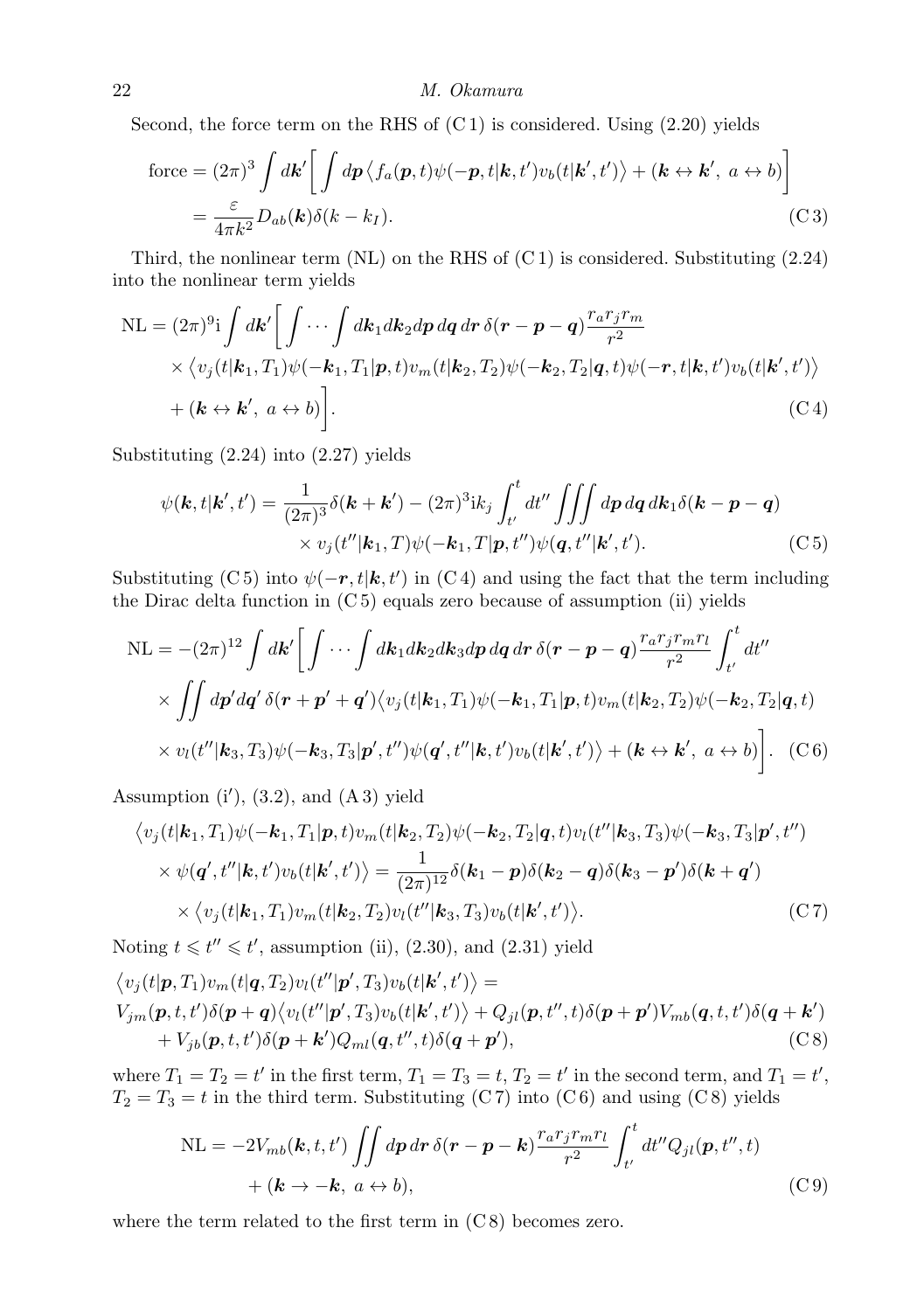Second, the force term on the RHS of (C 1) is considered. Using (2.20) yields

$$
\begin{aligned}
\text{force} &= (2\pi)^3 \int d\boldsymbol{k}' \bigg[ \int d\boldsymbol{p} \left\langle f_a(\boldsymbol{p},t)\psi(-\boldsymbol{p},t|\boldsymbol{k},t')v_b(t|\boldsymbol{k}',t') \right\rangle + (\boldsymbol{k} \leftrightarrow \boldsymbol{k}',\ a \leftrightarrow b) \bigg] \\
&= \frac{\varepsilon}{4\pi k^2} D_{ab}(\boldsymbol{k})\delta(k - k_I). \qquad \text{(C 3)}
\end{aligned}
$$

Third, the nonlinear term (NL) on the RHS of (C 1) is considered. Substituting (2.24) into the nonlinear term yields

$$
\begin{aligned}
\text{NL} = (2\pi)^9 \mathrm{i} \int d\boldsymbol{k}' \bigg[ &\int \cdots \int d\boldsymbol{k}_1 d\boldsymbol{k}_2 d\boldsymbol{p}\, d\boldsymbol{q}\, d\boldsymbol{r}\, \delta(\boldsymbol{r}-\boldsymbol{p}-\boldsymbol{q}) \frac{r_a r_j r_m}{r^2} \\
&\times \left\langle v_j(t|\boldsymbol{k}_1,T_1)\psi(-\boldsymbol{k}_1,T_1|\boldsymbol{p},t)v_m(t|\boldsymbol{k}_2,T_2)\psi(-\boldsymbol{k}_2,T_2|\boldsymbol{q},t)\psi(-\boldsymbol{r},t|\boldsymbol{k},t')v_b(t|\boldsymbol{k}',t') \right\rangle \\
&+ (\boldsymbol{k} \leftrightarrow \boldsymbol{k}',\ a \leftrightarrow b) \bigg]. \qquad \text{(C 4)}
\end{aligned}
$$

Substituting (2.24) into (2.27) yields

$$
\begin{aligned}
\psi(\boldsymbol{k},t|\boldsymbol{k}',t') = \frac{1}{(2\pi)^3}\delta(\boldsymbol{k}+\boldsymbol{k}') - (2\pi)^3 \mathrm{i} k_j \int_{t'}^{t} dt'' \iiint d\boldsymbol{p}\, d\boldsymbol{q}\, d\boldsymbol{k}_1 \delta(\boldsymbol{k}-\boldsymbol{p}-\boldsymbol{q}) \\
\times v_j(t''|\boldsymbol{k}_1,T)\psi(-\boldsymbol{k}_1,T|\boldsymbol{p},t'')\psi(\boldsymbol{q},t''|\boldsymbol{k}',t'). \qquad \text{(C 5)}
\end{aligned}
$$

Substituting (C 5) into $\psi(-\boldsymbol{r},t|\boldsymbol{k},t')$ in (C 4) and using the fact that the term including the Dirac delta function in (C 5) equals zero because of assumption (ii) yields

$$
\begin{aligned}
\text{NL} = -(2\pi)^{12} \int d\boldsymbol{k}' \bigg[ &\int \cdots \int d\boldsymbol{k}_1 d\boldsymbol{k}_2 d\boldsymbol{k}_3 d\boldsymbol{p}\, d\boldsymbol{q}\, d\boldsymbol{r}\, \delta(\boldsymbol{r}-\boldsymbol{p}-\boldsymbol{q}) \frac{r_a r_j r_m r_l}{r^2} \int_{t'}^{t} dt'' \\
&\times \iint d\boldsymbol{p}' d\boldsymbol{q}'\, \delta(\boldsymbol{r}+\boldsymbol{p}'+\boldsymbol{q}') \big\langle v_j(t|\boldsymbol{k}_1,T_1)\psi(-\boldsymbol{k}_1,T_1|\boldsymbol{p},t)v_m(t|\boldsymbol{k}_2,T_2)\psi(-\boldsymbol{k}_2,T_2|\boldsymbol{q},t) \\
&\times v_l(t''|\boldsymbol{k}_3,T_3)\psi(-\boldsymbol{k}_3,T_3|\boldsymbol{p}',t'')\psi(\boldsymbol{q}',t''|\boldsymbol{k},t')v_b(t|\boldsymbol{k}',t') \big\rangle + (\boldsymbol{k} \leftrightarrow \boldsymbol{k}',\ a \leftrightarrow b) \bigg]. \quad \text{(C 6)}
\end{aligned}
$$

Assumption (i′), (3.2), and (A 3) yield

$$
\begin{aligned}
&\big\langle v_j(t|\boldsymbol{k}_1,T_1)\psi(-\boldsymbol{k}_1,T_1|\boldsymbol{p},t)v_m(t|\boldsymbol{k}_2,T_2)\psi(-\boldsymbol{k}_2,T_2|\boldsymbol{q},t)v_l(t''|\boldsymbol{k}_3,T_3)\psi(-\boldsymbol{k}_3,T_3|\boldsymbol{p}',t'') \\
&\times \psi(\boldsymbol{q}',t''|\boldsymbol{k},t')v_b(t|\boldsymbol{k}',t') \big\rangle = \frac{1}{(2\pi)^{12}}\delta(\boldsymbol{k}_1-\boldsymbol{p})\delta(\boldsymbol{k}_2-\boldsymbol{q})\delta(\boldsymbol{k}_3-\boldsymbol{p}')\delta(\boldsymbol{k}+\boldsymbol{q}') \\
&\times \big\langle v_j(t|\boldsymbol{k}_1,T_1)v_m(t|\boldsymbol{k}_2,T_2)v_l(t''|\boldsymbol{k}_3,T_3)v_b(t|\boldsymbol{k}',t') \big\rangle. \qquad \text{(C 7)}
\end{aligned}
$$

Noting $t \leqslant t'' \leqslant t'$, assumption (ii), (2.30), and (2.31) yield

$$
\begin{aligned}
&\big\langle v_j(t|\boldsymbol{p},T_1)v_m(t|\boldsymbol{q},T_2)v_l(t''|\boldsymbol{p}',T_3)v_b(t|\boldsymbol{k}',t') \big\rangle = \\
&V_{jm}(\boldsymbol{p},t,t')\delta(\boldsymbol{p}+\boldsymbol{q})\big\langle v_l(t''|\boldsymbol{p}',T_3)v_b(t|\boldsymbol{k}',t') \big\rangle + Q_{jl}(\boldsymbol{p},t'',t)\delta(\boldsymbol{p}+\boldsymbol{p}')V_{mb}(\boldsymbol{q},t,t')\delta(\boldsymbol{q}+\boldsymbol{k}') \\
&\quad + V_{jb}(\boldsymbol{p},t,t')\delta(\boldsymbol{p}+\boldsymbol{k}')Q_{ml}(\boldsymbol{q},t'',t)\delta(\boldsymbol{q}+\boldsymbol{p}'), \qquad \text{(C 8)}
\end{aligned}
$$

where $T_1 = T_2 = t'$ in the first term, $T_1 = T_3 = t$, $T_2 = t'$ in the second term, and $T_1 = t'$, $T_2 = T_3 = t$ in the third term. Substituting (C 7) into (C 6) and using (C 8) yields

$$
\begin{aligned}
\text{NL} = -2V_{mb}(\boldsymbol{k},t,t') \iint d\boldsymbol{p}\, d\boldsymbol{r}\, \delta(\boldsymbol{r}-\boldsymbol{p}-\boldsymbol{k}) \frac{r_a r_j r_m r_l}{r^2} \int_{t'}^{t} dt'' Q_{jl}(\boldsymbol{p},t'',t) \\
+ (\boldsymbol{k} \to -\boldsymbol{k},\ a \leftrightarrow b), \qquad \text{(C 9)}
\end{aligned}
$$

where the term related to the first term in (C 8) becomes zero.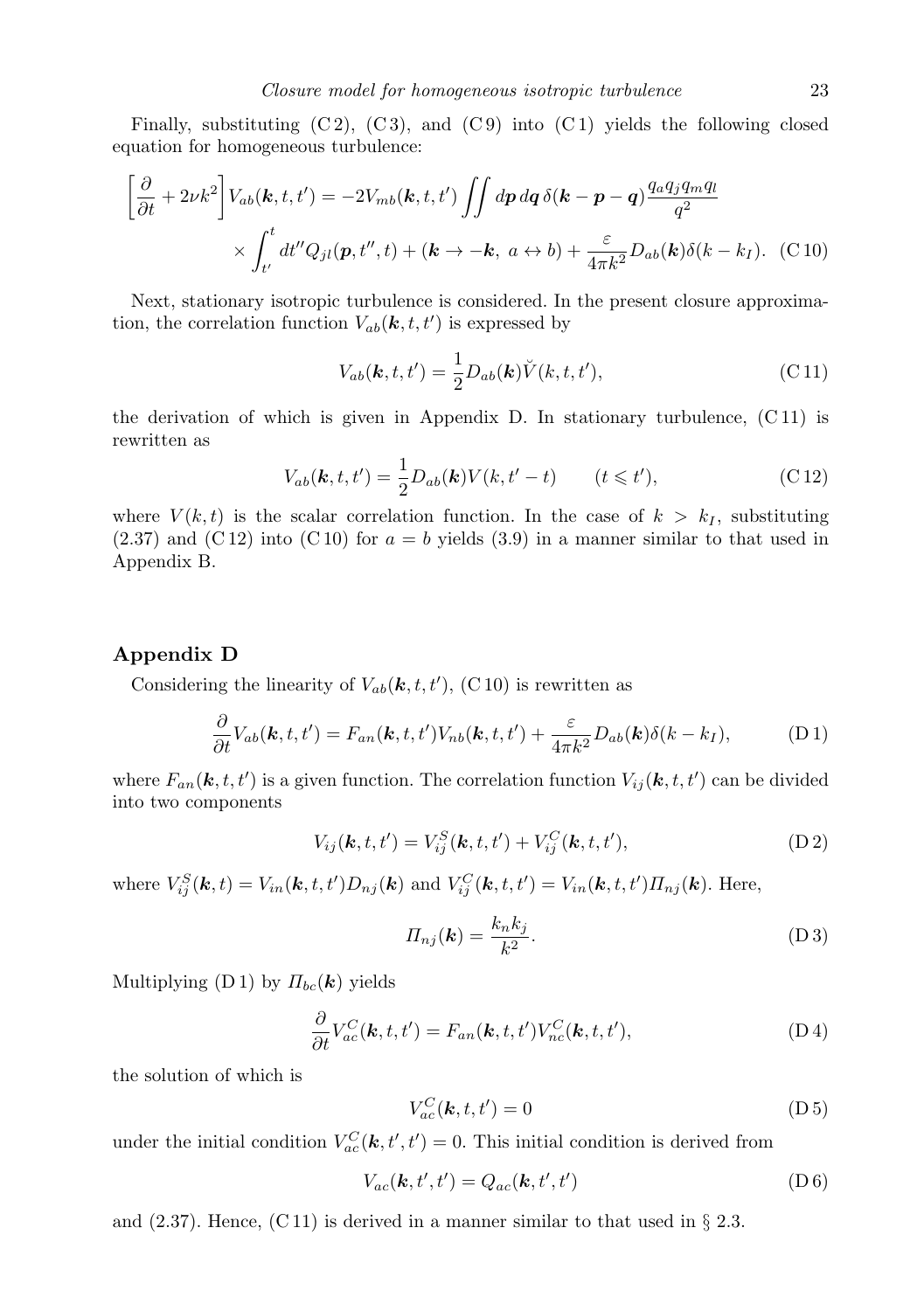Finally, substituting (C 2), (C 3), and (C 9) into (C 1) yields the following closed equation for homogeneous turbulence:

$$\left[\frac{\partial}{\partial t} + 2\nu k^2\right] V_{ab}(\boldsymbol{k}, t, t') = -2V_{mb}(\boldsymbol{k}, t, t') \iint d\boldsymbol{p}\, d\boldsymbol{q}\, \delta(\boldsymbol{k} - \boldsymbol{p} - \boldsymbol{q}) \frac{q_a q_j q_m q_l}{q^2}$$
$$\times \int_{t'}^{t} dt'' Q_{jl}(\boldsymbol{p}, t'', t) + (\boldsymbol{k} \to -\boldsymbol{k},\ a \leftrightarrow b) + \frac{\varepsilon}{4\pi k^2} D_{ab}(\boldsymbol{k}) \delta(k - k_I). \quad \text{(C 10)}$$

Next, stationary isotropic turbulence is considered. In the present closure approximation, the correlation function $V_{ab}(\boldsymbol{k}, t, t')$ is expressed by

$$V_{ab}(\boldsymbol{k}, t, t') = \frac{1}{2} D_{ab}(\boldsymbol{k}) \check{V}(k, t, t'), \quad \text{(C 11)}$$

the derivation of which is given in Appendix D. In stationary turbulence, (C 11) is rewritten as

$$V_{ab}(\boldsymbol{k}, t, t') = \frac{1}{2} D_{ab}(\boldsymbol{k}) V(k, t' - t) \qquad (t \leqslant t'), \quad \text{(C 12)}$$

where $V(k, t)$ is the scalar correlation function. In the case of $k > k_I$, substituting (2.37) and (C 12) into (C 10) for $a = b$ yields (3.9) in a manner similar to that used in Appendix B.

## Appendix D

Considering the linearity of $V_{ab}(\boldsymbol{k}, t, t')$, (C 10) is rewritten as

$$\frac{\partial}{\partial t} V_{ab}(\boldsymbol{k}, t, t') = F_{an}(\boldsymbol{k}, t, t') V_{nb}(\boldsymbol{k}, t, t') + \frac{\varepsilon}{4\pi k^2} D_{ab}(\boldsymbol{k}) \delta(k - k_I), \quad \text{(D 1)}$$

where $F_{an}(\boldsymbol{k}, t, t')$ is a given function. The correlation function $V_{ij}(\boldsymbol{k}, t, t')$ can be divided into two components

$$V_{ij}(\boldsymbol{k}, t, t') = V_{ij}^S(\boldsymbol{k}, t, t') + V_{ij}^C(\boldsymbol{k}, t, t'), \quad \text{(D 2)}$$

where $V_{ij}^S(\boldsymbol{k}, t) = V_{in}(\boldsymbol{k}, t, t') D_{nj}(\boldsymbol{k})$ and $V_{ij}^C(\boldsymbol{k}, t, t') = V_{in}(\boldsymbol{k}, t, t') \varPi_{nj}(\boldsymbol{k})$. Here,

$$\varPi_{nj}(\boldsymbol{k}) = \frac{k_n k_j}{k^2}. \quad \text{(D 3)}$$

Multiplying (D 1) by $\varPi_{bc}(\boldsymbol{k})$ yields

$$\frac{\partial}{\partial t} V_{ac}^C(\boldsymbol{k}, t, t') = F_{an}(\boldsymbol{k}, t, t') V_{nc}^C(\boldsymbol{k}, t, t'), \quad \text{(D 4)}$$

the solution of which is

$$V_{ac}^C(\boldsymbol{k}, t, t') = 0 \quad \text{(D 5)}$$

under the initial condition $V_{ac}^C(\boldsymbol{k}, t', t') = 0$. This initial condition is derived from

$$V_{ac}(\boldsymbol{k}, t', t') = Q_{ac}(\boldsymbol{k}, t', t') \quad \text{(D 6)}$$

and (2.37). Hence, (C 11) is derived in a manner similar to that used in § 2.3.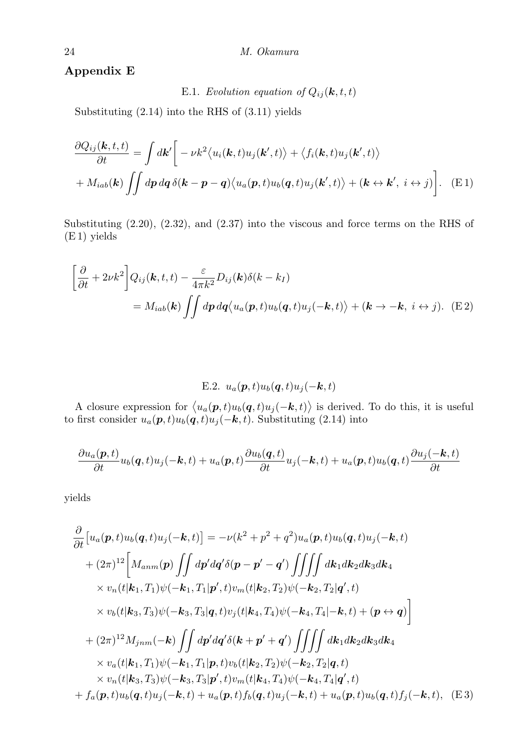## Appendix E

### E.1. *Evolution equation of* $Q_{ij}(\boldsymbol{k}, t, t)$

Substituting (2.14) into the RHS of (3.11) yields

$$
\begin{aligned}
\frac{\partial Q_{ij}(\boldsymbol{k},t,t)}{\partial t} &= \int d\boldsymbol{k}' \bigg[ -\nu k^2 \big\langle u_i(\boldsymbol{k},t) u_j(\boldsymbol{k}',t) \big\rangle + \big\langle f_i(\boldsymbol{k},t) u_j(\boldsymbol{k}',t) \big\rangle \\
&+ M_{iab}(\boldsymbol{k}) \iint d\boldsymbol{p}\, d\boldsymbol{q}\, \delta(\boldsymbol{k}-\boldsymbol{p}-\boldsymbol{q}) \big\langle u_a(\boldsymbol{p},t) u_b(\boldsymbol{q},t) u_j(\boldsymbol{k}',t) \big\rangle + (\boldsymbol{k} \leftrightarrow \boldsymbol{k}',\ i \leftrightarrow j) \bigg]. \quad \text{(E 1)}
\end{aligned}
$$

Substituting (2.20), (2.32), and (2.37) into the viscous and force terms on the RHS of (E 1) yields

$$
\begin{aligned}
&\left[ \frac{\partial}{\partial t} + 2\nu k^2 \right] Q_{ij}(\boldsymbol{k},t,t) - \frac{\varepsilon}{4\pi k^2} D_{ij}(\boldsymbol{k}) \delta(k - k_I) \\
&\qquad = M_{iab}(\boldsymbol{k}) \iint d\boldsymbol{p}\, d\boldsymbol{q} \big\langle u_a(\boldsymbol{p},t) u_b(\boldsymbol{q},t) u_j(-\boldsymbol{k},t) \big\rangle + (\boldsymbol{k} \to -\boldsymbol{k},\ i \leftrightarrow j). \quad \text{(E 2)}
\end{aligned}
$$

### E.2. $u_a(\boldsymbol{p},t) u_b(\boldsymbol{q},t) u_j(-\boldsymbol{k},t)$

A closure expression for $\big\langle u_a(\boldsymbol{p},t) u_b(\boldsymbol{q},t) u_j(-\boldsymbol{k},t) \big\rangle$ is derived. To do this, it is useful to first consider $u_a(\boldsymbol{p},t) u_b(\boldsymbol{q},t) u_j(-\boldsymbol{k},t)$. Substituting (2.14) into

$$
\frac{\partial u_a(\boldsymbol{p},t)}{\partial t} u_b(\boldsymbol{q},t) u_j(-\boldsymbol{k},t) + u_a(\boldsymbol{p},t) \frac{\partial u_b(\boldsymbol{q},t)}{\partial t} u_j(-\boldsymbol{k},t) + u_a(\boldsymbol{p},t) u_b(\boldsymbol{q},t) \frac{\partial u_j(-\boldsymbol{k},t)}{\partial t}
$$

yields

$$
\begin{aligned}
\frac{\partial}{\partial t} \big[ u_a(\boldsymbol{p},t) u_b(\boldsymbol{q},t) u_j(-\boldsymbol{k},t) \big] &= -\nu (k^2 + p^2 + q^2) u_a(\boldsymbol{p},t) u_b(\boldsymbol{q},t) u_j(-\boldsymbol{k},t) \\
&+ (2\pi)^{12} \bigg[ M_{anm}(\boldsymbol{p}) \iint d\boldsymbol{p}' d\boldsymbol{q}' \delta(\boldsymbol{p}-\boldsymbol{p}'-\boldsymbol{q}') \iiiint d\boldsymbol{k}_1 d\boldsymbol{k}_2 d\boldsymbol{k}_3 d\boldsymbol{k}_4 \\
&\times v_n(t|\boldsymbol{k}_1,T_1) \psi(-\boldsymbol{k}_1,T_1|\boldsymbol{p}',t) v_m(t|\boldsymbol{k}_2,T_2) \psi(-\boldsymbol{k}_2,T_2|\boldsymbol{q}',t) \\
&\times v_b(t|\boldsymbol{k}_3,T_3) \psi(-\boldsymbol{k}_3,T_3|\boldsymbol{q},t) v_j(t|\boldsymbol{k}_4,T_4) \psi(-\boldsymbol{k}_4,T_4|-\boldsymbol{k},t) + (\boldsymbol{p} \leftrightarrow \boldsymbol{q}) \bigg] \\
&+ (2\pi)^{12} M_{jnm}(-\boldsymbol{k}) \iint d\boldsymbol{p}' d\boldsymbol{q}' \delta(\boldsymbol{k}+\boldsymbol{p}'+\boldsymbol{q}') \iiiint d\boldsymbol{k}_1 d\boldsymbol{k}_2 d\boldsymbol{k}_3 d\boldsymbol{k}_4 \\
&\times v_a(t|\boldsymbol{k}_1,T_1) \psi(-\boldsymbol{k}_1,T_1|\boldsymbol{p},t) v_b(t|\boldsymbol{k}_2,T_2) \psi(-\boldsymbol{k}_2,T_2|\boldsymbol{q},t) \\
&\times v_n(t|\boldsymbol{k}_3,T_3) \psi(-\boldsymbol{k}_3,T_3|\boldsymbol{p}',t) v_m(t|\boldsymbol{k}_4,T_4) \psi(-\boldsymbol{k}_4,T_4|\boldsymbol{q}',t) \\
&+ f_a(\boldsymbol{p},t) u_b(\boldsymbol{q},t) u_j(-\boldsymbol{k},t) + u_a(\boldsymbol{p},t) f_b(\boldsymbol{q},t) u_j(-\boldsymbol{k},t) + u_a(\boldsymbol{p},t) u_b(\boldsymbol{q},t) f_j(-\boldsymbol{k},t), \quad \text{(E 3)}
\end{aligned}
$$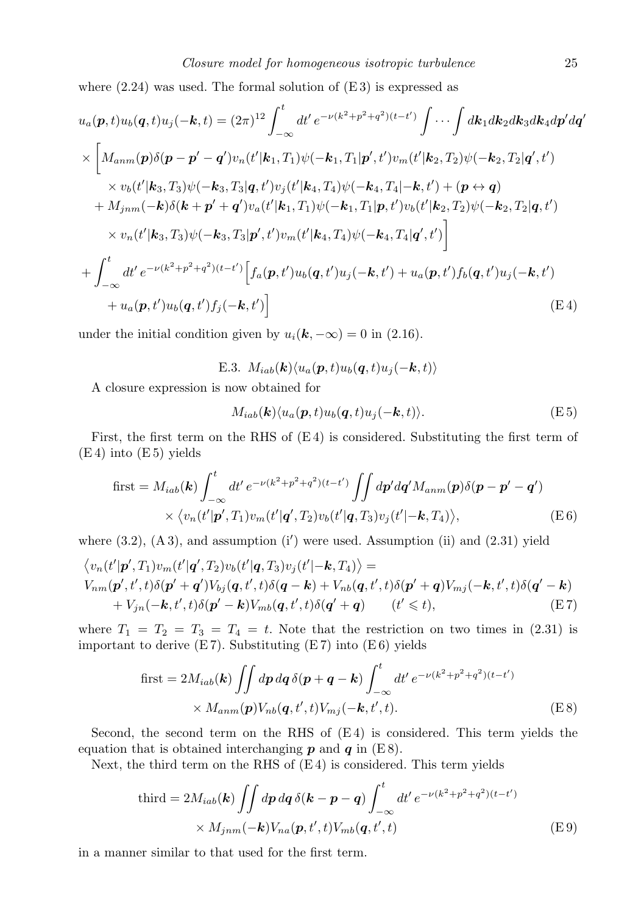where (2.24) was used. The formal solution of (E 3) is expressed as

$$
\begin{aligned}
u_a(\boldsymbol{p},t)u_b(\boldsymbol{q},t)u_j(-\boldsymbol{k},t) &= (2\pi)^{12}\int_{-\infty}^{t} dt'\, e^{-\nu(k^2+p^2+q^2)(t-t')} \int\cdots\int d\boldsymbol{k}_1 d\boldsymbol{k}_2 d\boldsymbol{k}_3 d\boldsymbol{k}_4 d\boldsymbol{p}' d\boldsymbol{q}' \\
&\times \Big[ M_{anm}(\boldsymbol{p})\delta(\boldsymbol{p}-\boldsymbol{p}'-\boldsymbol{q}') v_n(t'|\boldsymbol{k}_1,T_1)\psi(-\boldsymbol{k}_1,T_1|\boldsymbol{p}',t') v_m(t'|\boldsymbol{k}_2,T_2)\psi(-\boldsymbol{k}_2,T_2|\boldsymbol{q}',t') \\
&\quad \times v_b(t'|\boldsymbol{k}_3,T_3)\psi(-\boldsymbol{k}_3,T_3|\boldsymbol{q},t') v_j(t'|\boldsymbol{k}_4,T_4)\psi(-\boldsymbol{k}_4,T_4|-\boldsymbol{k},t') + (\boldsymbol{p}\leftrightarrow\boldsymbol{q}) \\
&\quad + M_{jnm}(-\boldsymbol{k})\delta(\boldsymbol{k}+\boldsymbol{p}'+\boldsymbol{q}') v_a(t'|\boldsymbol{k}_1,T_1)\psi(-\boldsymbol{k}_1,T_1|\boldsymbol{p},t') v_b(t'|\boldsymbol{k}_2,T_2)\psi(-\boldsymbol{k}_2,T_2|\boldsymbol{q},t') \\
&\quad \times v_n(t'|\boldsymbol{k}_3,T_3)\psi(-\boldsymbol{k}_3,T_3|\boldsymbol{p}',t') v_m(t'|\boldsymbol{k}_4,T_4)\psi(-\boldsymbol{k}_4,T_4|\boldsymbol{q}',t') \Big] \\
&+ \int_{-\infty}^{t} dt'\, e^{-\nu(k^2+p^2+q^2)(t-t')} \Big[ f_a(\boldsymbol{p},t')u_b(\boldsymbol{q},t')u_j(-\boldsymbol{k},t') + u_a(\boldsymbol{p},t')f_b(\boldsymbol{q},t')u_j(-\boldsymbol{k},t') \\
&\quad + u_a(\boldsymbol{p},t')u_b(\boldsymbol{q},t')f_j(-\boldsymbol{k},t') \Big]
\end{aligned} \tag{E 4}
$$

under the initial condition given by $u_i(\boldsymbol{k},-\infty)=0$ in (2.16).

### E.3. $M_{iab}(\boldsymbol{k})\langle u_a(\boldsymbol{p},t)u_b(\boldsymbol{q},t)u_j(-\boldsymbol{k},t)\rangle$

A closure expression is now obtained for

$$
M_{iab}(\boldsymbol{k})\langle u_a(\boldsymbol{p},t)u_b(\boldsymbol{q},t)u_j(-\boldsymbol{k},t)\rangle. \tag{E 5}
$$

First, the first term on the RHS of (E 4) is considered. Substituting the first term of (E 4) into (E 5) yields

$$
\begin{aligned}
\text{first} &= M_{iab}(\boldsymbol{k})\int_{-\infty}^{t} dt'\, e^{-\nu(k^2+p^2+q^2)(t-t')} \iint d\boldsymbol{p}' d\boldsymbol{q}' M_{anm}(\boldsymbol{p})\delta(\boldsymbol{p}-\boldsymbol{p}'-\boldsymbol{q}') \\
&\quad \times \big\langle v_n(t'|\boldsymbol{p}',T_1)v_m(t'|\boldsymbol{q}',T_2)v_b(t'|\boldsymbol{q},T_3)v_j(t'|-\boldsymbol{k},T_4)\big\rangle,
\end{aligned} \tag{E 6}
$$

where (3.2), (A 3), and assumption (i′) were used. Assumption (ii) and (2.31) yield

$$
\begin{aligned}
&\big\langle v_n(t'|\boldsymbol{p}',T_1)v_m(t'|\boldsymbol{q}',T_2)v_b(t'|\boldsymbol{q},T_3)v_j(t'|-\boldsymbol{k},T_4)\big\rangle = \\
&V_{nm}(\boldsymbol{p}',t',t)\delta(\boldsymbol{p}'+\boldsymbol{q}')V_{bj}(\boldsymbol{q},t',t)\delta(\boldsymbol{q}-\boldsymbol{k}) + V_{nb}(\boldsymbol{q},t',t)\delta(\boldsymbol{p}'+\boldsymbol{q})V_{mj}(-\boldsymbol{k},t',t)\delta(\boldsymbol{q}'-\boldsymbol{k}) \\
&\quad + V_{jn}(-\boldsymbol{k},t',t)\delta(\boldsymbol{p}'-\boldsymbol{k})V_{mb}(\boldsymbol{q},t',t)\delta(\boldsymbol{q}'+\boldsymbol{q}) \qquad (t'\leqslant t),
\end{aligned} \tag{E 7}
$$

where $T_1=T_2=T_3=T_4=t$. Note that the restriction on two times in (2.31) is important to derive (E 7). Substituting (E 7) into (E 6) yields

$$
\begin{aligned}
\text{first} &= 2M_{iab}(\boldsymbol{k})\iint d\boldsymbol{p}\, d\boldsymbol{q}\, \delta(\boldsymbol{p}+\boldsymbol{q}-\boldsymbol{k}) \int_{-\infty}^{t} dt'\, e^{-\nu(k^2+p^2+q^2)(t-t')} \\
&\quad \times M_{anm}(\boldsymbol{p})V_{nb}(\boldsymbol{q},t',t)V_{mj}(-\boldsymbol{k},t',t).
\end{aligned} \tag{E 8}
$$

Second, the second term on the RHS of (E 4) is considered. This term yields the equation that is obtained interchanging $\boldsymbol{p}$ and $\boldsymbol{q}$ in (E 8).

Next, the third term on the RHS of (E 4) is considered. This term yields

$$
\begin{aligned}
\text{third} &= 2M_{iab}(\boldsymbol{k})\iint d\boldsymbol{p}\, d\boldsymbol{q}\, \delta(\boldsymbol{k}-\boldsymbol{p}-\boldsymbol{q}) \int_{-\infty}^{t} dt'\, e^{-\nu(k^2+p^2+q^2)(t-t')} \\
&\quad \times M_{jnm}(-\boldsymbol{k})V_{na}(\boldsymbol{p},t',t)V_{mb}(\boldsymbol{q},t',t)
\end{aligned} \tag{E 9}
$$

in a manner similar to that used for the first term.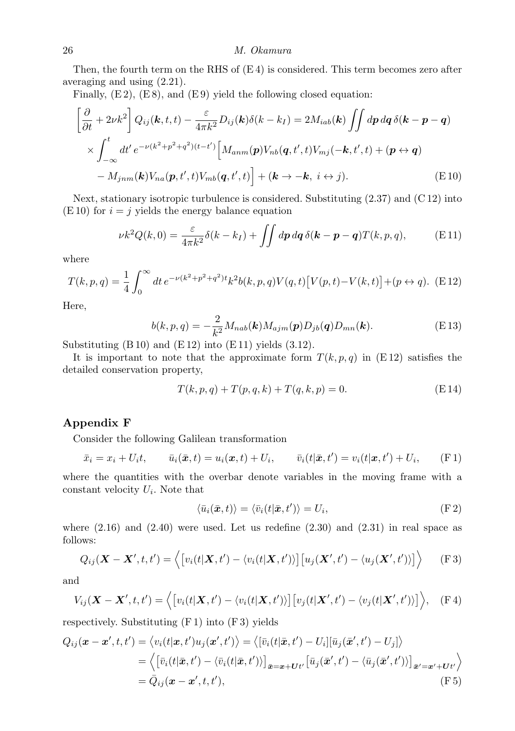Then, the fourth term on the RHS of (E 4) is considered. This term becomes zero after averaging and using (2.21).

Finally, (E 2), (E 8), and (E 9) yield the following closed equation:

$$
\begin{aligned}
\left[\frac{\partial}{\partial t} + 2\nu k^2\right] Q_{ij}(\boldsymbol{k}, t, t) - \frac{\varepsilon}{4\pi k^2} D_{ij}(\boldsymbol{k})\delta(k - k_I) &= 2M_{iab}(\boldsymbol{k}) \iint d\boldsymbol{p}\, d\boldsymbol{q}\, \delta(\boldsymbol{k} - \boldsymbol{p} - \boldsymbol{q}) \\
\times \int_{-\infty}^{t} dt'\, e^{-\nu(k^2+p^2+q^2)(t-t')} \Big[ M_{anm}(\boldsymbol{p}) V_{nb}(\boldsymbol{q}, t', t) V_{mj}(-\boldsymbol{k}, t', t) &+ (\boldsymbol{p} \leftrightarrow \boldsymbol{q}) \\
- M_{jnm}(\boldsymbol{k}) V_{na}(\boldsymbol{p}, t', t) V_{mb}(\boldsymbol{q}, t', t) \Big] &+ (\boldsymbol{k} \rightarrow -\boldsymbol{k},\ i \leftrightarrow j). \qquad \text{(E 10)}
\end{aligned}
$$

Next, stationary isotropic turbulence is considered. Substituting (2.37) and (C 12) into (E 10) for $i = j$ yields the energy balance equation

$$
\nu k^2 Q(k, 0) = \frac{\varepsilon}{4\pi k^2} \delta(k - k_I) + \iint d\boldsymbol{p}\, d\boldsymbol{q}\, \delta(\boldsymbol{k} - \boldsymbol{p} - \boldsymbol{q}) T(k, p, q), \qquad \text{(E 11)}
$$

where

$$
T(k, p, q) = \frac{1}{4} \int_0^{\infty} dt\, e^{-\nu(k^2+p^2+q^2)t} k^2 b(k, p, q) V(q, t) \big[V(p, t) - V(k, t)\big] + (p \leftrightarrow q). \qquad \text{(E 12)}
$$

Here,

$$
b(k, p, q) = -\frac{2}{k^2} M_{nab}(\boldsymbol{k}) M_{ajm}(\boldsymbol{p}) D_{jb}(\boldsymbol{q}) D_{mn}(\boldsymbol{k}). \qquad \text{(E 13)}
$$

Substituting (B 10) and (E 12) into (E 11) yields (3.12).

It is important to note that the approximate form $T(k, p, q)$ in (E 12) satisfies the detailed conservation property,

$$
T(k, p, q) + T(p, q, k) + T(q, k, p) = 0. \qquad \text{(E 14)}
$$

## Appendix F

Consider the following Galilean transformation

$$
\bar{x}_i = x_i + U_i t, \qquad \bar{u}_i(\bar{\boldsymbol{x}}, t) = u_i(\boldsymbol{x}, t) + U_i, \qquad \bar{v}_i(t|\bar{\boldsymbol{x}}, t') = v_i(t|\boldsymbol{x}, t') + U_i, \qquad \text{(F 1)}
$$

where the quantities with the overbar denote variables in the moving frame with a constant velocity $U_i$. Note that

$$
\langle \bar{u}_i(\bar{\boldsymbol{x}}, t) \rangle = \langle \bar{v}_i(t|\bar{\boldsymbol{x}}, t') \rangle = U_i, \qquad \text{(F 2)}
$$

where (2.16) and (2.40) were used. Let us redefine (2.30) and (2.31) in real space as follows:

$$
Q_{ij}(\boldsymbol{X} - \boldsymbol{X}', t, t') = \Big\langle \big[v_i(t|\boldsymbol{X}, t') - \langle v_i(t|\boldsymbol{X}, t') \rangle\big] \big[u_j(\boldsymbol{X}', t') - \langle u_j(\boldsymbol{X}', t') \rangle\big] \Big\rangle \qquad \text{(F 3)}
$$

and

$$
V_{ij}(\boldsymbol{X} - \boldsymbol{X}', t, t') = \Big\langle \big[v_i(t|\boldsymbol{X}, t') - \langle v_i(t|\boldsymbol{X}, t') \rangle\big] \big[v_j(t|\boldsymbol{X}', t') - \langle v_j(t|\boldsymbol{X}', t') \rangle\big] \Big\rangle, \qquad \text{(F 4)}
$$

respectively. Substituting (F 1) into (F 3) yields

$$
\begin{aligned}
Q_{ij}(\boldsymbol{x} - \boldsymbol{x}', t, t') &= \big\langle v_i(t|\boldsymbol{x}, t') u_j(\boldsymbol{x}', t') \big\rangle = \big\langle [\bar{v}_i(t|\bar{\boldsymbol{x}}, t') - U_i][\bar{u}_j(\bar{\boldsymbol{x}}', t') - U_j] \big\rangle \\
&= \Big\langle \big[\bar{v}_i(t|\bar{\boldsymbol{x}}, t') - \langle \bar{v}_i(t|\bar{\boldsymbol{x}}, t') \rangle\big]_{\bar{\boldsymbol{x}} = \boldsymbol{x} + \boldsymbol{U}t'} \big[\bar{u}_j(\bar{\boldsymbol{x}}', t') - \langle \bar{u}_j(\bar{\boldsymbol{x}}', t') \rangle\big]_{\bar{\boldsymbol{x}}' = \boldsymbol{x}' + \boldsymbol{U}t'} \Big\rangle \\
&= \bar{Q}_{ij}(\boldsymbol{x} - \boldsymbol{x}', t, t'), \qquad \text{(F 5)}
\end{aligned}
$$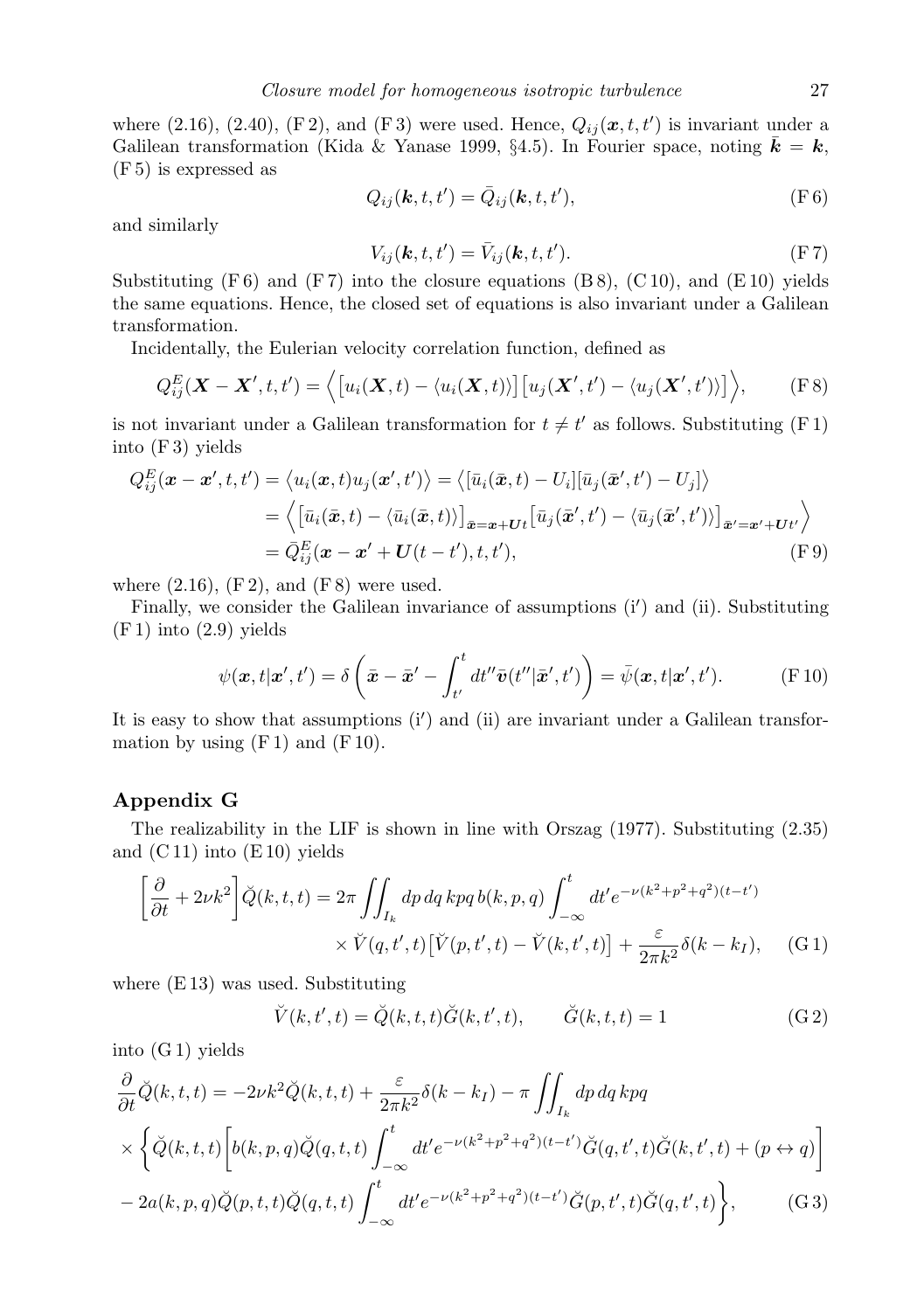where (2.16), (2.40), (F 2), and (F 3) were used. Hence, $Q_{ij}(\boldsymbol{x},t,t')$ is invariant under a Galilean transformation (Kida & Yanase 1999, §4.5). In Fourier space, noting $\bar{\boldsymbol{k}} = \boldsymbol{k}$, (F 5) is expressed as

$$Q_{ij}(\boldsymbol{k},t,t') = \bar{Q}_{ij}(\boldsymbol{k},t,t'), \tag{F 6}$$

and similarly

$$V_{ij}(\boldsymbol{k},t,t') = \bar{V}_{ij}(\boldsymbol{k},t,t'). \tag{F 7}$$

Substituting (F 6) and (F 7) into the closure equations (B 8), (C 10), and (E 10) yields the same equations. Hence, the closed set of equations is also invariant under a Galilean transformation.

Incidentally, the Eulerian velocity correlation function, defined as

$$Q^E_{ij}(\boldsymbol{X}-\boldsymbol{X}',t,t') = \Big\langle \big[u_i(\boldsymbol{X},t) - \langle u_i(\boldsymbol{X},t)\rangle\big]\big[u_j(\boldsymbol{X}',t') - \langle u_j(\boldsymbol{X}',t')\rangle\big]\Big\rangle, \tag{F 8}$$

is not invariant under a Galilean transformation for $t \neq t'$ as follows. Substituting (F 1) into (F 3) yields

$$\begin{aligned}
Q^E_{ij}(\boldsymbol{x}-\boldsymbol{x}',t,t') &= \big\langle u_i(\boldsymbol{x},t)u_j(\boldsymbol{x}',t')\big\rangle = \big\langle[\bar{u}_i(\bar{\boldsymbol{x}},t) - U_i][\bar{u}_j(\bar{\boldsymbol{x}}',t') - U_j]\big\rangle \\
&= \Big\langle \big[\bar{u}_i(\bar{\boldsymbol{x}},t) - \langle\bar{u}_i(\bar{\boldsymbol{x}},t)\rangle\big]_{\bar{\boldsymbol{x}}=\boldsymbol{x}+\boldsymbol{U}t}\big[\bar{u}_j(\bar{\boldsymbol{x}}',t') - \langle\bar{u}_j(\bar{\boldsymbol{x}}',t')\rangle\big]_{\bar{\boldsymbol{x}}'=\boldsymbol{x}'+\boldsymbol{U}t'}\Big\rangle \\
&= \bar{Q}^E_{ij}(\boldsymbol{x}-\boldsymbol{x}'+\boldsymbol{U}(t-t'),t,t'),
\end{aligned} \tag{F 9}$$

where (2.16), (F 2), and (F 8) were used.

Finally, we consider the Galilean invariance of assumptions (i′) and (ii). Substituting (F 1) into (2.9) yields

$$\psi(\boldsymbol{x},t|\boldsymbol{x}',t') = \delta\left(\bar{\boldsymbol{x}} - \bar{\boldsymbol{x}}' - \int_{t'}^{t} dt''\bar{\boldsymbol{v}}(t''|\bar{\boldsymbol{x}}',t')\right) = \bar{\psi}(\boldsymbol{x},t|\boldsymbol{x}',t'). \tag{F 10}$$

It is easy to show that assumptions (i′) and (ii) are invariant under a Galilean transformation by using (F 1) and (F 10).

## Appendix G

The realizability in the LIF is shown in line with Orszag (1977). Substituting (2.35) and (C 11) into (E 10) yields

$$\begin{aligned}
\left[\frac{\partial}{\partial t} + 2\nu k^2\right]\breve{Q}(k,t,t) = 2\pi \iint_{I_k} dp\,dq\,kpq\,b(k,p,q)\int_{-\infty}^{t} dt' e^{-\nu(k^2+p^2+q^2)(t-t')} \\
\times \breve{V}(q,t',t)\big[\breve{V}(p,t',t) - \breve{V}(k,t',t)\big] + \frac{\varepsilon}{2\pi k^2}\delta(k-k_I),
\end{aligned} \tag{G 1}$$

where (E 13) was used. Substituting

$$\breve{V}(k,t',t) = \breve{Q}(k,t,t)\breve{G}(k,t',t), \qquad \breve{G}(k,t,t) = 1 \tag{G 2}$$

into (G 1) yields

$$\begin{aligned}
&\frac{\partial}{\partial t}\breve{Q}(k,t,t) = -2\nu k^2\breve{Q}(k,t,t) + \frac{\varepsilon}{2\pi k^2}\delta(k-k_I) - \pi\iint_{I_k} dp\,dq\,kpq \\
&\times\Bigg\{\breve{Q}(k,t,t)\bigg[b(k,p,q)\breve{Q}(q,t,t)\int_{-\infty}^{t} dt' e^{-\nu(k^2+p^2+q^2)(t-t')}\breve{G}(q,t',t)\breve{G}(k,t',t) + (p\leftrightarrow q)\bigg] \\
&- 2a(k,p,q)\breve{Q}(p,t,t)\breve{Q}(q,t,t)\int_{-\infty}^{t} dt' e^{-\nu(k^2+p^2+q^2)(t-t')}\breve{G}(p,t',t)\breve{G}(q,t',t)\Bigg\},
\end{aligned} \tag{G 3}$$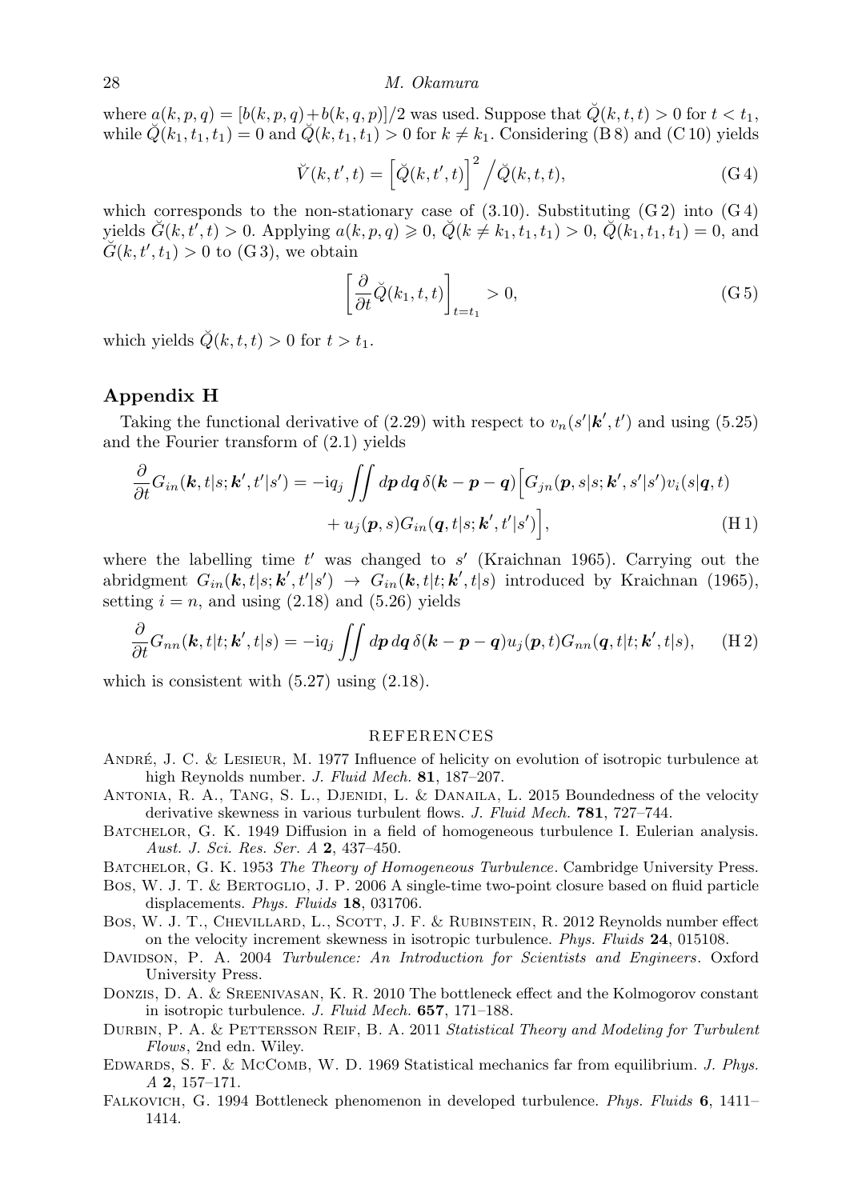where $a(k,p,q) = [b(k,p,q)+b(k,q,p)]/2$ was used. Suppose that $\breve{Q}(k,t,t) > 0$ for $t < t_1$, while $\breve{Q}(k_1,t_1,t_1) = 0$ and $\breve{Q}(k,t_1,t_1) > 0$ for $k \neq k_1$. Considering (B 8) and (C 10) yields

$$\breve{V}(k,t',t) = \left[\breve{Q}(k,t',t)\right]^2 \Big/ \breve{Q}(k,t,t), \tag{G 4}$$

which corresponds to the non-stationary case of (3.10). Substituting (G 2) into (G 4) yields $\breve{G}(k,t',t) > 0$. Applying $a(k,p,q) \geqslant 0$, $\breve{Q}(k \neq k_1, t_1, t_1) > 0$, $\breve{Q}(k_1,t_1,t_1) = 0$, and $\breve{G}(k,t',t_1) > 0$ to (G 3), we obtain

$$\left[\frac{\partial}{\partial t}\breve{Q}(k_1,t,t)\right]_{t=t_1} > 0, \tag{G 5}$$

which yields $\breve{Q}(k,t,t) > 0$ for $t > t_1$.

## Appendix H

Taking the functional derivative of (2.29) with respect to $v_n(s'|\boldsymbol{k}',t')$ and using (5.25) and the Fourier transform of (2.1) yields

$$\begin{aligned}\frac{\partial}{\partial t}G_{in}(\boldsymbol{k},t|s;\boldsymbol{k}',t'|s') = -\mathrm{i}q_j \iint d\boldsymbol{p}\, d\boldsymbol{q}\, \delta(\boldsymbol{k}-\boldsymbol{p}-\boldsymbol{q})\Big[&G_{jn}(\boldsymbol{p},s|s;\boldsymbol{k}',s'|s')v_i(s|\boldsymbol{q},t) \\ &+ u_j(\boldsymbol{p},s)G_{in}(\boldsymbol{q},t|s;\boldsymbol{k}',t'|s')\Big],\end{aligned} \tag{H 1}$$

where the labelling time $t'$ was changed to $s'$ (Kraichnan 1965). Carrying out the abridgment $G_{in}(\boldsymbol{k},t|s;\boldsymbol{k}',t'|s') \to G_{in}(\boldsymbol{k},t|t;\boldsymbol{k}',t|s)$ introduced by Kraichnan (1965), setting $i = n$, and using (2.18) and (5.26) yields

$$\frac{\partial}{\partial t}G_{nn}(\boldsymbol{k},t|t;\boldsymbol{k}',t|s) = -\mathrm{i}q_j \iint d\boldsymbol{p}\, d\boldsymbol{q}\, \delta(\boldsymbol{k}-\boldsymbol{p}-\boldsymbol{q})u_j(\boldsymbol{p},t)G_{nn}(\boldsymbol{q},t|t;\boldsymbol{k}',t|s), \tag{H 2}$$

which is consistent with (5.27) using (2.18).

## REFERENCES

André, J. C. & Lesieur, M. 1977 Influence of helicity on evolution of isotropic turbulence at high Reynolds number. *J. Fluid Mech.* **81**, 187–207.

Antonia, R. A., Tang, S. L., Djenidi, L. & Danaila, L. 2015 Boundedness of the velocity derivative skewness in various turbulent flows. *J. Fluid Mech.* **781**, 727–744.

Batchelor, G. K. 1949 Diffusion in a field of homogeneous turbulence I. Eulerian analysis. *Aust. J. Sci. Res. Ser. A* **2**, 437–450.

Batchelor, G. K. 1953 *The Theory of Homogeneous Turbulence*. Cambridge University Press.

Bos, W. J. T. & Bertoglio, J. P. 2006 A single-time two-point closure based on fluid particle displacements. *Phys. Fluids* **18**, 031706.

Bos, W. J. T., Chevillard, L., Scott, J. F. & Rubinstein, R. 2012 Reynolds number effect on the velocity increment skewness in isotropic turbulence. *Phys. Fluids* **24**, 015108.

Davidson, P. A. 2004 *Turbulence: An Introduction for Scientists and Engineers*. Oxford University Press.

Donzis, D. A. & Sreenivasan, K. R. 2010 The bottleneck effect and the Kolmogorov constant in isotropic turbulence. *J. Fluid Mech.* **657**, 171–188.

Durbin, P. A. & Pettersson Reif, B. A. 2011 *Statistical Theory and Modeling for Turbulent Flows*, 2nd edn. Wiley.

Edwards, S. F. & McComb, W. D. 1969 Statistical mechanics far from equilibrium. *J. Phys. A* **2**, 157–171.

Falkovich, G. 1994 Bottleneck phenomenon in developed turbulence. *Phys. Fluids* **6**, 1411–1414.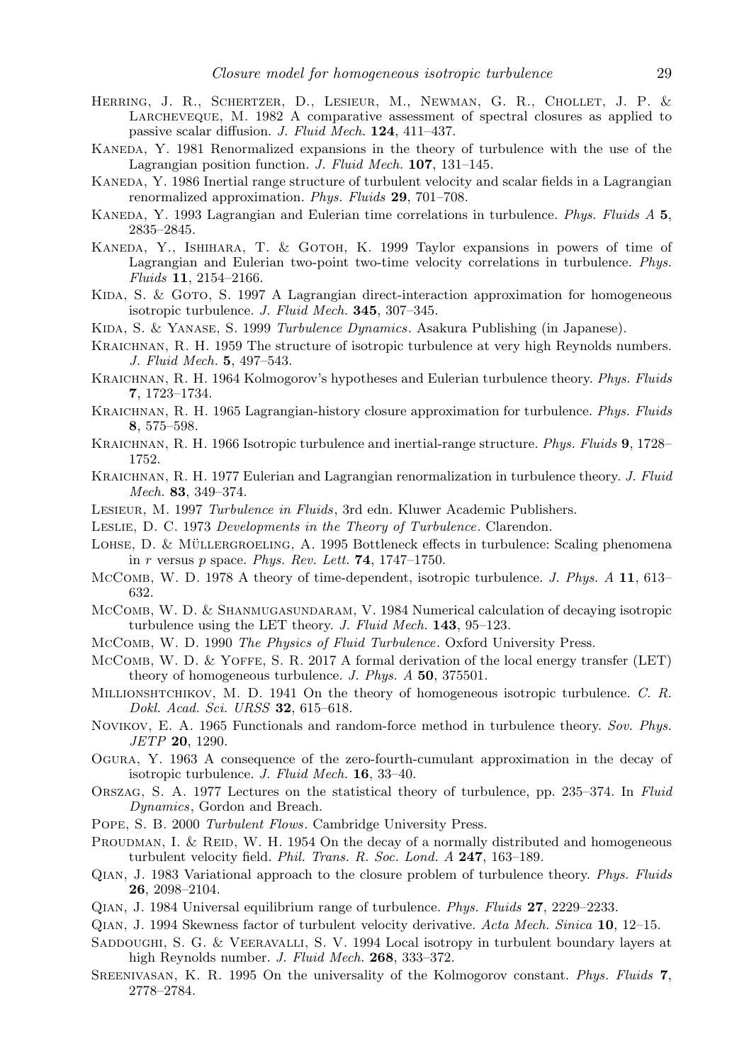Herring, J. R., Schertzer, D., Lesieur, M., Newman, G. R., Chollet, J. P. & Larcheveque, M. 1982 A comparative assessment of spectral closures as applied to passive scalar diffusion. *J. Fluid Mech.* **124**, 411–437.

Kaneda, Y. 1981 Renormalized expansions in the theory of turbulence with the use of the Lagrangian position function. *J. Fluid Mech.* **107**, 131–145.

Kaneda, Y. 1986 Inertial range structure of turbulent velocity and scalar fields in a Lagrangian renormalized approximation. *Phys. Fluids* **29**, 701–708.

Kaneda, Y. 1993 Lagrangian and Eulerian time correlations in turbulence. *Phys. Fluids A* **5**, 2835–2845.

Kaneda, Y., Ishihara, T. & Gotoh, K. 1999 Taylor expansions in powers of time of Lagrangian and Eulerian two-point two-time velocity correlations in turbulence. *Phys. Fluids* **11**, 2154–2166.

Kida, S. & Goto, S. 1997 A Lagrangian direct-interaction approximation for homogeneous isotropic turbulence. *J. Fluid Mech.* **345**, 307–345.

Kida, S. & Yanase, S. 1999 *Turbulence Dynamics*. Asakura Publishing (in Japanese).

Kraichnan, R. H. 1959 The structure of isotropic turbulence at very high Reynolds numbers. *J. Fluid Mech.* **5**, 497–543.

Kraichnan, R. H. 1964 Kolmogorov's hypotheses and Eulerian turbulence theory. *Phys. Fluids* **7**, 1723–1734.

Kraichnan, R. H. 1965 Lagrangian-history closure approximation for turbulence. *Phys. Fluids* **8**, 575–598.

Kraichnan, R. H. 1966 Isotropic turbulence and inertial-range structure. *Phys. Fluids* **9**, 1728–1752.

Kraichnan, R. H. 1977 Eulerian and Lagrangian renormalization in turbulence theory. *J. Fluid Mech.* **83**, 349–374.

Lesieur, M. 1997 *Turbulence in Fluids*, 3rd edn. Kluwer Academic Publishers.

Leslie, D. C. 1973 *Developments in the Theory of Turbulence*. Clarendon.

Lohse, D. & Müllergroeling, A. 1995 Bottleneck effects in turbulence: Scaling phenomena in $r$ versus $p$ space. *Phys. Rev. Lett.* **74**, 1747–1750.

McComb, W. D. 1978 A theory of time-dependent, isotropic turbulence. *J. Phys. A* **11**, 613–632.

McComb, W. D. & Shanmugasundaram, V. 1984 Numerical calculation of decaying isotropic turbulence using the LET theory. *J. Fluid Mech.* **143**, 95–123.

McComb, W. D. 1990 *The Physics of Fluid Turbulence*. Oxford University Press.

McComb, W. D. & Yoffe, S. R. 2017 A formal derivation of the local energy transfer (LET) theory of homogeneous turbulence. *J. Phys. A* **50**, 375501.

Millionshtchikov, M. D. 1941 On the theory of homogeneous isotropic turbulence. *C. R. Dokl. Acad. Sci. URSS* **32**, 615–618.

Novikov, E. A. 1965 Functionals and random-force method in turbulence theory. *Sov. Phys. JETP* **20**, 1290.

Ogura, Y. 1963 A consequence of the zero-fourth-cumulant approximation in the decay of isotropic turbulence. *J. Fluid Mech.* **16**, 33–40.

Orszag, S. A. 1977 Lectures on the statistical theory of turbulence, pp. 235–374. In *Fluid Dynamics*, Gordon and Breach.

Pope, S. B. 2000 *Turbulent Flows*. Cambridge University Press.

Proudman, I. & Reid, W. H. 1954 On the decay of a normally distributed and homogeneous turbulent velocity field. *Phil. Trans. R. Soc. Lond. A* **247**, 163–189.

Qian, J. 1983 Variational approach to the closure problem of turbulence theory. *Phys. Fluids* **26**, 2098–2104.

Qian, J. 1984 Universal equilibrium range of turbulence. *Phys. Fluids* **27**, 2229–2233.

Qian, J. 1994 Skewness factor of turbulent velocity derivative. *Acta Mech. Sinica* **10**, 12–15.

Saddoughi, S. G. & Veeravalli, S. V. 1994 Local isotropy in turbulent boundary layers at high Reynolds number. *J. Fluid Mech.* **268**, 333–372.

Sreenivasan, K. R. 1995 On the universality of the Kolmogorov constant. *Phys. Fluids* **7**, 2778–2784.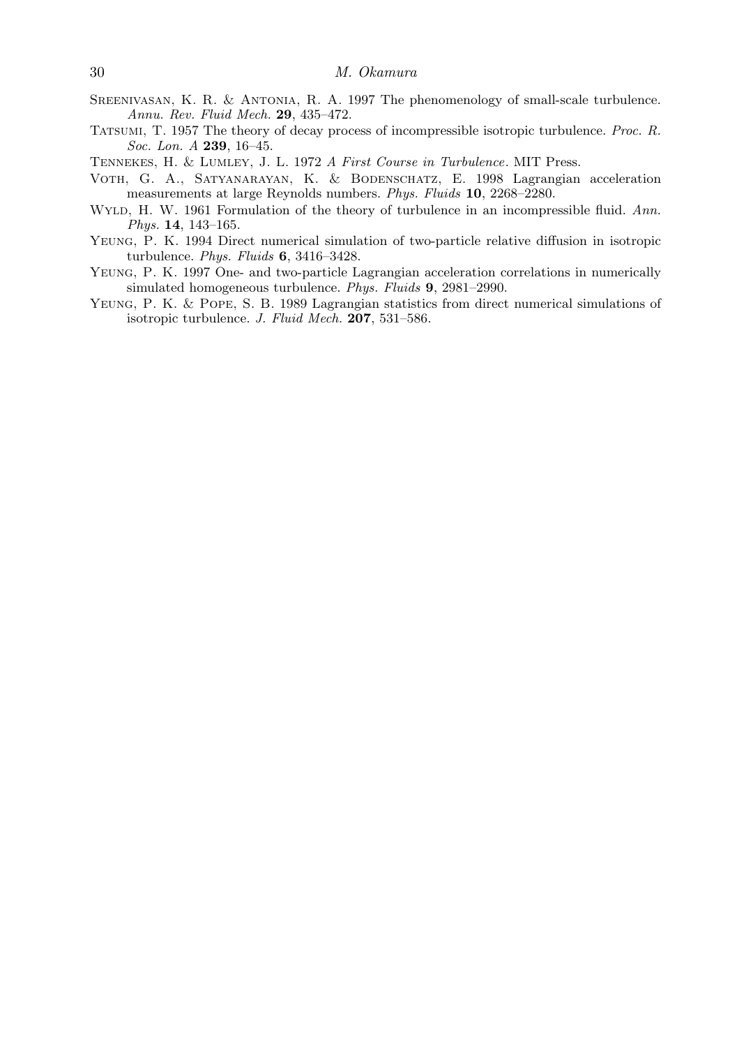Sreenivasan, K. R. & Antonia, R. A. 1997 The phenomenology of small-scale turbulence. *Annu. Rev. Fluid Mech.* **29**, 435–472.

Tatsumi, T. 1957 The theory of decay process of incompressible isotropic turbulence. *Proc. R. Soc. Lon. A* **239**, 16–45.

Tennekes, H. & Lumley, J. L. 1972 *A First Course in Turbulence*. MIT Press.

Voth, G. A., Satyanarayan, K. & Bodenschatz, E. 1998 Lagrangian acceleration measurements at large Reynolds numbers. *Phys. Fluids* **10**, 2268–2280.

Wyld, H. W. 1961 Formulation of the theory of turbulence in an incompressible fluid. *Ann. Phys.* **14**, 143–165.

Yeung, P. K. 1994 Direct numerical simulation of two-particle relative diffusion in isotropic turbulence. *Phys. Fluids* **6**, 3416–3428.

Yeung, P. K. 1997 One- and two-particle Lagrangian acceleration correlations in numerically simulated homogeneous turbulence. *Phys. Fluids* **9**, 2981–2990.

Yeung, P. K. & Pope, S. B. 1989 Lagrangian statistics from direct numerical simulations of isotropic turbulence. *J. Fluid Mech.* **207**, 531–586.